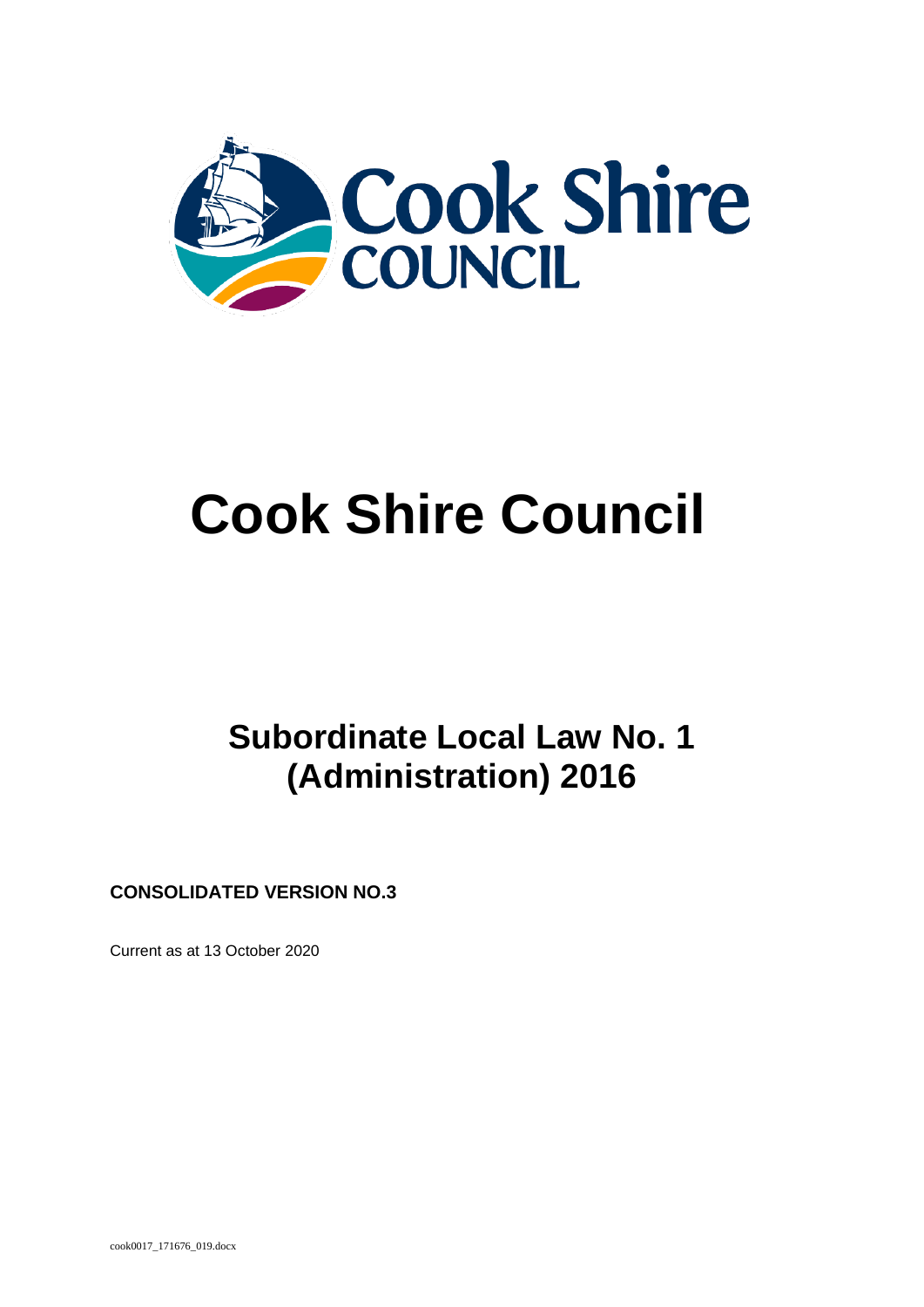# Cook Shire Council

## Subordinate Local Law No. 1 (Administration) 2016

**CONSOLIDATED VERSION NO.3**

Current as at 13 October 2020

cook0017_171676_019.docx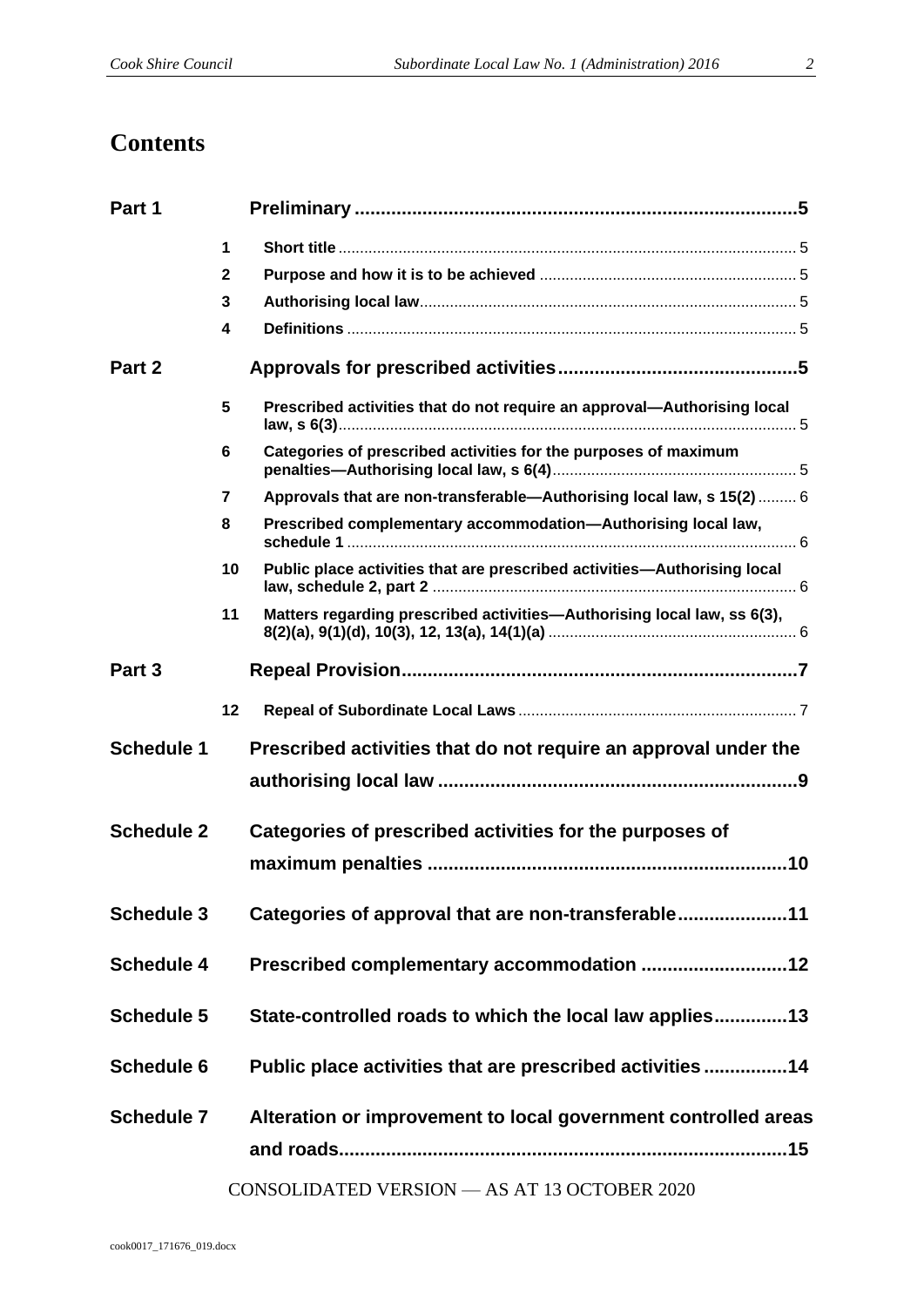# Contents

| | | | |
|---|---|---|---|
| **Part 1** | | **Preliminary** | **5** |
| | **1** | **Short title** | 5 |
| | **2** | **Purpose and how it is to be achieved** | 5 |
| | **3** | **Authorising local law** | 5 |
| | **4** | **Definitions** | 5 |
| **Part 2** | | **Approvals for prescribed activities** | **5** |
| | **5** | **Prescribed activities that do not require an approval—Authorising local law, s 6(3)** | 5 |
| | **6** | **Categories of prescribed activities for the purposes of maximum penalties—Authorising local law, s 6(4)** | 5 |
| | **7** | **Approvals that are non-transferable—Authorising local law, s 15(2)** | 6 |
| | **8** | **Prescribed complementary accommodation—Authorising local law, schedule 1** | 6 |
| | **10** | **Public place activities that are prescribed activities—Authorising local law, schedule 2, part 2** | 6 |
| | **11** | **Matters regarding prescribed activities—Authorising local law, ss 6(3), 8(2)(a), 9(1)(d), 10(3), 12, 13(a), 14(1)(a)** | 6 |
| **Part 3** | | **Repeal Provision** | **7** |
| | **12** | **Repeal of Subordinate Local Laws** | 7 |
| **Schedule 1** | | **Prescribed activities that do not require an approval under the authorising local law** | **9** |
| **Schedule 2** | | **Categories of prescribed activities for the purposes of maximum penalties** | **10** |
| **Schedule 3** | | **Categories of approval that are non-transferable** | **11** |
| **Schedule 4** | | **Prescribed complementary accommodation** | **12** |
| **Schedule 5** | | **State-controlled roads to which the local law applies** | **13** |
| **Schedule 6** | | **Public place activities that are prescribed activities** | **14** |
| **Schedule 7** | | **Alteration or improvement to local government controlled areas and roads** | **15** |

CONSOLIDATED VERSION — AS AT 13 OCTOBER 2020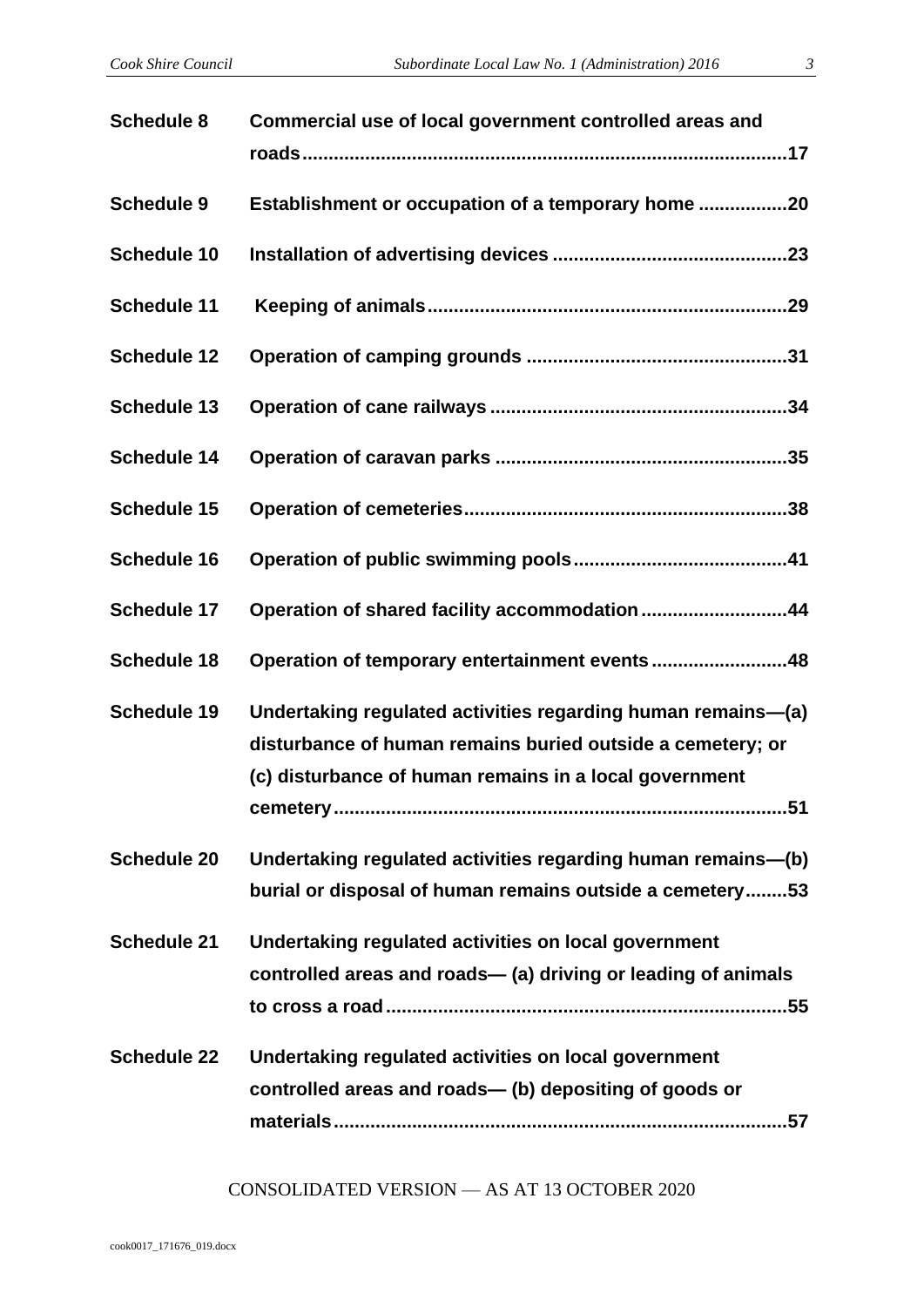| | |
|---|---|
| **Schedule 8** | **Commercial use of local government controlled areas and roads ........ 17** |
| **Schedule 9** | **Establishment or occupation of a temporary home ........ 20** |
| **Schedule 10** | **Installation of advertising devices ........ 23** |
| **Schedule 11** | **Keeping of animals ........ 29** |
| **Schedule 12** | **Operation of camping grounds ........ 31** |
| **Schedule 13** | **Operation of cane railways ........ 34** |
| **Schedule 14** | **Operation of caravan parks ........ 35** |
| **Schedule 15** | **Operation of cemeteries ........ 38** |
| **Schedule 16** | **Operation of public swimming pools ........ 41** |
| **Schedule 17** | **Operation of shared facility accommodation ........ 44** |
| **Schedule 18** | **Operation of temporary entertainment events ........ 48** |
| **Schedule 19** | **Undertaking regulated activities regarding human remains—(a) disturbance of human remains buried outside a cemetery; or (c) disturbance of human remains in a local government cemetery ........ 51** |
| **Schedule 20** | **Undertaking regulated activities regarding human remains—(b) burial or disposal of human remains outside a cemetery ........ 53** |
| **Schedule 21** | **Undertaking regulated activities on local government controlled areas and roads— (a) driving or leading of animals to cross a road ........ 55** |
| **Schedule 22** | **Undertaking regulated activities on local government controlled areas and roads— (b) depositing of goods or materials ........ 57** |

CONSOLIDATED VERSION — AS AT 13 OCTOBER 2020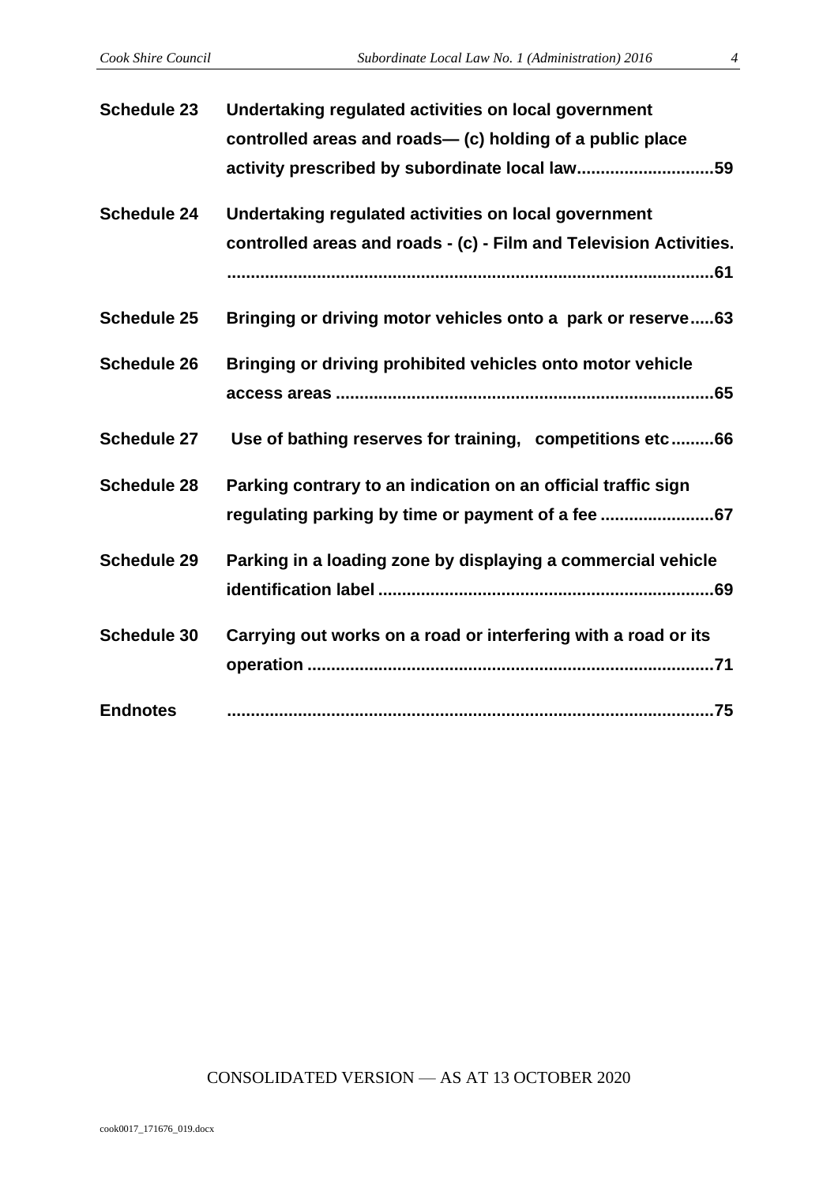**Schedule 23** **Undertaking regulated activities on local government controlled areas and roads— (c) holding of a public place activity prescribed by subordinate local law............................59**

**Schedule 24** **Undertaking regulated activities on local government controlled areas and roads - (c) - Film and Television Activities. .....................................................................................................61**

**Schedule 25** **Bringing or driving motor vehicles onto a park or reserve.....63**

**Schedule 26** **Bringing or driving prohibited vehicles onto motor vehicle access areas ................................................................................65**

**Schedule 27** **Use of bathing reserves for training, competitions etc.........66**

**Schedule 28** **Parking contrary to an indication on an official traffic sign regulating parking by time or payment of a fee ........................67**

**Schedule 29** **Parking in a loading zone by displaying a commercial vehicle identification label .......................................................................69**

**Schedule 30** **Carrying out works on a road or interfering with a road or its operation .....................................................................................71**

**Endnotes** **.....................................................................................................75**

CONSOLIDATED VERSION — AS AT 13 OCTOBER 2020

cook0017_171676_019.docx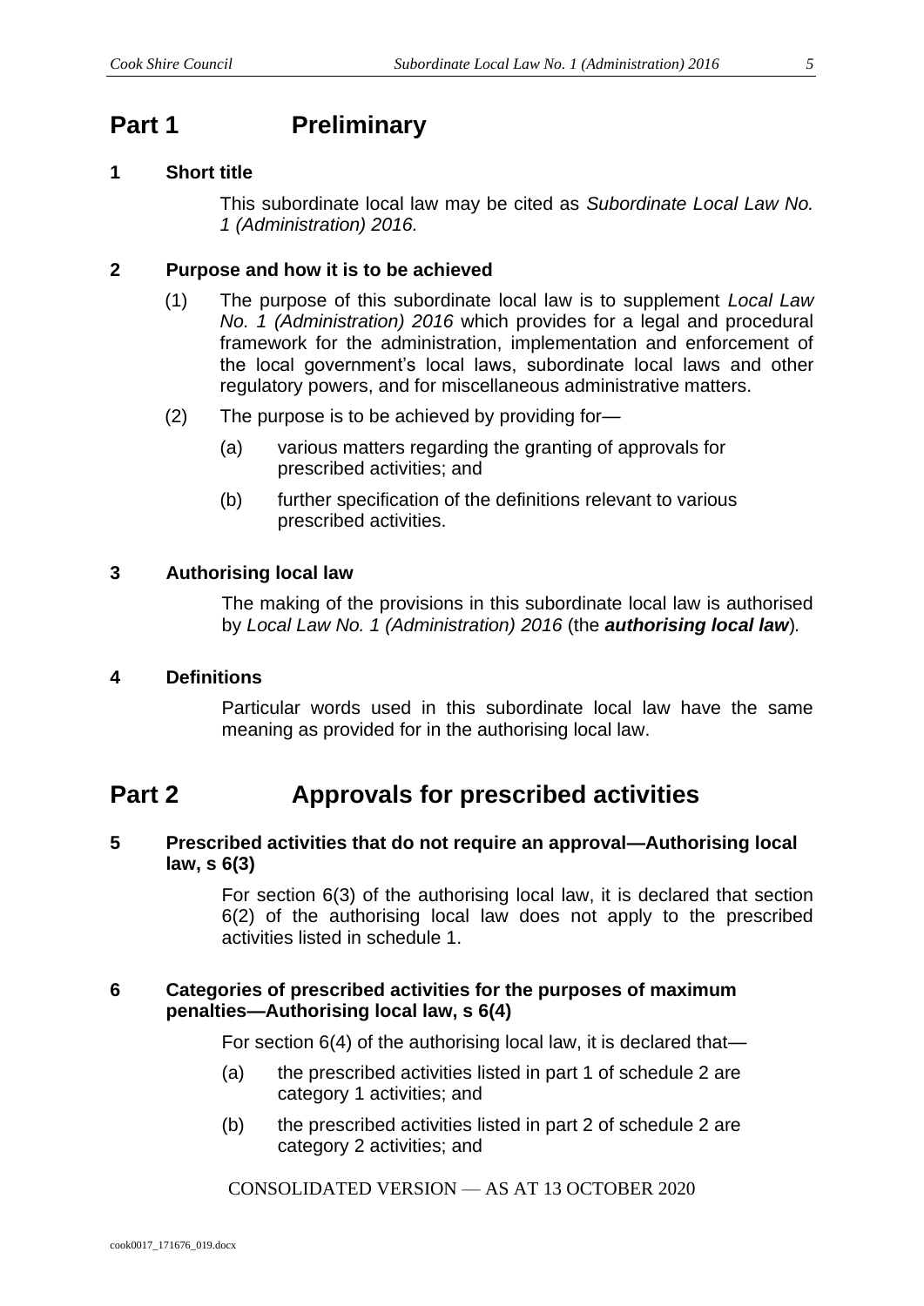# Part 1 Preliminary

### 1 Short title

This subordinate local law may be cited as *Subordinate Local Law No. 1 (Administration) 2016.*

### 2 Purpose and how it is to be achieved

(1) The purpose of this subordinate local law is to supplement *Local Law No. 1 (Administration) 2016* which provides for a legal and procedural framework for the administration, implementation and enforcement of the local government's local laws, subordinate local laws and other regulatory powers, and for miscellaneous administrative matters.

(2) The purpose is to be achieved by providing for—

(a) various matters regarding the granting of approvals for prescribed activities; and

(b) further specification of the definitions relevant to various prescribed activities.

### 3 Authorising local law

The making of the provisions in this subordinate local law is authorised by *Local Law No. 1 (Administration) 2016* (the ***authorising local law***).

### 4 Definitions

Particular words used in this subordinate local law have the same meaning as provided for in the authorising local law.

# Part 2 Approvals for prescribed activities

### 5 Prescribed activities that do not require an approval—Authorising local law, s 6(3)

For section 6(3) of the authorising local law, it is declared that section 6(2) of the authorising local law does not apply to the prescribed activities listed in schedule 1.

### 6 Categories of prescribed activities for the purposes of maximum penalties—Authorising local law, s 6(4)

For section 6(4) of the authorising local law, it is declared that—

(a) the prescribed activities listed in part 1 of schedule 2 are category 1 activities; and

(b) the prescribed activities listed in part 2 of schedule 2 are category 2 activities; and

CONSOLIDATED VERSION — AS AT 13 OCTOBER 2020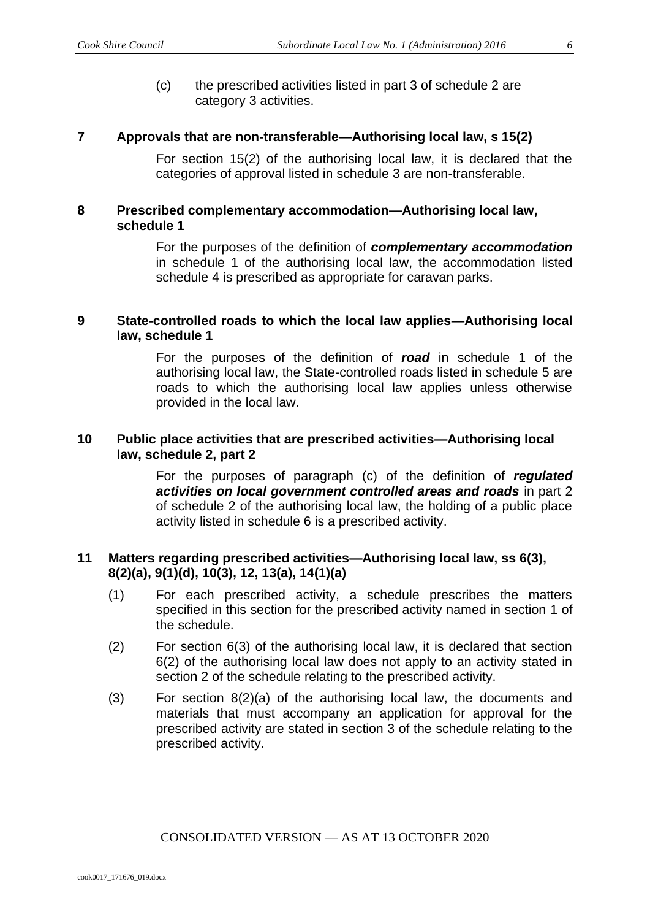(c) the prescribed activities listed in part 3 of schedule 2 are category 3 activities.

## 7 Approvals that are non-transferable—Authorising local law, s 15(2)

For section 15(2) of the authorising local law, it is declared that the categories of approval listed in schedule 3 are non-transferable.

## 8 Prescribed complementary accommodation—Authorising local law, schedule 1

For the purposes of the definition of ***complementary accommodation*** in schedule 1 of the authorising local law, the accommodation listed schedule 4 is prescribed as appropriate for caravan parks.

## 9 State-controlled roads to which the local law applies—Authorising local law, schedule 1

For the purposes of the definition of ***road*** in schedule 1 of the authorising local law, the State-controlled roads listed in schedule 5 are roads to which the authorising local law applies unless otherwise provided in the local law.

## 10 Public place activities that are prescribed activities—Authorising local law, schedule 2, part 2

For the purposes of paragraph (c) of the definition of ***regulated activities on local government controlled areas and roads*** in part 2 of schedule 2 of the authorising local law, the holding of a public place activity listed in schedule 6 is a prescribed activity.

## 11 Matters regarding prescribed activities—Authorising local law, ss 6(3), 8(2)(a), 9(1)(d), 10(3), 12, 13(a), 14(1)(a)

(1) For each prescribed activity, a schedule prescribes the matters specified in this section for the prescribed activity named in section 1 of the schedule.

(2) For section 6(3) of the authorising local law, it is declared that section 6(2) of the authorising local law does not apply to an activity stated in section 2 of the schedule relating to the prescribed activity.

(3) For section 8(2)(a) of the authorising local law, the documents and materials that must accompany an application for approval for the prescribed activity are stated in section 3 of the schedule relating to the prescribed activity.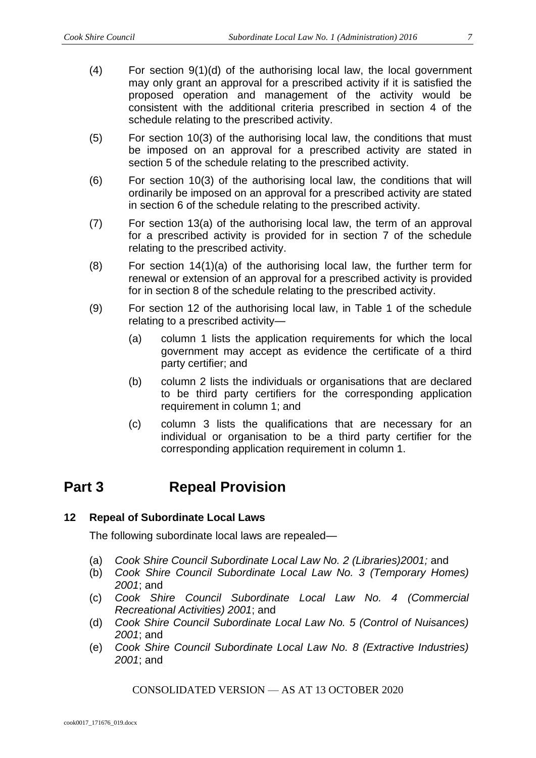(4) For section 9(1)(d) of the authorising local law, the local government may only grant an approval for a prescribed activity if it is satisfied the proposed operation and management of the activity would be consistent with the additional criteria prescribed in section 4 of the schedule relating to the prescribed activity.

(5) For section 10(3) of the authorising local law, the conditions that must be imposed on an approval for a prescribed activity are stated in section 5 of the schedule relating to the prescribed activity.

(6) For section 10(3) of the authorising local law, the conditions that will ordinarily be imposed on an approval for a prescribed activity are stated in section 6 of the schedule relating to the prescribed activity.

(7) For section 13(a) of the authorising local law, the term of an approval for a prescribed activity is provided for in section 7 of the schedule relating to the prescribed activity.

(8) For section 14(1)(a) of the authorising local law, the further term for renewal or extension of an approval for a prescribed activity is provided for in section 8 of the schedule relating to the prescribed activity.

(9) For section 12 of the authorising local law, in Table 1 of the schedule relating to a prescribed activity—

   (a) column 1 lists the application requirements for which the local government may accept as evidence the certificate of a third party certifier; and

   (b) column 2 lists the individuals or organisations that are declared to be third party certifiers for the corresponding application requirement in column 1; and

   (c) column 3 lists the qualifications that are necessary for an individual or organisation to be a third party certifier for the corresponding application requirement in column 1.

# Part 3 Repeal Provision

### 12 Repeal of Subordinate Local Laws

The following subordinate local laws are repealed—

(a) *Cook Shire Council Subordinate Local Law No. 2 (Libraries)2001;* and
(b) *Cook Shire Council Subordinate Local Law No. 3 (Temporary Homes) 2001*; and
(c) *Cook Shire Council Subordinate Local Law No. 4 (Commercial Recreational Activities) 2001*; and
(d) *Cook Shire Council Subordinate Local Law No. 5 (Control of Nuisances) 2001*; and
(e) *Cook Shire Council Subordinate Local Law No. 8 (Extractive Industries) 2001*; and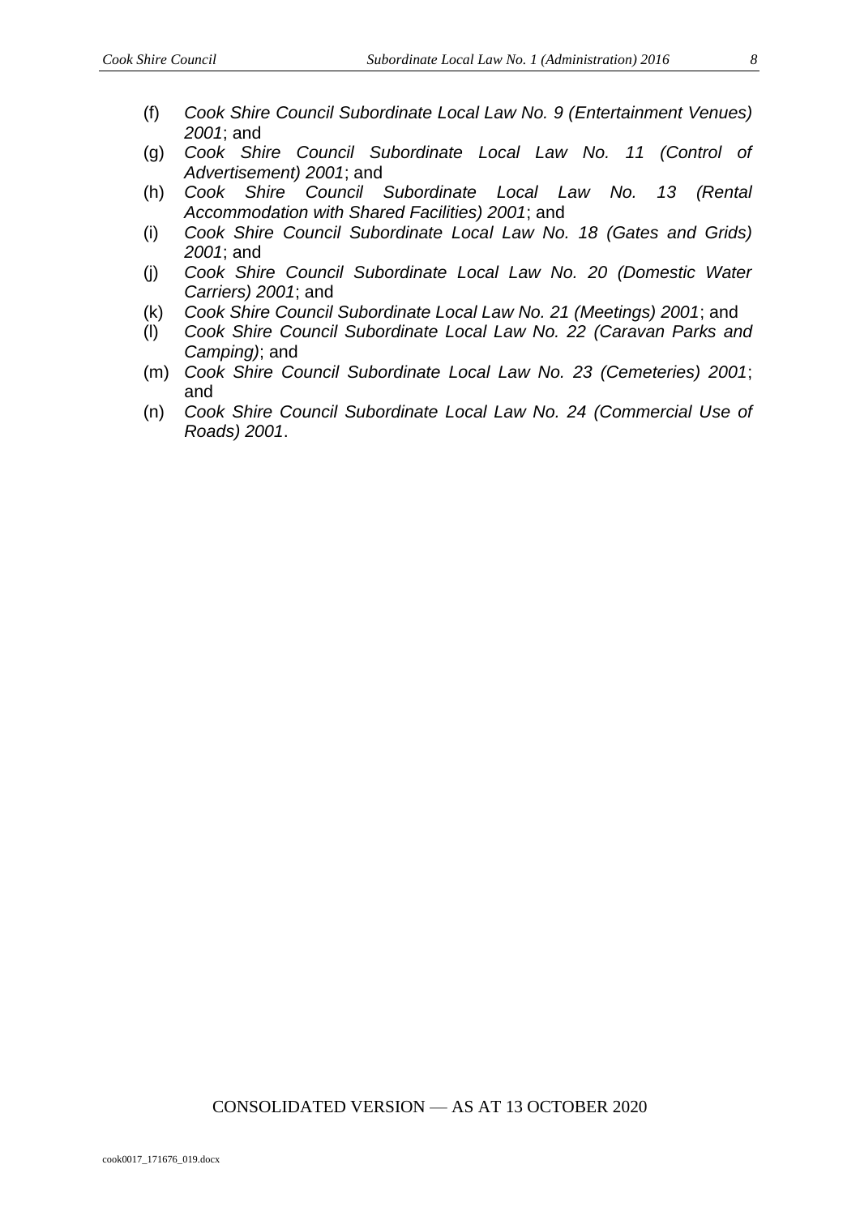(f) *Cook Shire Council Subordinate Local Law No. 9 (Entertainment Venues) 2001*; and

(g) *Cook Shire Council Subordinate Local Law No. 11 (Control of Advertisement) 2001*; and

(h) *Cook Shire Council Subordinate Local Law No. 13 (Rental Accommodation with Shared Facilities) 2001*; and

(i) *Cook Shire Council Subordinate Local Law No. 18 (Gates and Grids) 2001*; and

(j) *Cook Shire Council Subordinate Local Law No. 20 (Domestic Water Carriers) 2001*; and

(k) *Cook Shire Council Subordinate Local Law No. 21 (Meetings) 2001*; and

(l) *Cook Shire Council Subordinate Local Law No. 22 (Caravan Parks and Camping)*; and

(m) *Cook Shire Council Subordinate Local Law No. 23 (Cemeteries) 2001*; and

(n) *Cook Shire Council Subordinate Local Law No. 24 (Commercial Use of Roads) 2001*.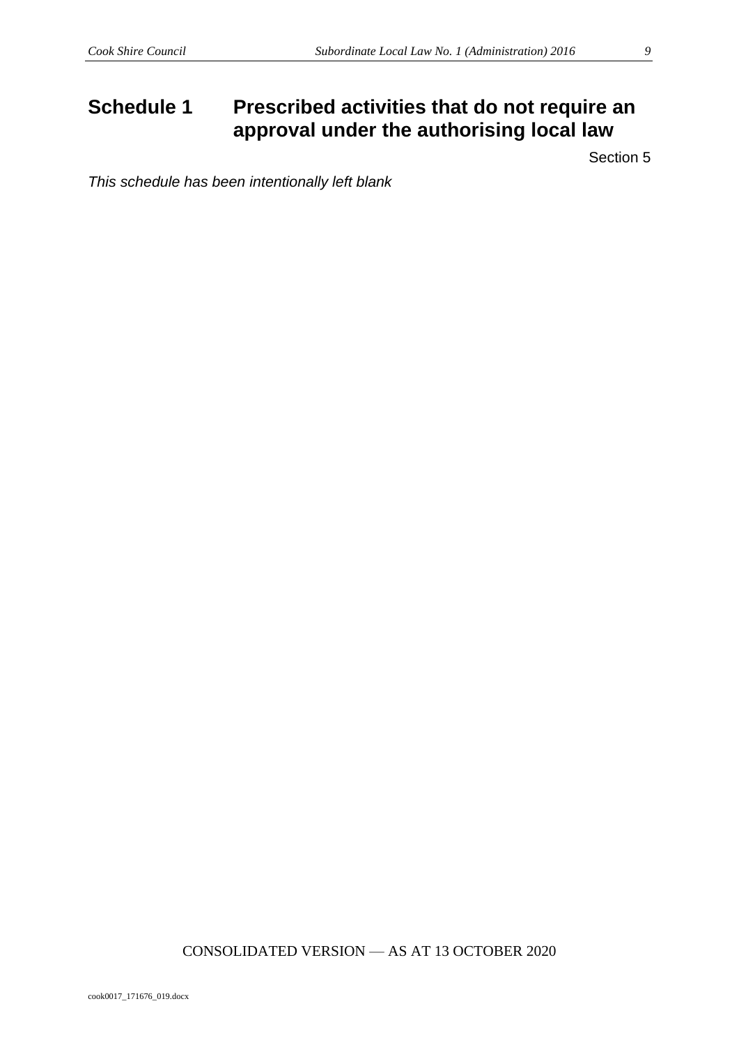# Schedule 1 Prescribed activities that do not require an approval under the authorising local law

Section 5

*This schedule has been intentionally left blank*

CONSOLIDATED VERSION — AS AT 13 OCTOBER 2020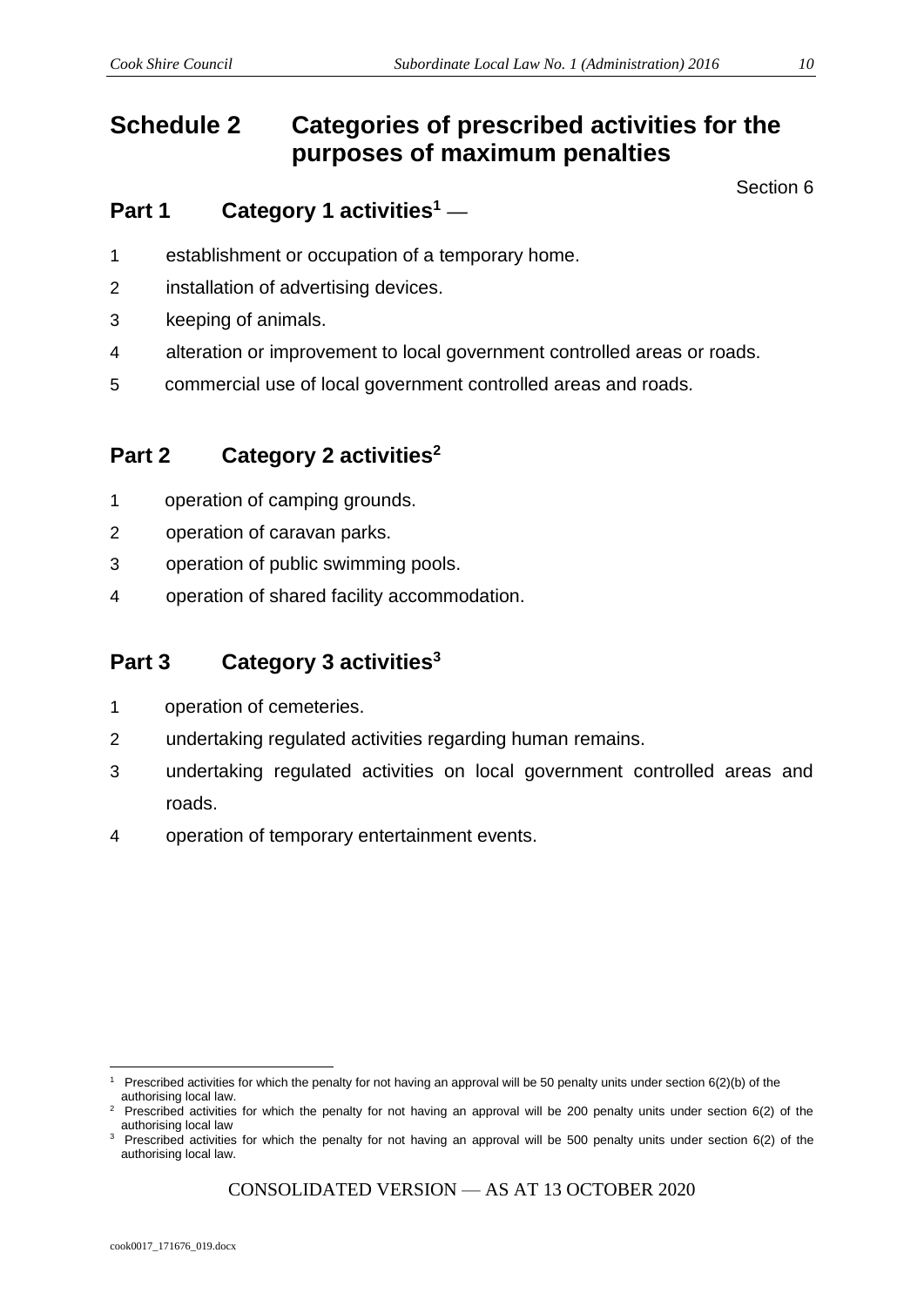# Schedule 2 Categories of prescribed activities for the purposes of maximum penalties

Section 6

## Part 1 Category 1 activities[1] —

1 establishment or occupation of a temporary home.

2 installation of advertising devices.

3 keeping of animals.

4 alteration or improvement to local government controlled areas or roads.

5 commercial use of local government controlled areas and roads.

## Part 2 Category 2 activities[2]

1 operation of camping grounds.

2 operation of caravan parks.

3 operation of public swimming pools.

4 operation of shared facility accommodation.

## Part 3 Category 3 activities[3]

1 operation of cemeteries.

2 undertaking regulated activities regarding human remains.

3 undertaking regulated activities on local government controlled areas and roads.

4 operation of temporary entertainment events.

---

[1] Prescribed activities for which the penalty for not having an approval will be 50 penalty units under section 6(2)(b) of the authorising local law.

[2] Prescribed activities for which the penalty for not having an approval will be 200 penalty units under section 6(2) of the authorising local law

[3] Prescribed activities for which the penalty for not having an approval will be 500 penalty units under section 6(2) of the authorising local law.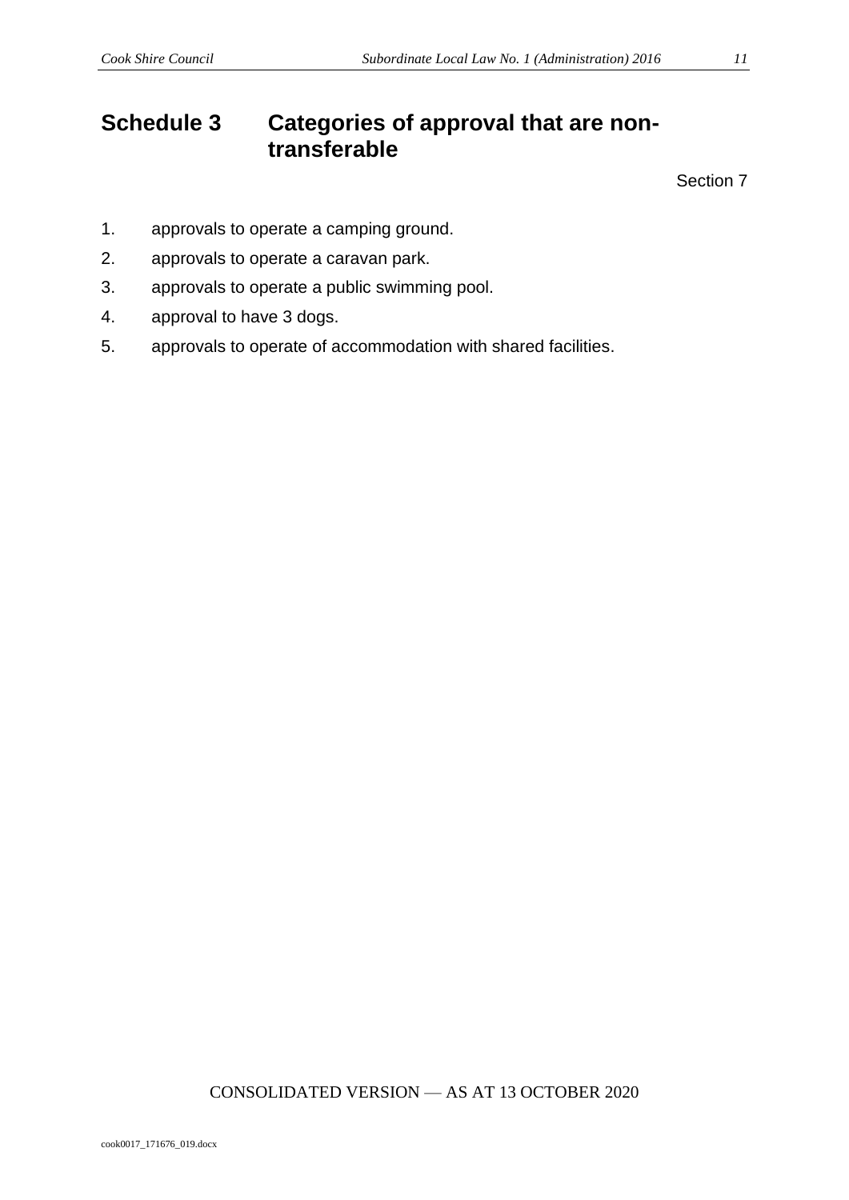# Schedule 3 Categories of approval that are non-transferable

Section 7

1. approvals to operate a camping ground.
2. approvals to operate a caravan park.
3. approvals to operate a public swimming pool.
4. approval to have 3 dogs.
5. approvals to operate of accommodation with shared facilities.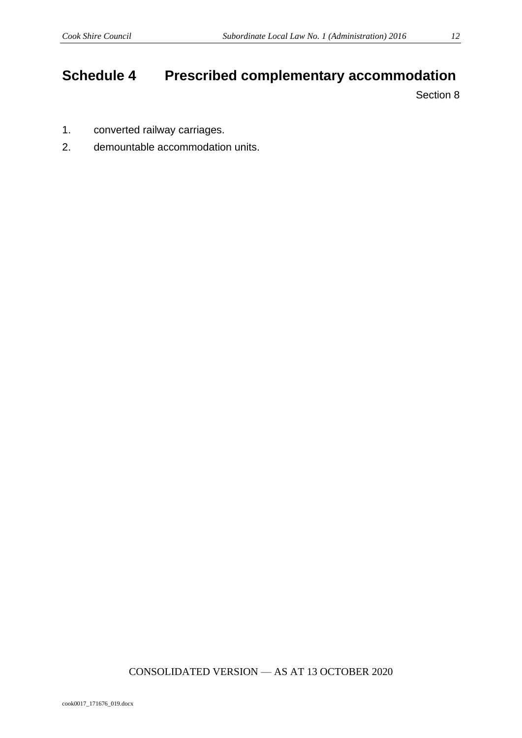# Schedule 4 Prescribed complementary accommodation

Section 8

1. converted railway carriages.
2. demountable accommodation units.

CONSOLIDATED VERSION — AS AT 13 OCTOBER 2020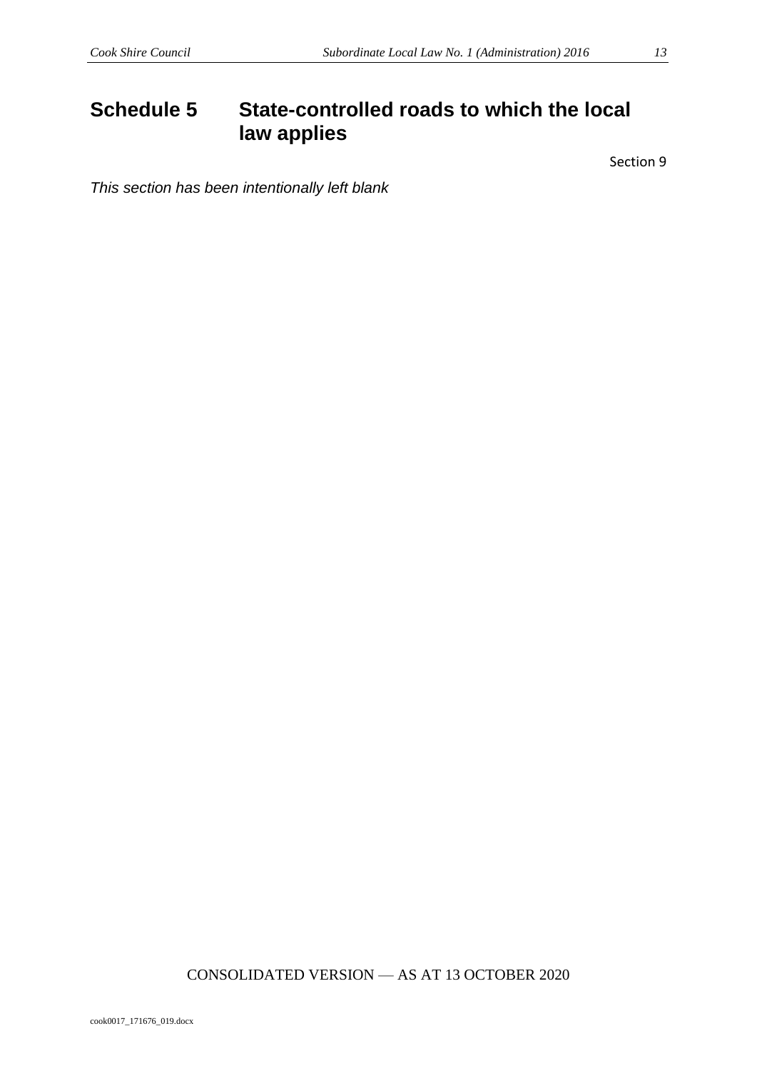# Schedule 5 State-controlled roads to which the local law applies

Section 9

*This section has been intentionally left blank*

CONSOLIDATED VERSION — AS AT 13 OCTOBER 2020

cook0017_171676_019.docx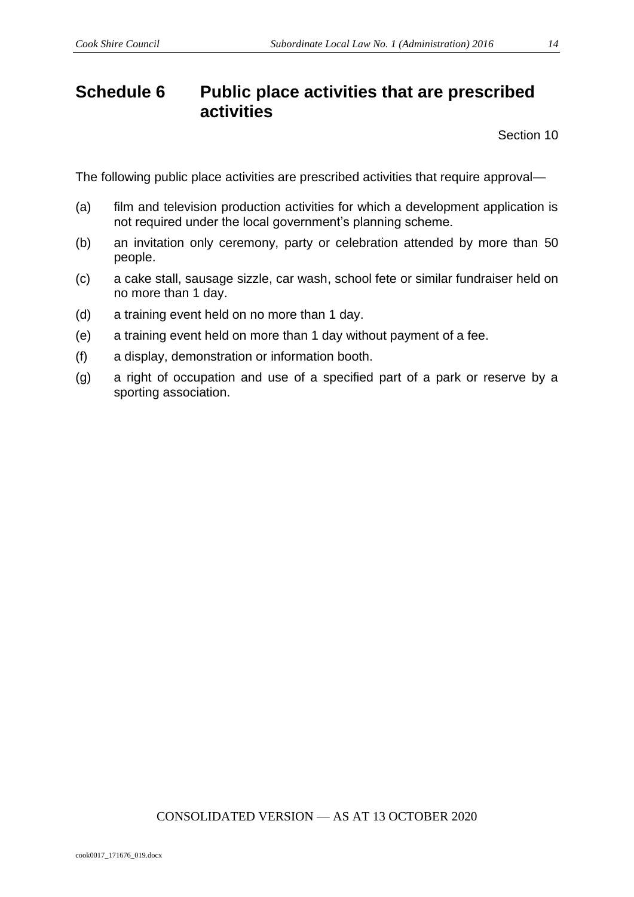# Schedule 6 Public place activities that are prescribed activities

Section 10

The following public place activities are prescribed activities that require approval—

(a) film and television production activities for which a development application is not required under the local government's planning scheme.

(b) an invitation only ceremony, party or celebration attended by more than 50 people.

(c) a cake stall, sausage sizzle, car wash, school fete or similar fundraiser held on no more than 1 day.

(d) a training event held on no more than 1 day.

(e) a training event held on more than 1 day without payment of a fee.

(f) a display, demonstration or information booth.

(g) a right of occupation and use of a specified part of a park or reserve by a sporting association.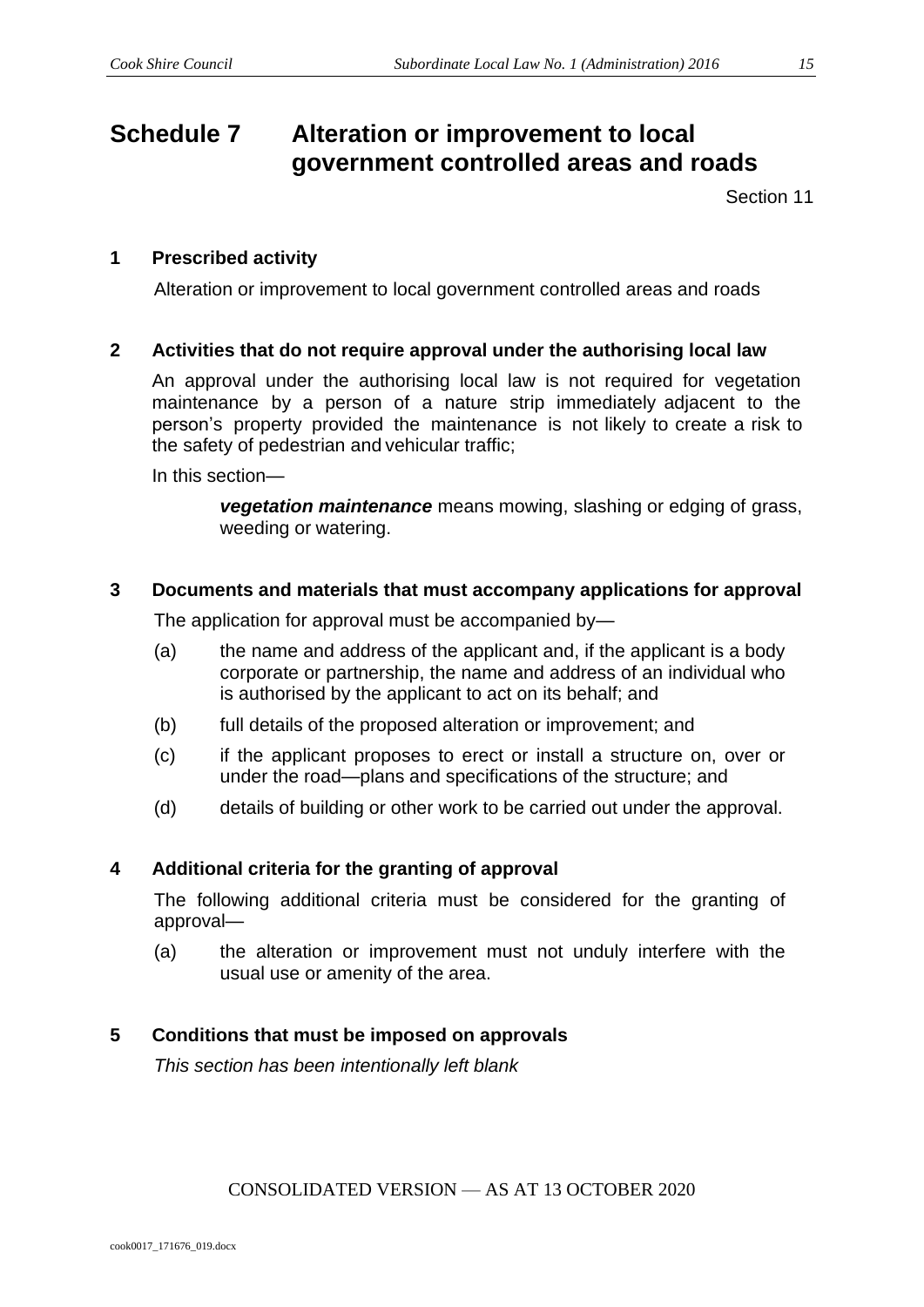# Schedule 7 Alteration or improvement to local government controlled areas and roads

Section 11

## 1 Prescribed activity

Alteration or improvement to local government controlled areas and roads

## 2 Activities that do not require approval under the authorising local law

An approval under the authorising local law is not required for vegetation maintenance by a person of a nature strip immediately adjacent to the person's property provided the maintenance is not likely to create a risk to the safety of pedestrian and vehicular traffic;

In this section—

> ***vegetation maintenance*** means mowing, slashing or edging of grass, weeding or watering.

## 3 Documents and materials that must accompany applications for approval

The application for approval must be accompanied by—

(a) the name and address of the applicant and, if the applicant is a body corporate or partnership, the name and address of an individual who is authorised by the applicant to act on its behalf; and

(b) full details of the proposed alteration or improvement; and

(c) if the applicant proposes to erect or install a structure on, over or under the road—plans and specifications of the structure; and

(d) details of building or other work to be carried out under the approval.

## 4 Additional criteria for the granting of approval

The following additional criteria must be considered for the granting of approval—

(a) the alteration or improvement must not unduly interfere with the usual use or amenity of the area.

## 5 Conditions that must be imposed on approvals

*This section has been intentionally left blank*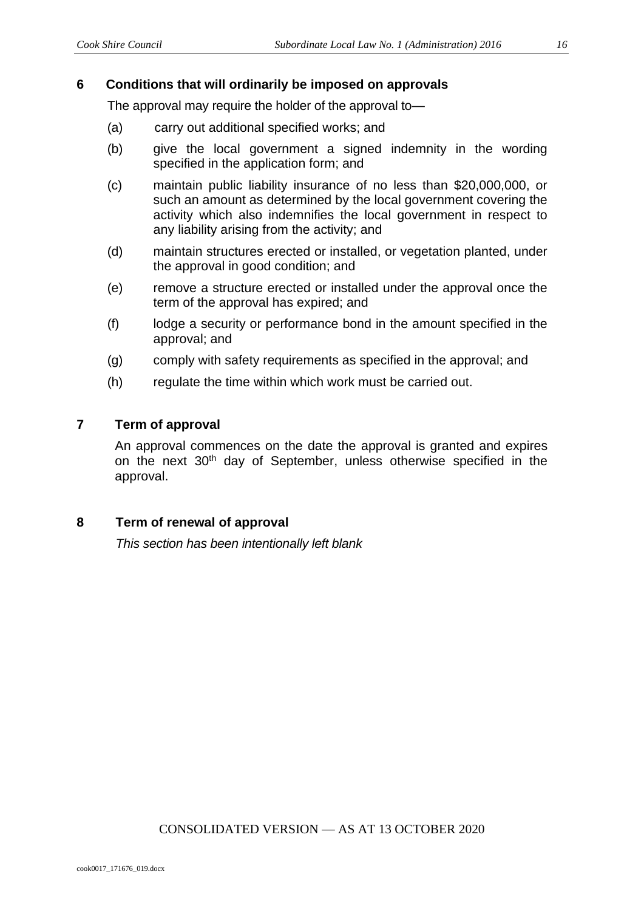## 6 Conditions that will ordinarily be imposed on approvals

The approval may require the holder of the approval to—

(a) carry out additional specified works; and

(b) give the local government a signed indemnity in the wording specified in the application form; and

(c) maintain public liability insurance of no less than $20,000,000, or such an amount as determined by the local government covering the activity which also indemnifies the local government in respect to any liability arising from the activity; and

(d) maintain structures erected or installed, or vegetation planted, under the approval in good condition; and

(e) remove a structure erected or installed under the approval once the term of the approval has expired; and

(f) lodge a security or performance bond in the amount specified in the approval; and

(g) comply with safety requirements as specified in the approval; and

(h) regulate the time within which work must be carried out.

## 7 Term of approval

An approval commences on the date the approval is granted and expires on the next 30th day of September, unless otherwise specified in the approval.

## 8 Term of renewal of approval

*This section has been intentionally left blank*

CONSOLIDATED VERSION — AS AT 13 OCTOBER 2020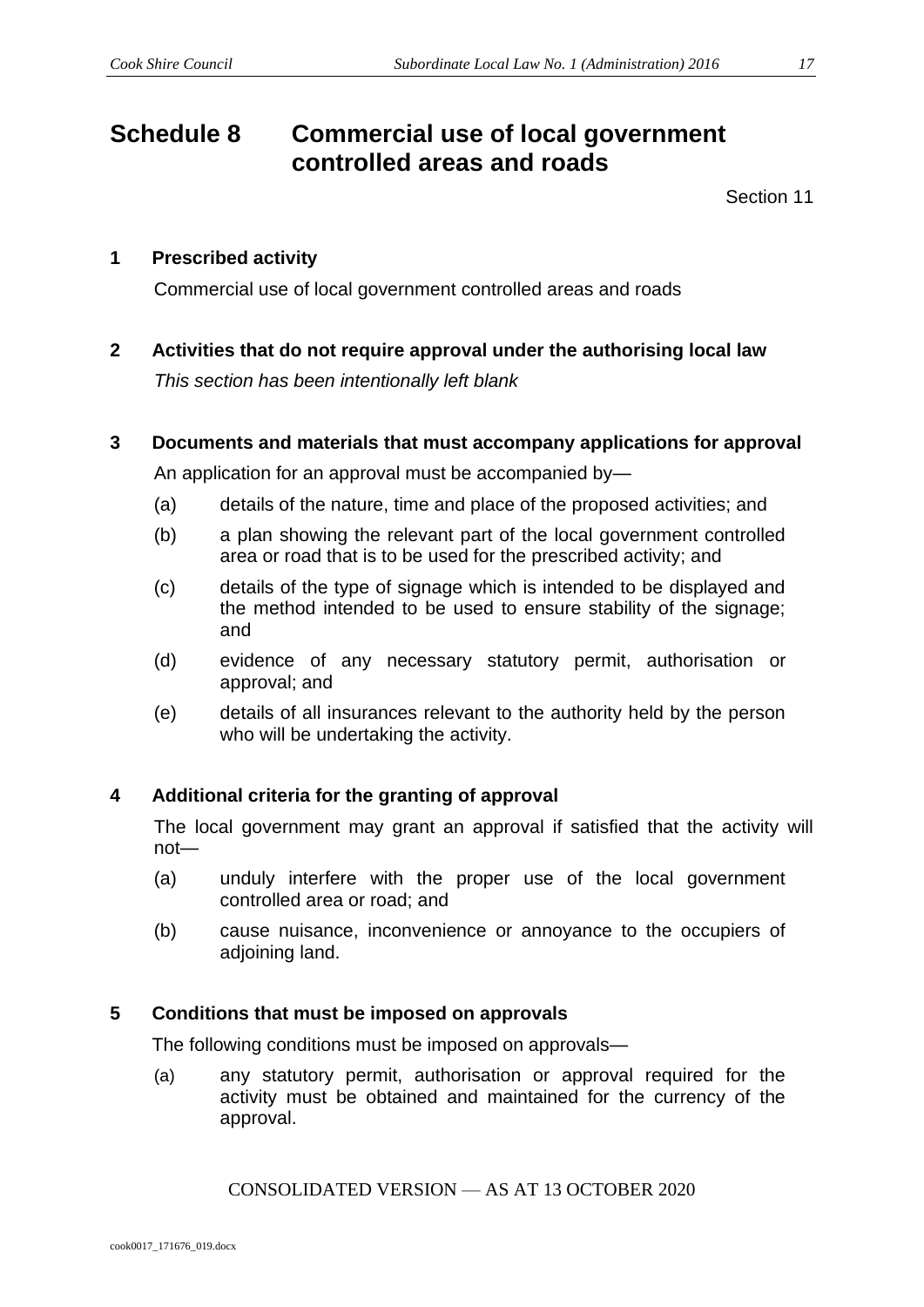# Schedule 8 Commercial use of local government controlled areas and roads

Section 11

## 1 Prescribed activity

Commercial use of local government controlled areas and roads

## 2 Activities that do not require approval under the authorising local law

*This section has been intentionally left blank*

## 3 Documents and materials that must accompany applications for approval

An application for an approval must be accompanied by—

(a) details of the nature, time and place of the proposed activities; and

(b) a plan showing the relevant part of the local government controlled area or road that is to be used for the prescribed activity; and

(c) details of the type of signage which is intended to be displayed and the method intended to be used to ensure stability of the signage; and

(d) evidence of any necessary statutory permit, authorisation or approval; and

(e) details of all insurances relevant to the authority held by the person who will be undertaking the activity.

## 4 Additional criteria for the granting of approval

The local government may grant an approval if satisfied that the activity will not—

(a) unduly interfere with the proper use of the local government controlled area or road; and

(b) cause nuisance, inconvenience or annoyance to the occupiers of adjoining land.

## 5 Conditions that must be imposed on approvals

The following conditions must be imposed on approvals—

(a) any statutory permit, authorisation or approval required for the activity must be obtained and maintained for the currency of the approval.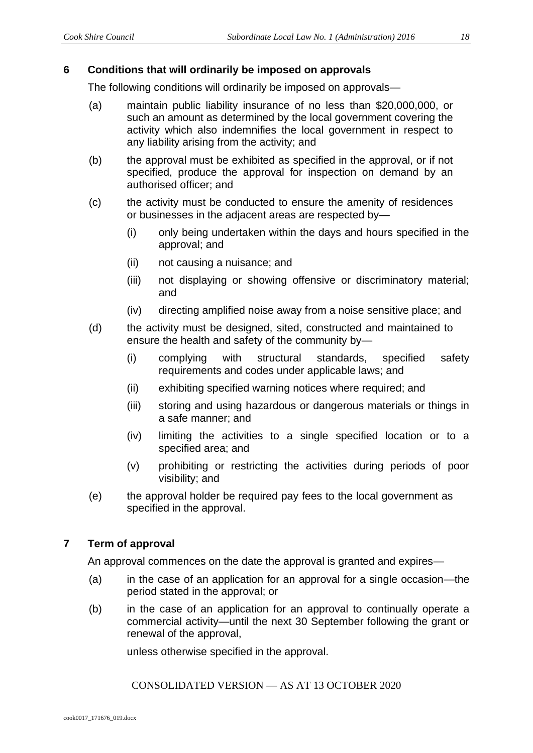## 6 Conditions that will ordinarily be imposed on approvals

The following conditions will ordinarily be imposed on approvals—

(a) maintain public liability insurance of no less than $20,000,000, or such an amount as determined by the local government covering the activity which also indemnifies the local government in respect to any liability arising from the activity; and

(b) the approval must be exhibited as specified in the approval, or if not specified, produce the approval for inspection on demand by an authorised officer; and

(c) the activity must be conducted to ensure the amenity of residences or businesses in the adjacent areas are respected by—

  (i) only being undertaken within the days and hours specified in the approval; and

  (ii) not causing a nuisance; and

  (iii) not displaying or showing offensive or discriminatory material; and

  (iv) directing amplified noise away from a noise sensitive place; and

(d) the activity must be designed, sited, constructed and maintained to ensure the health and safety of the community by—

  (i) complying with structural standards, specified safety requirements and codes under applicable laws; and

  (ii) exhibiting specified warning notices where required; and

  (iii) storing and using hazardous or dangerous materials or things in a safe manner; and

  (iv) limiting the activities to a single specified location or to a specified area; and

  (v) prohibiting or restricting the activities during periods of poor visibility; and

(e) the approval holder be required pay fees to the local government as specified in the approval.

## 7 Term of approval

An approval commences on the date the approval is granted and expires—

(a) in the case of an application for an approval for a single occasion—the period stated in the approval; or

(b) in the case of an application for an approval to continually operate a commercial activity—until the next 30 September following the grant or renewal of the approval,

unless otherwise specified in the approval.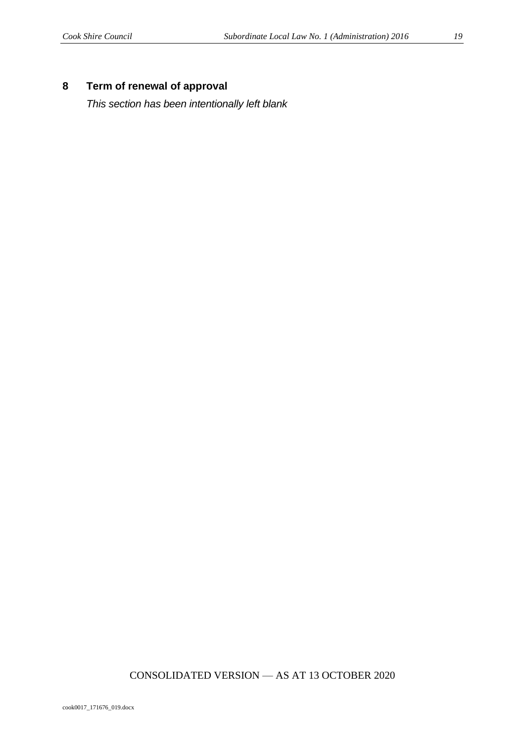## 8 Term of renewal of approval

*This section has been intentionally left blank*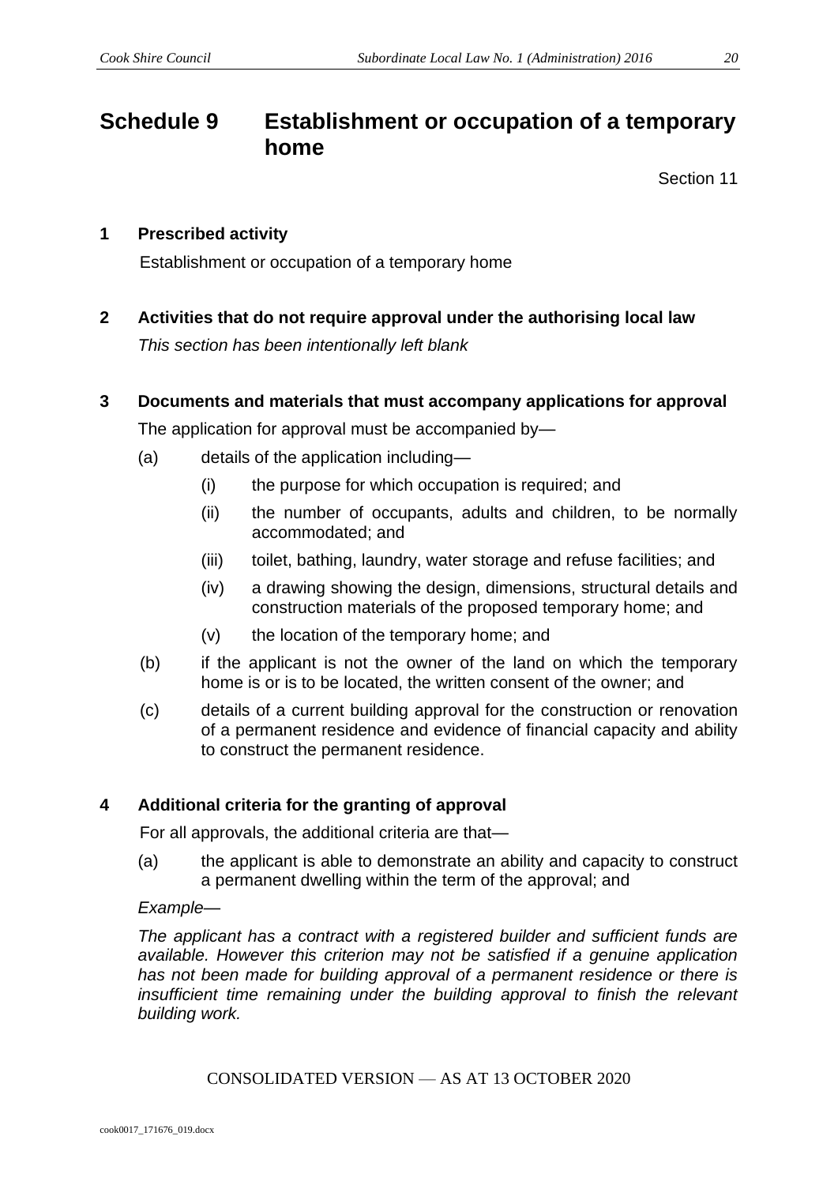# Schedule 9 Establishment or occupation of a temporary home

Section 11

## 1 Prescribed activity

Establishment or occupation of a temporary home

## 2 Activities that do not require approval under the authorising local law

*This section has been intentionally left blank*

## 3 Documents and materials that must accompany applications for approval

The application for approval must be accompanied by—

(a) details of the application including—

  (i) the purpose for which occupation is required; and

  (ii) the number of occupants, adults and children, to be normally accommodated; and

  (iii) toilet, bathing, laundry, water storage and refuse facilities; and

  (iv) a drawing showing the design, dimensions, structural details and construction materials of the proposed temporary home; and

  (v) the location of the temporary home; and

(b) if the applicant is not the owner of the land on which the temporary home is or is to be located, the written consent of the owner; and

(c) details of a current building approval for the construction or renovation of a permanent residence and evidence of financial capacity and ability to construct the permanent residence.

## 4 Additional criteria for the granting of approval

For all approvals, the additional criteria are that—

(a) the applicant is able to demonstrate an ability and capacity to construct a permanent dwelling within the term of the approval; and

*Example—*

*The applicant has a contract with a registered builder and sufficient funds are available. However this criterion may not be satisfied if a genuine application has not been made for building approval of a permanent residence or there is insufficient time remaining under the building approval to finish the relevant building work.*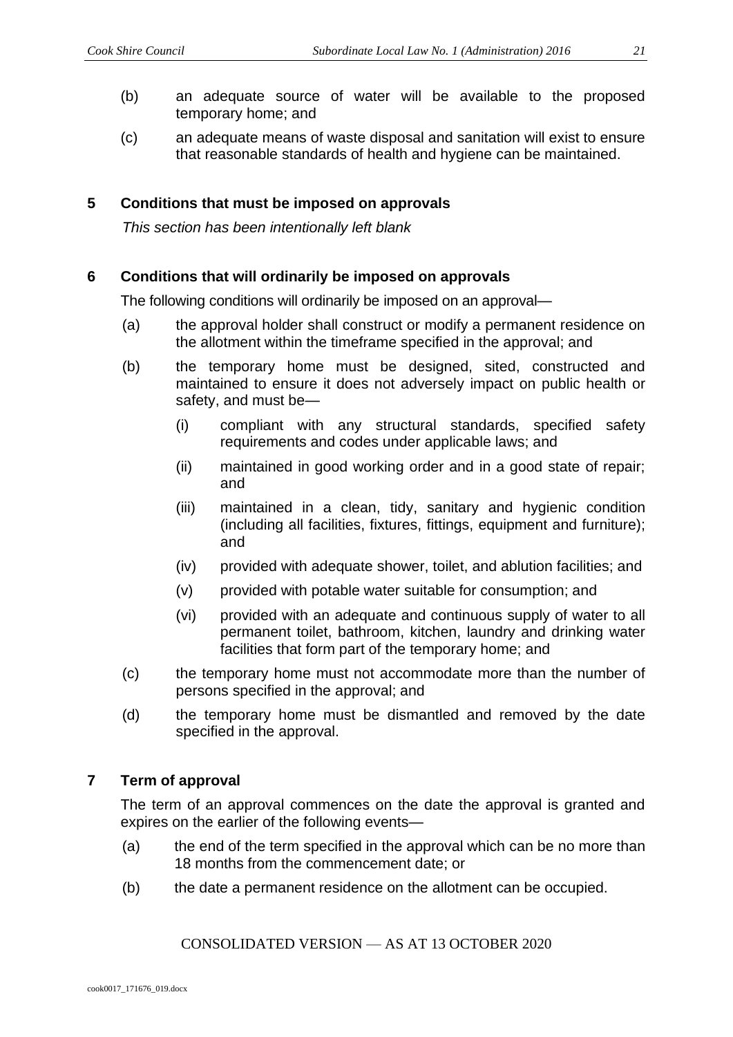(b) an adequate source of water will be available to the proposed temporary home; and

(c) an adequate means of waste disposal and sanitation will exist to ensure that reasonable standards of health and hygiene can be maintained.

## 5 Conditions that must be imposed on approvals

*This section has been intentionally left blank*

## 6 Conditions that will ordinarily be imposed on approvals

The following conditions will ordinarily be imposed on an approval—

(a) the approval holder shall construct or modify a permanent residence on the allotment within the timeframe specified in the approval; and

(b) the temporary home must be designed, sited, constructed and maintained to ensure it does not adversely impact on public health or safety, and must be—

  (i) compliant with any structural standards, specified safety requirements and codes under applicable laws; and

  (ii) maintained in good working order and in a good state of repair; and

  (iii) maintained in a clean, tidy, sanitary and hygienic condition (including all facilities, fixtures, fittings, equipment and furniture); and

  (iv) provided with adequate shower, toilet, and ablution facilities; and

  (v) provided with potable water suitable for consumption; and

  (vi) provided with an adequate and continuous supply of water to all permanent toilet, bathroom, kitchen, laundry and drinking water facilities that form part of the temporary home; and

(c) the temporary home must not accommodate more than the number of persons specified in the approval; and

(d) the temporary home must be dismantled and removed by the date specified in the approval.

## 7 Term of approval

The term of an approval commences on the date the approval is granted and expires on the earlier of the following events—

(a) the end of the term specified in the approval which can be no more than 18 months from the commencement date; or

(b) the date a permanent residence on the allotment can be occupied.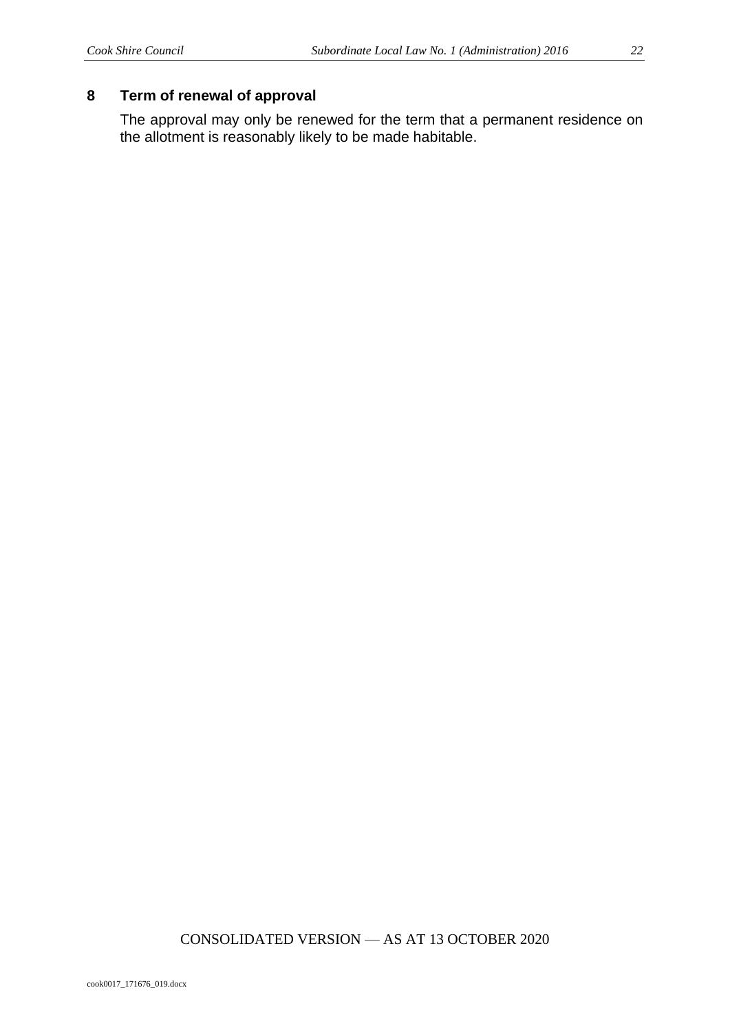## 8 Term of renewal of approval

The approval may only be renewed for the term that a permanent residence on the allotment is reasonably likely to be made habitable.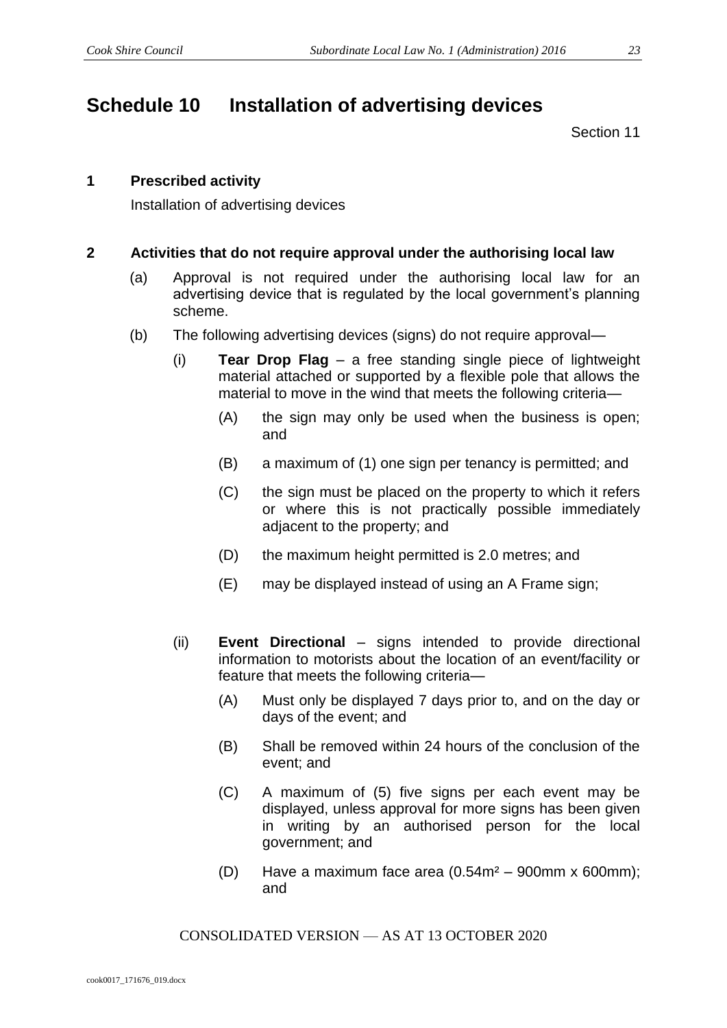# Schedule 10 Installation of advertising devices

Section 11

## 1 Prescribed activity

Installation of advertising devices

## 2 Activities that do not require approval under the authorising local law

(a) Approval is not required under the authorising local law for an advertising device that is regulated by the local government's planning scheme.

(b) The following advertising devices (signs) do not require approval—

(i) **Tear Drop Flag** – a free standing single piece of lightweight material attached or supported by a flexible pole that allows the material to move in the wind that meets the following criteria—

(A) the sign may only be used when the business is open; and

(B) a maximum of (1) one sign per tenancy is permitted; and

(C) the sign must be placed on the property to which it refers or where this is not practically possible immediately adjacent to the property; and

(D) the maximum height permitted is 2.0 metres; and

(E) may be displayed instead of using an A Frame sign;

(ii) **Event Directional** – signs intended to provide directional information to motorists about the location of an event/facility or feature that meets the following criteria—

(A) Must only be displayed 7 days prior to, and on the day or days of the event; and

(B) Shall be removed within 24 hours of the conclusion of the event; and

(C) A maximum of (5) five signs per each event may be displayed, unless approval for more signs has been given in writing by an authorised person for the local government; and

(D) Have a maximum face area ($0.54m^2$ – 900mm x 600mm); and

CONSOLIDATED VERSION — AS AT 13 OCTOBER 2020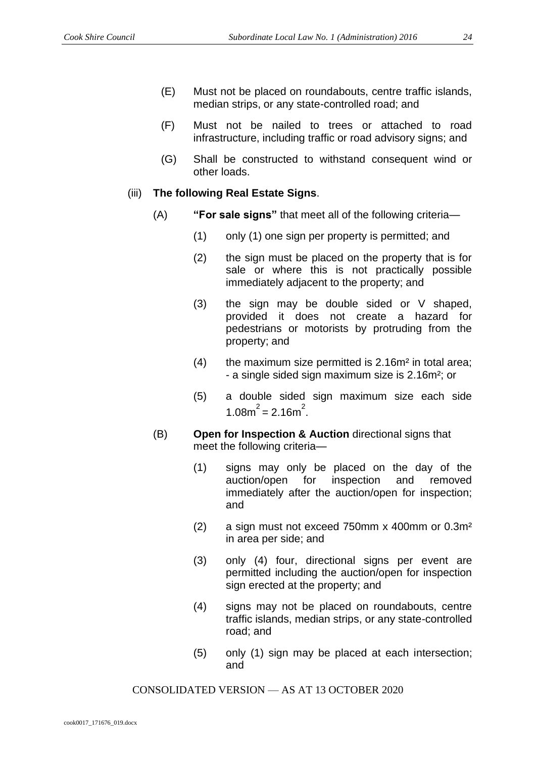(E) Must not be placed on roundabouts, centre traffic islands, median strips, or any state-controlled road; and

(F) Must not be nailed to trees or attached to road infrastructure, including traffic or road advisory signs; and

(G) Shall be constructed to withstand consequent wind or other loads.

(iii) **The following Real Estate Signs**.

(A) **"For sale signs"** that meet all of the following criteria—

(1) only (1) one sign per property is permitted; and

(2) the sign must be placed on the property that is for sale or where this is not practically possible immediately adjacent to the property; and

(3) the sign may be double sided or V shaped, provided it does not create a hazard for pedestrians or motorists by protruding from the property; and

(4) the maximum size permitted is $2.16m^2$ in total area; - a single sided sign maximum size is $2.16m^2$; or

(5) a double sided sign maximum size each side $1.08m^2 = 2.16m^2$.

(B) **Open for Inspection & Auction** directional signs that meet the following criteria—

(1) signs may only be placed on the day of the auction/open for inspection and removed immediately after the auction/open for inspection; and

(2) a sign must not exceed 750mm x 400mm or $0.3m^2$ in area per side; and

(3) only (4) four, directional signs per event are permitted including the auction/open for inspection sign erected at the property; and

(4) signs may not be placed on roundabouts, centre traffic islands, median strips, or any state-controlled road; and

(5) only (1) sign may be placed at each intersection; and

CONSOLIDATED VERSION — AS AT 13 OCTOBER 2020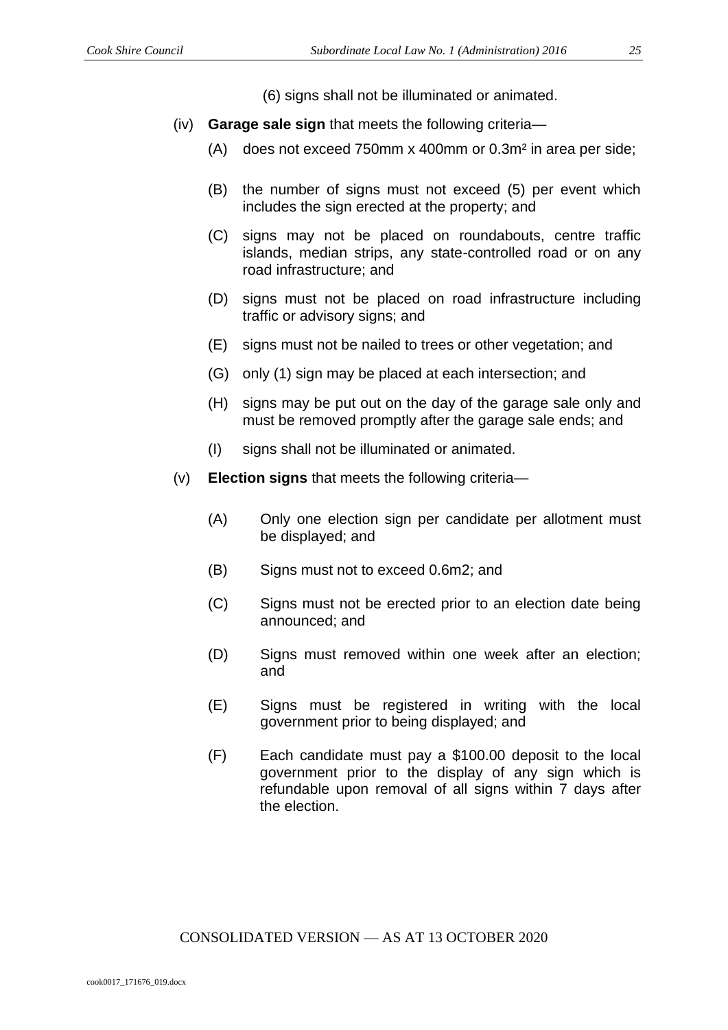(6) signs shall not be illuminated or animated.

(iv) **Garage sale sign** that meets the following criteria—

(A) does not exceed 750mm x 400mm or $0.3m^2$ in area per side;

(B) the number of signs must not exceed (5) per event which includes the sign erected at the property; and

(C) signs may not be placed on roundabouts, centre traffic islands, median strips, any state-controlled road or on any road infrastructure; and

(D) signs must not be placed on road infrastructure including traffic or advisory signs; and

(E) signs must not be nailed to trees or other vegetation; and

(G) only (1) sign may be placed at each intersection; and

(H) signs may be put out on the day of the garage sale only and must be removed promptly after the garage sale ends; and

(I) signs shall not be illuminated or animated.

(v) **Election signs** that meets the following criteria—

(A) Only one election sign per candidate per allotment must be displayed; and

(B) Signs must not to exceed 0.6m2; and

(C) Signs must not be erected prior to an election date being announced; and

(D) Signs must removed within one week after an election; and

(E) Signs must be registered in writing with the local government prior to being displayed; and

(F) Each candidate must pay a $100.00 deposit to the local government prior to the display of any sign which is refundable upon removal of all signs within 7 days after the election.

CONSOLIDATED VERSION — AS AT 13 OCTOBER 2020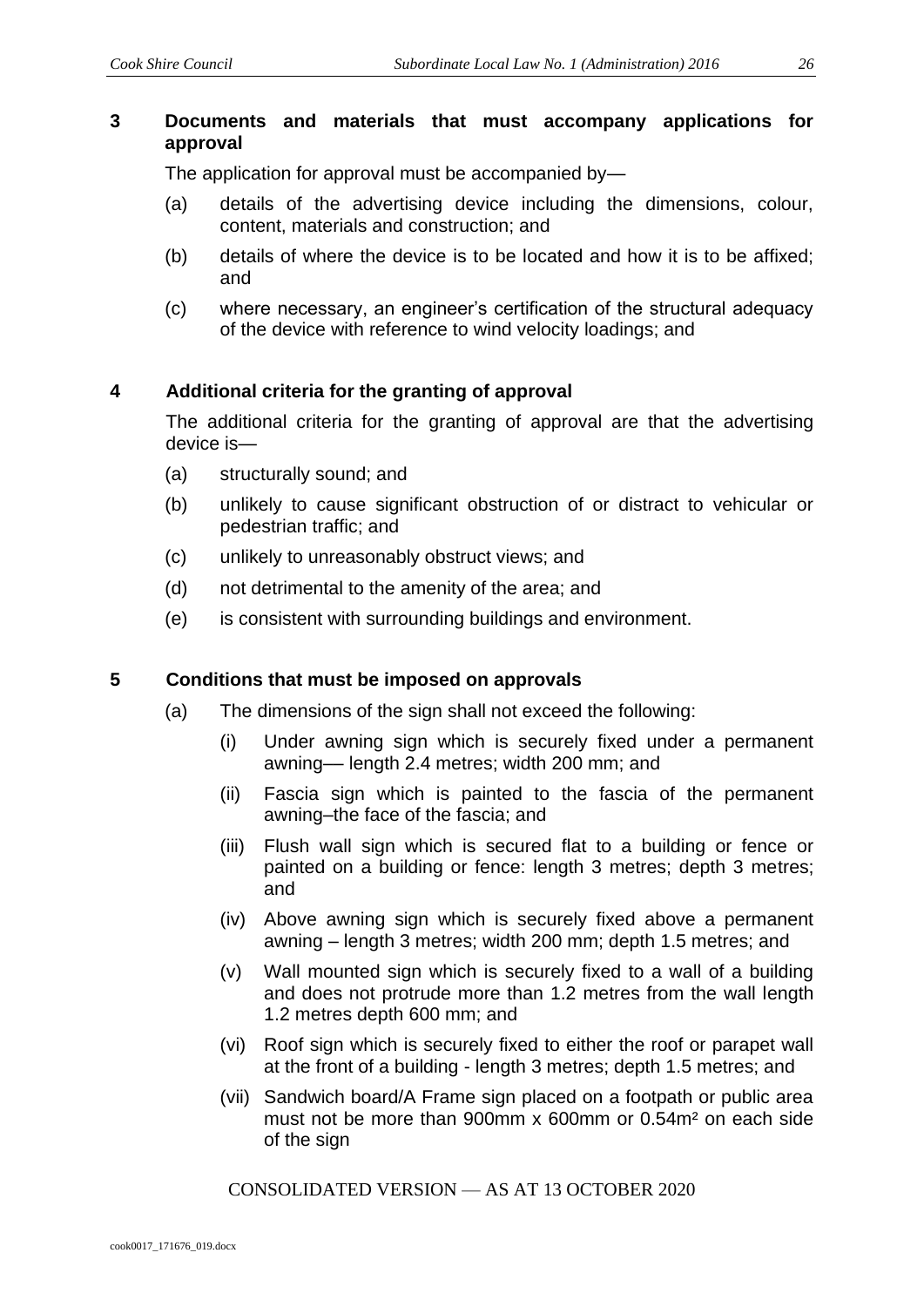## 3 Documents and materials that must accompany applications for approval

The application for approval must be accompanied by—

(a) details of the advertising device including the dimensions, colour, content, materials and construction; and

(b) details of where the device is to be located and how it is to be affixed; and

(c) where necessary, an engineer's certification of the structural adequacy of the device with reference to wind velocity loadings; and

## 4 Additional criteria for the granting of approval

The additional criteria for the granting of approval are that the advertising device is—

(a) structurally sound; and

(b) unlikely to cause significant obstruction of or distract to vehicular or pedestrian traffic; and

(c) unlikely to unreasonably obstruct views; and

(d) not detrimental to the amenity of the area; and

(e) is consistent with surrounding buildings and environment.

## 5 Conditions that must be imposed on approvals

(a) The dimensions of the sign shall not exceed the following:

(i) Under awning sign which is securely fixed under a permanent awning— length 2.4 metres; width 200 mm; and

(ii) Fascia sign which is painted to the fascia of the permanent awning–the face of the fascia; and

(iii) Flush wall sign which is secured flat to a building or fence or painted on a building or fence: length 3 metres; depth 3 metres; and

(iv) Above awning sign which is securely fixed above a permanent awning – length 3 metres; width 200 mm; depth 1.5 metres; and

(v) Wall mounted sign which is securely fixed to a wall of a building and does not protrude more than 1.2 metres from the wall length 1.2 metres depth 600 mm; and

(vi) Roof sign which is securely fixed to either the roof or parapet wall at the front of a building - length 3 metres; depth 1.5 metres; and

(vii) Sandwich board/A Frame sign placed on a footpath or public area must not be more than 900mm x 600mm or 0.54m² on each side of the sign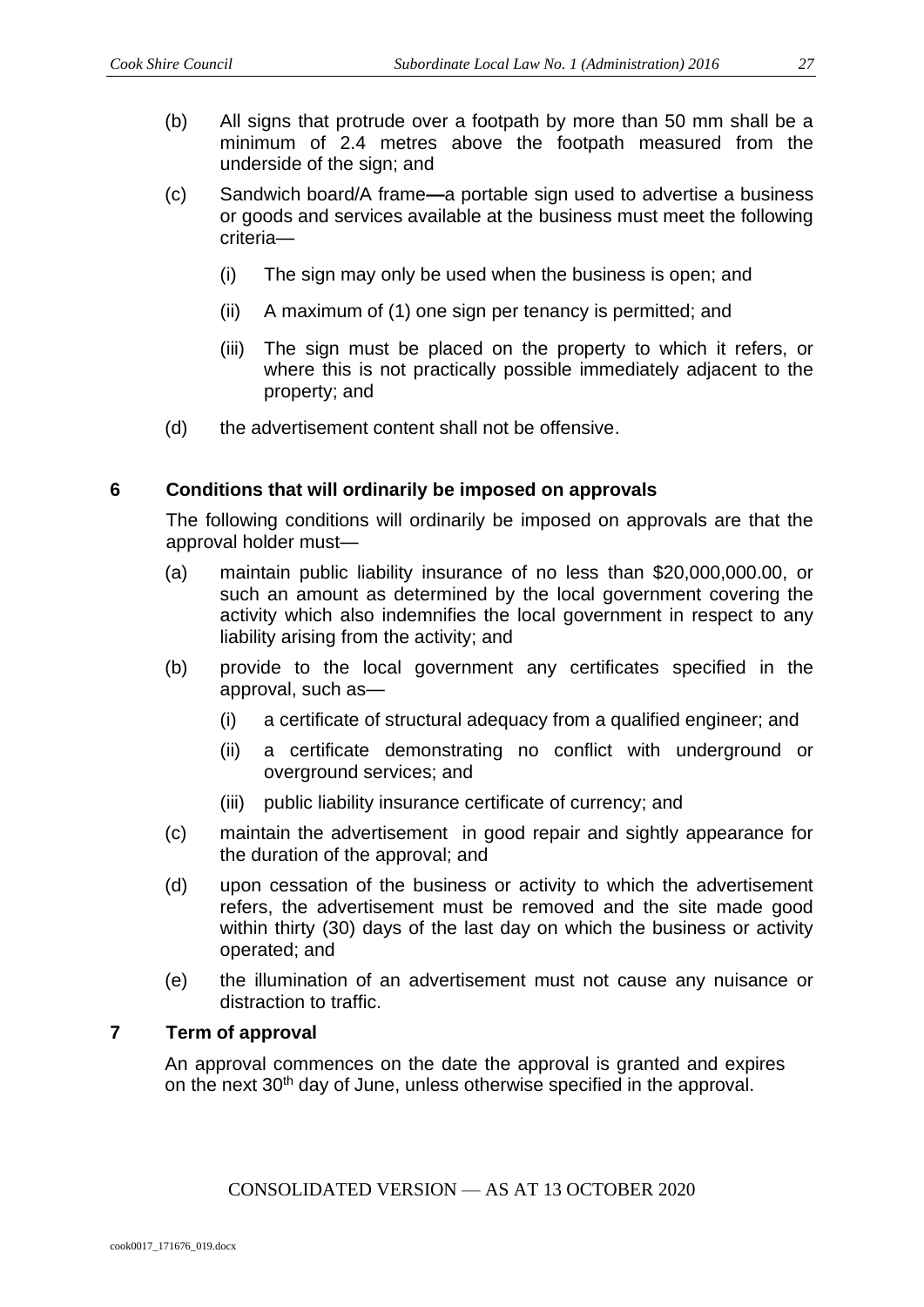(b) All signs that protrude over a footpath by more than 50 mm shall be a minimum of 2.4 metres above the footpath measured from the underside of the sign; and

(c) Sandwich board/A frame**—**a portable sign used to advertise a business or goods and services available at the business must meet the following criteria—

  (i) The sign may only be used when the business is open; and

  (ii) A maximum of (1) one sign per tenancy is permitted; and

  (iii) The sign must be placed on the property to which it refers, or where this is not practically possible immediately adjacent to the property; and

(d) the advertisement content shall not be offensive.

## 6 Conditions that will ordinarily be imposed on approvals

The following conditions will ordinarily be imposed on approvals are that the approval holder must—

(a) maintain public liability insurance of no less than $20,000,000.00, or such an amount as determined by the local government covering the activity which also indemnifies the local government in respect to any liability arising from the activity; and

(b) provide to the local government any certificates specified in the approval, such as—

  (i) a certificate of structural adequacy from a qualified engineer; and

  (ii) a certificate demonstrating no conflict with underground or overground services; and

  (iii) public liability insurance certificate of currency; and

(c) maintain the advertisement in good repair and sightly appearance for the duration of the approval; and

(d) upon cessation of the business or activity to which the advertisement refers, the advertisement must be removed and the site made good within thirty (30) days of the last day on which the business or activity operated; and

(e) the illumination of an advertisement must not cause any nuisance or distraction to traffic.

## 7 Term of approval

An approval commences on the date the approval is granted and expires on the next 30th day of June, unless otherwise specified in the approval.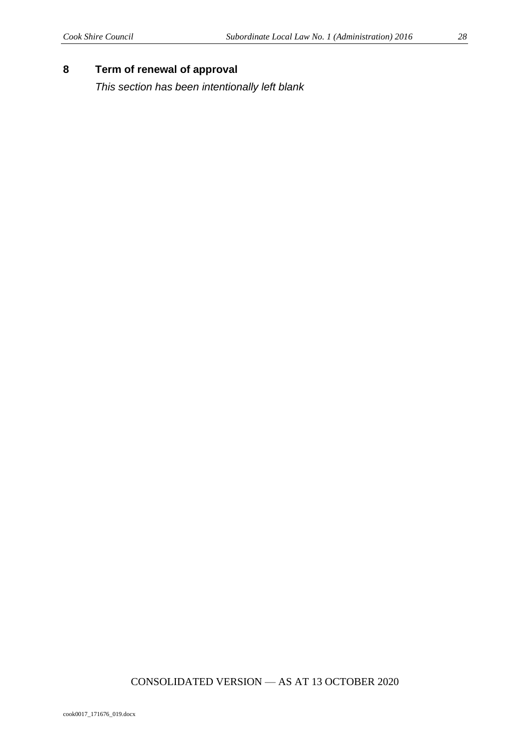## 8 Term of renewal of approval

*This section has been intentionally left blank*

CONSOLIDATED VERSION — AS AT 13 OCTOBER 2020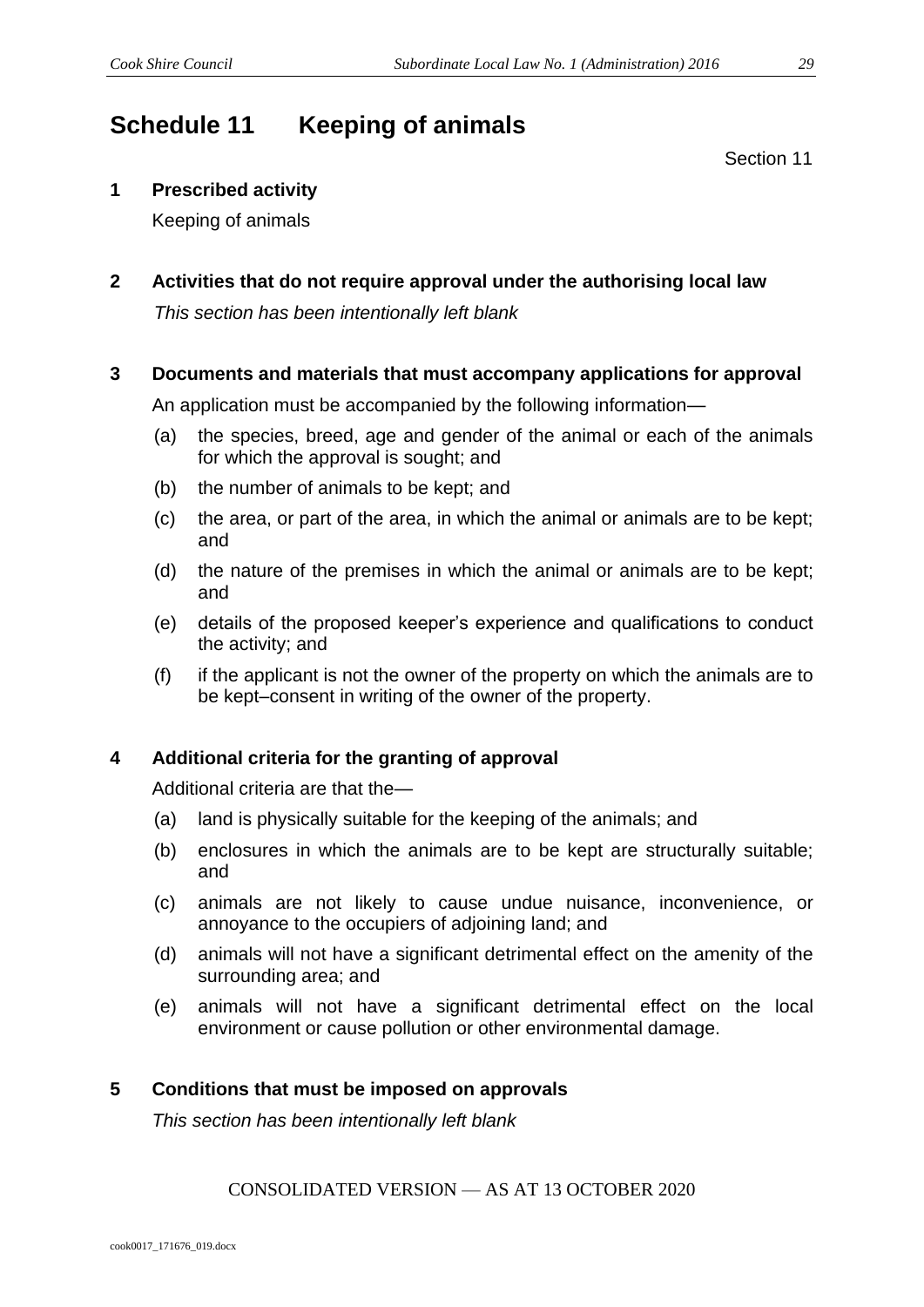# Schedule 11 Keeping of animals

Section 11

## 1 Prescribed activity

Keeping of animals

## 2 Activities that do not require approval under the authorising local law

*This section has been intentionally left blank*

## 3 Documents and materials that must accompany applications for approval

An application must be accompanied by the following information—

(a) the species, breed, age and gender of the animal or each of the animals for which the approval is sought; and

(b) the number of animals to be kept; and

(c) the area, or part of the area, in which the animal or animals are to be kept; and

(d) the nature of the premises in which the animal or animals are to be kept; and

(e) details of the proposed keeper's experience and qualifications to conduct the activity; and

(f) if the applicant is not the owner of the property on which the animals are to be kept–consent in writing of the owner of the property.

## 4 Additional criteria for the granting of approval

Additional criteria are that the—

(a) land is physically suitable for the keeping of the animals; and

(b) enclosures in which the animals are to be kept are structurally suitable; and

(c) animals are not likely to cause undue nuisance, inconvenience, or annoyance to the occupiers of adjoining land; and

(d) animals will not have a significant detrimental effect on the amenity of the surrounding area; and

(e) animals will not have a significant detrimental effect on the local environment or cause pollution or other environmental damage.

## 5 Conditions that must be imposed on approvals

*This section has been intentionally left blank*

CONSOLIDATED VERSION — AS AT 13 OCTOBER 2020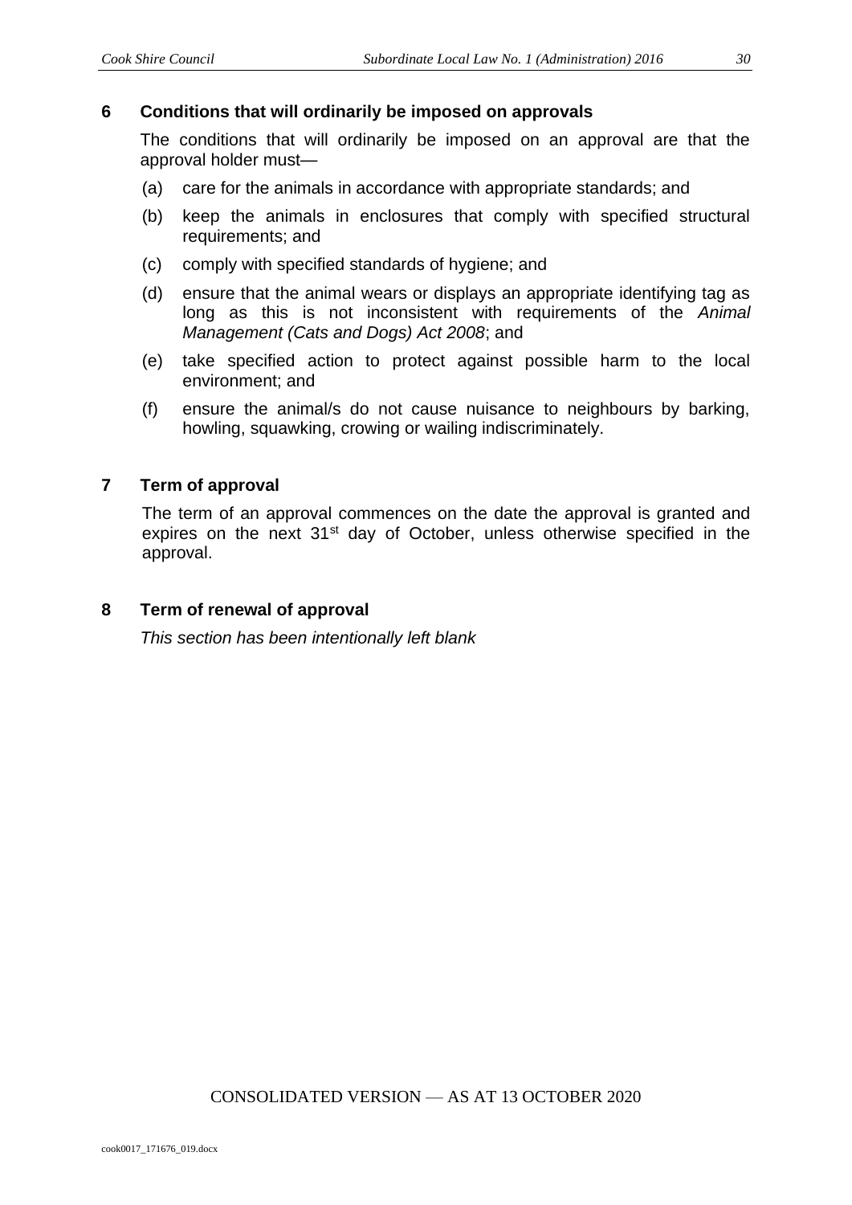## 6 Conditions that will ordinarily be imposed on approvals

The conditions that will ordinarily be imposed on an approval are that the approval holder must—

(a) care for the animals in accordance with appropriate standards; and

(b) keep the animals in enclosures that comply with specified structural requirements; and

(c) comply with specified standards of hygiene; and

(d) ensure that the animal wears or displays an appropriate identifying tag as long as this is not inconsistent with requirements of the *Animal Management (Cats and Dogs) Act 2008*; and

(e) take specified action to protect against possible harm to the local environment; and

(f) ensure the animal/s do not cause nuisance to neighbours by barking, howling, squawking, crowing or wailing indiscriminately.

## 7 Term of approval

The term of an approval commences on the date the approval is granted and expires on the next 31st day of October, unless otherwise specified in the approval.

## 8 Term of renewal of approval

*This section has been intentionally left blank*

CONSOLIDATED VERSION — AS AT 13 OCTOBER 2020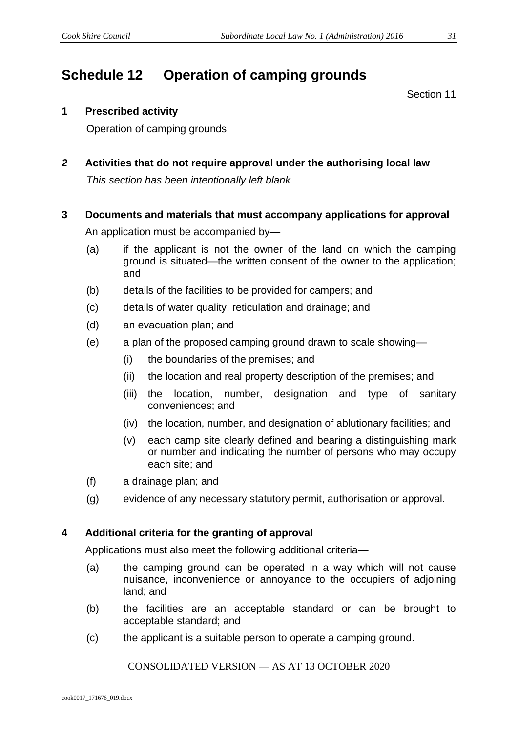# Schedule 12 Operation of camping grounds

Section 11

## 1 Prescribed activity

Operation of camping grounds

## *2* Activities that do not require approval under the authorising local law

*This section has been intentionally left blank*

## 3 Documents and materials that must accompany applications for approval

An application must be accompanied by—

(a) if the applicant is not the owner of the land on which the camping ground is situated—the written consent of the owner to the application; and

(b) details of the facilities to be provided for campers; and

(c) details of water quality, reticulation and drainage; and

(d) an evacuation plan; and

(e) a plan of the proposed camping ground drawn to scale showing—

(i) the boundaries of the premises; and

(ii) the location and real property description of the premises; and

(iii) the location, number, designation and type of sanitary conveniences; and

(iv) the location, number, and designation of ablutionary facilities; and

(v) each camp site clearly defined and bearing a distinguishing mark or number and indicating the number of persons who may occupy each site; and

(f) a drainage plan; and

(g) evidence of any necessary statutory permit, authorisation or approval.

## 4 Additional criteria for the granting of approval

Applications must also meet the following additional criteria—

(a) the camping ground can be operated in a way which will not cause nuisance, inconvenience or annoyance to the occupiers of adjoining land; and

(b) the facilities are an acceptable standard or can be brought to acceptable standard; and

(c) the applicant is a suitable person to operate a camping ground.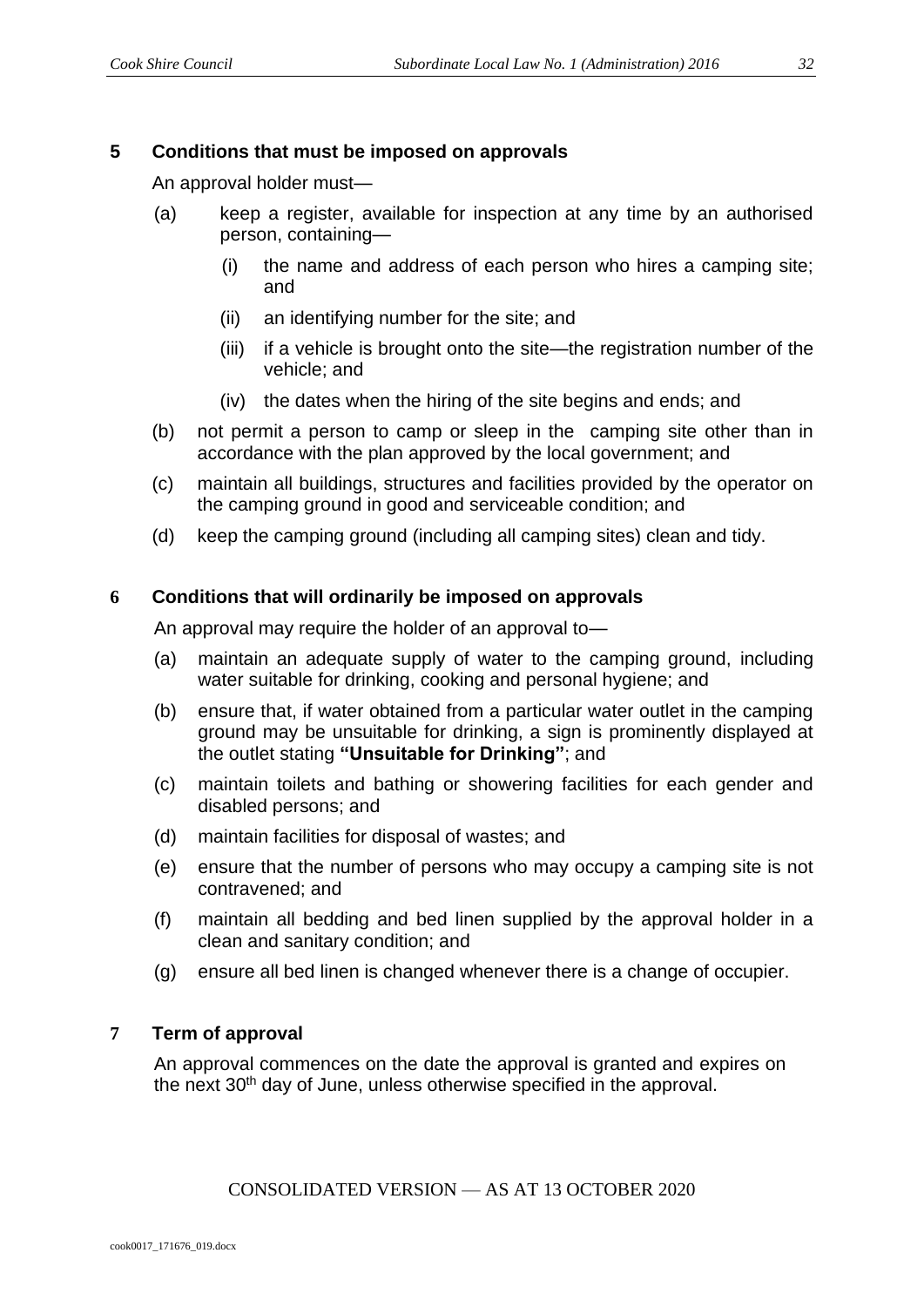## 5 Conditions that must be imposed on approvals

An approval holder must—

(a) keep a register, available for inspection at any time by an authorised person, containing—

  (i) the name and address of each person who hires a camping site; and

  (ii) an identifying number for the site; and

  (iii) if a vehicle is brought onto the site—the registration number of the vehicle; and

  (iv) the dates when the hiring of the site begins and ends; and

(b) not permit a person to camp or sleep in the camping site other than in accordance with the plan approved by the local government; and

(c) maintain all buildings, structures and facilities provided by the operator on the camping ground in good and serviceable condition; and

(d) keep the camping ground (including all camping sites) clean and tidy.

## 6 Conditions that will ordinarily be imposed on approvals

An approval may require the holder of an approval to—

(a) maintain an adequate supply of water to the camping ground, including water suitable for drinking, cooking and personal hygiene; and

(b) ensure that, if water obtained from a particular water outlet in the camping ground may be unsuitable for drinking, a sign is prominently displayed at the outlet stating **"Unsuitable for Drinking"**; and

(c) maintain toilets and bathing or showering facilities for each gender and disabled persons; and

(d) maintain facilities for disposal of wastes; and

(e) ensure that the number of persons who may occupy a camping site is not contravened; and

(f) maintain all bedding and bed linen supplied by the approval holder in a clean and sanitary condition; and

(g) ensure all bed linen is changed whenever there is a change of occupier.

## 7 Term of approval

An approval commences on the date the approval is granted and expires on the next 30th day of June, unless otherwise specified in the approval.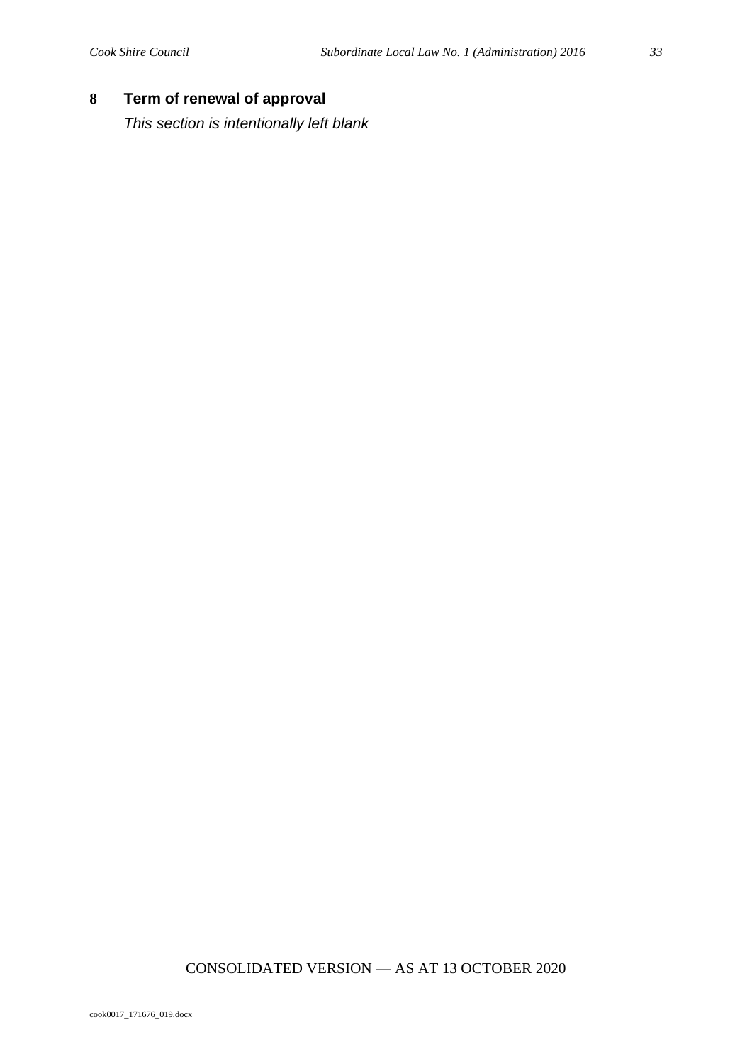## 8 Term of renewal of approval

*This section is intentionally left blank*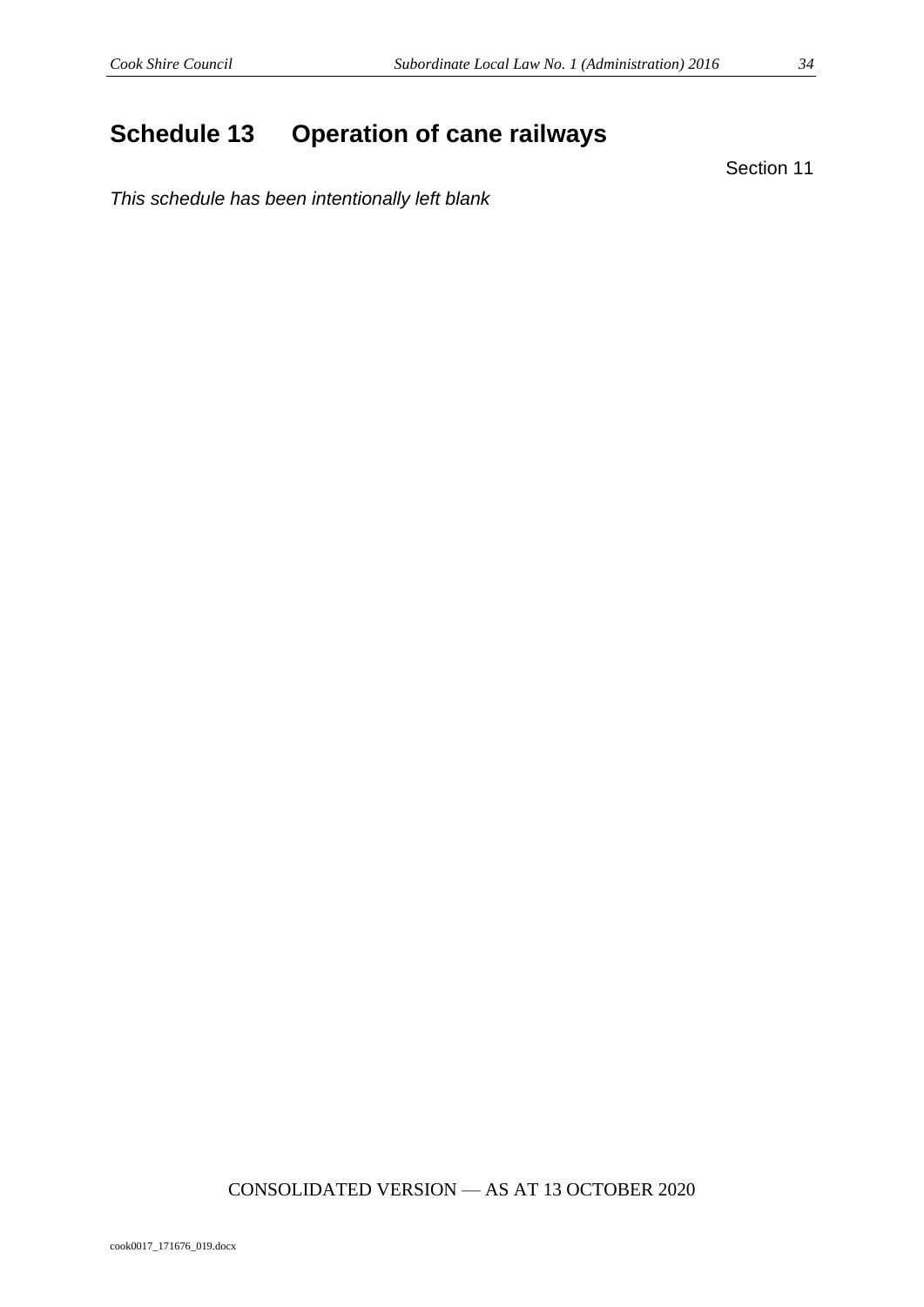# Schedule 13 Operation of cane railways

Section 11

*This schedule has been intentionally left blank*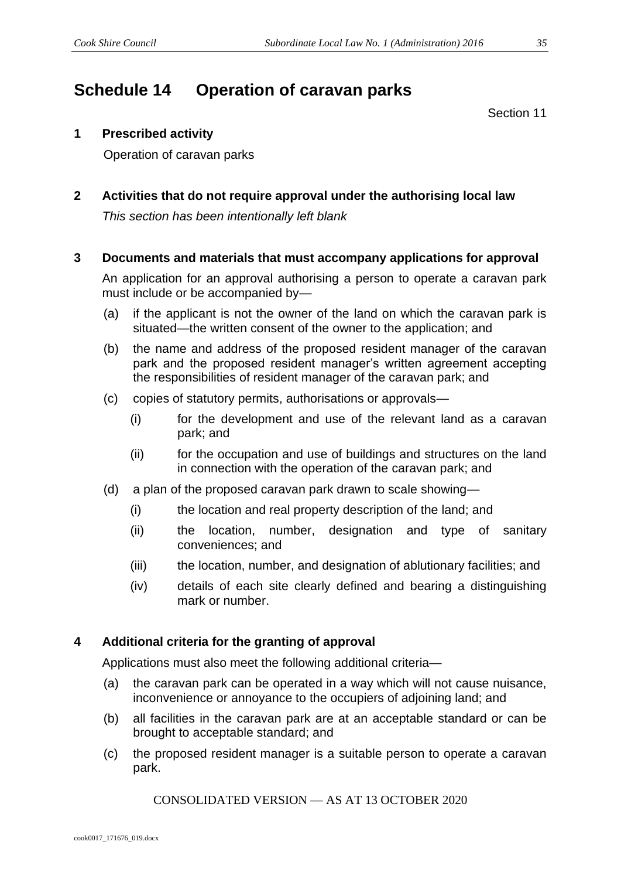# Schedule 14 Operation of caravan parks

Section 11

## 1 Prescribed activity

Operation of caravan parks

## 2 Activities that do not require approval under the authorising local law

*This section has been intentionally left blank*

## 3 Documents and materials that must accompany applications for approval

An application for an approval authorising a person to operate a caravan park must include or be accompanied by—

(a) if the applicant is not the owner of the land on which the caravan park is situated—the written consent of the owner to the application; and

(b) the name and address of the proposed resident manager of the caravan park and the proposed resident manager's written agreement accepting the responsibilities of resident manager of the caravan park; and

(c) copies of statutory permits, authorisations or approvals—

(i) for the development and use of the relevant land as a caravan park; and

(ii) for the occupation and use of buildings and structures on the land in connection with the operation of the caravan park; and

(d) a plan of the proposed caravan park drawn to scale showing—

(i) the location and real property description of the land; and

(ii) the location, number, designation and type of sanitary conveniences; and

(iii) the location, number, and designation of ablutionary facilities; and

(iv) details of each site clearly defined and bearing a distinguishing mark or number.

## 4 Additional criteria for the granting of approval

Applications must also meet the following additional criteria—

(a) the caravan park can be operated in a way which will not cause nuisance, inconvenience or annoyance to the occupiers of adjoining land; and

(b) all facilities in the caravan park are at an acceptable standard or can be brought to acceptable standard; and

(c) the proposed resident manager is a suitable person to operate a caravan park.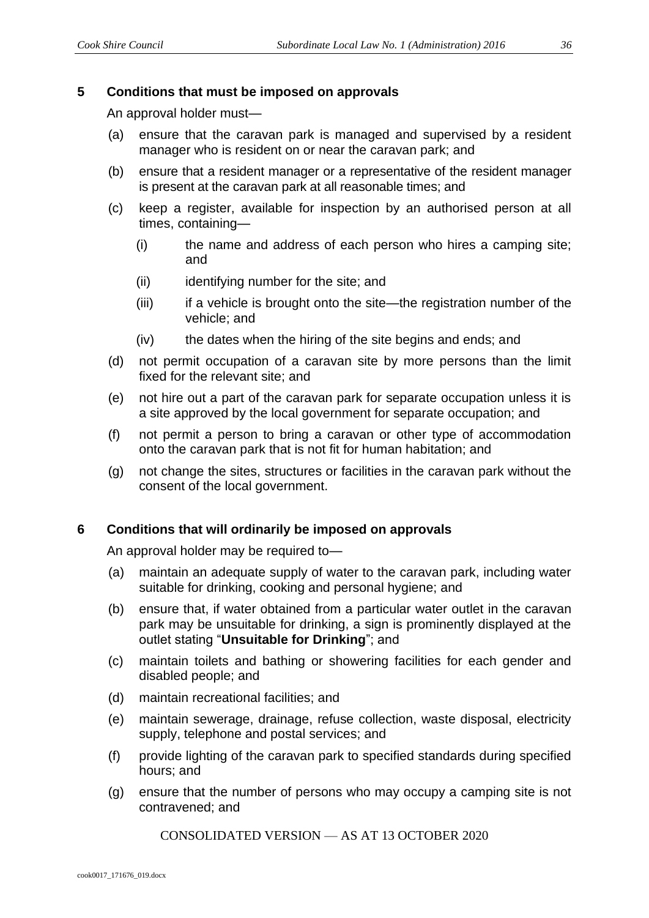## 5 Conditions that must be imposed on approvals

An approval holder must—

(a) ensure that the caravan park is managed and supervised by a resident manager who is resident on or near the caravan park; and

(b) ensure that a resident manager or a representative of the resident manager is present at the caravan park at all reasonable times; and

(c) keep a register, available for inspection by an authorised person at all times, containing—

 (i) the name and address of each person who hires a camping site; and

 (ii) identifying number for the site; and

 (iii) if a vehicle is brought onto the site—the registration number of the vehicle; and

 (iv) the dates when the hiring of the site begins and ends; and

(d) not permit occupation of a caravan site by more persons than the limit fixed for the relevant site; and

(e) not hire out a part of the caravan park for separate occupation unless it is a site approved by the local government for separate occupation; and

(f) not permit a person to bring a caravan or other type of accommodation onto the caravan park that is not fit for human habitation; and

(g) not change the sites, structures or facilities in the caravan park without the consent of the local government.

## 6 Conditions that will ordinarily be imposed on approvals

An approval holder may be required to—

(a) maintain an adequate supply of water to the caravan park, including water suitable for drinking, cooking and personal hygiene; and

(b) ensure that, if water obtained from a particular water outlet in the caravan park may be unsuitable for drinking, a sign is prominently displayed at the outlet stating "**Unsuitable for Drinking**"; and

(c) maintain toilets and bathing or showering facilities for each gender and disabled people; and

(d) maintain recreational facilities; and

(e) maintain sewerage, drainage, refuse collection, waste disposal, electricity supply, telephone and postal services; and

(f) provide lighting of the caravan park to specified standards during specified hours; and

(g) ensure that the number of persons who may occupy a camping site is not contravened; and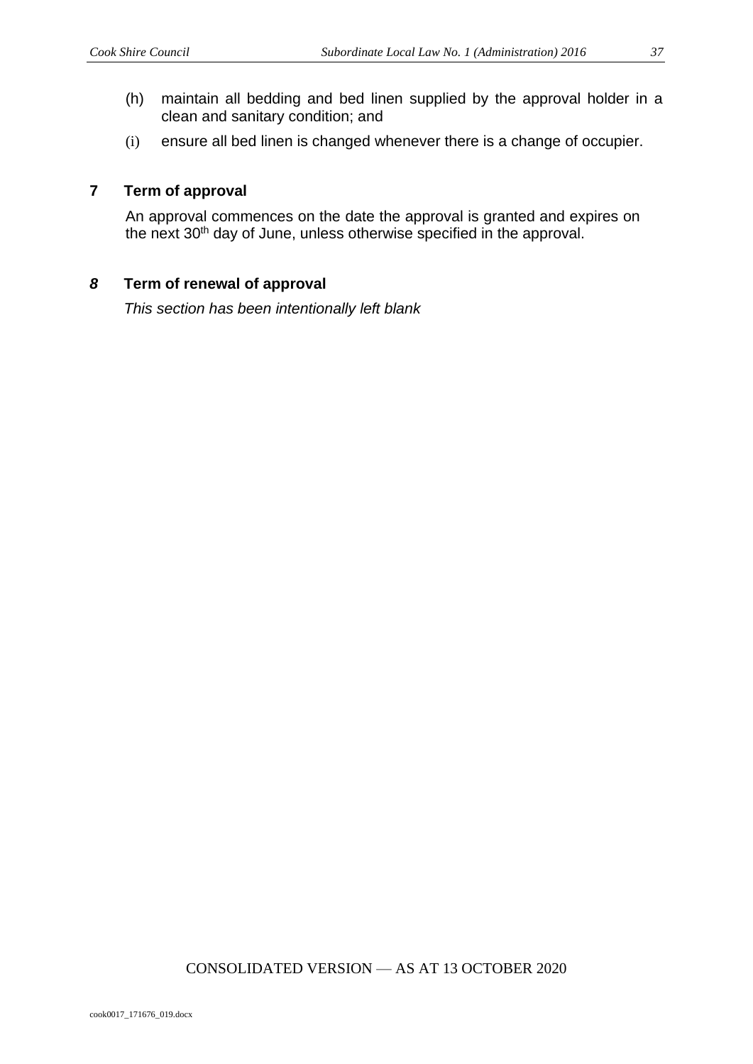(h) maintain all bedding and bed linen supplied by the approval holder in a clean and sanitary condition; and

(i) ensure all bed linen is changed whenever there is a change of occupier.

## 7 Term of approval

An approval commences on the date the approval is granted and expires on the next 30th day of June, unless otherwise specified in the approval.

## *8* Term of renewal of approval

*This section has been intentionally left blank*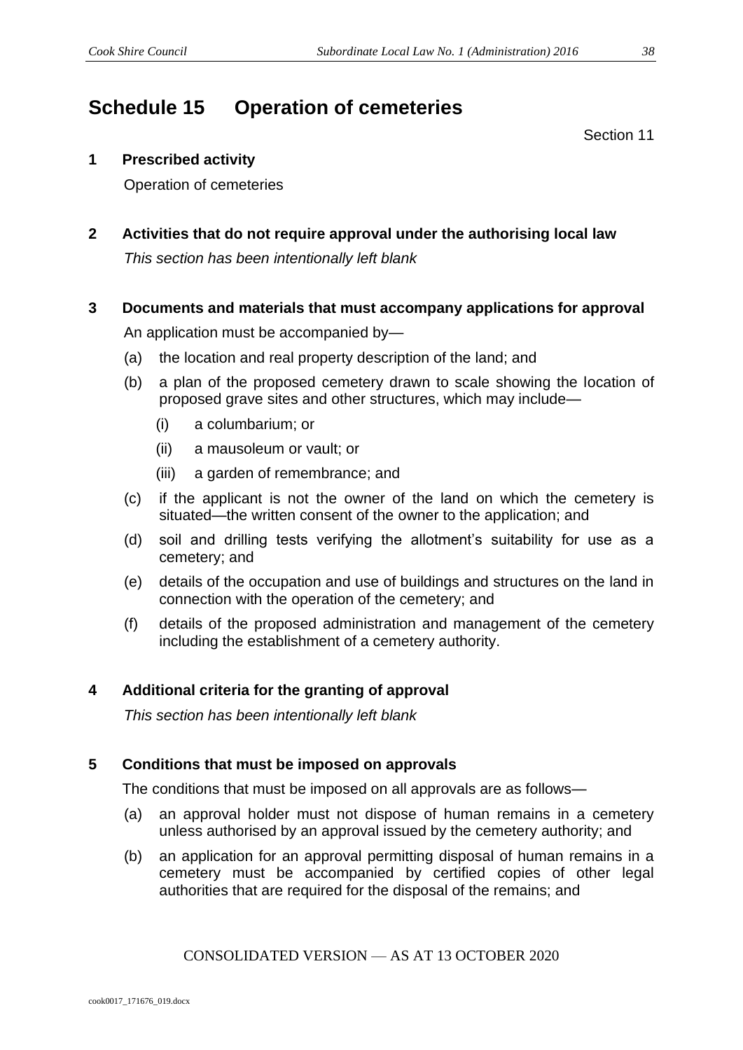# Schedule 15 Operation of cemeteries

Section 11

## 1 Prescribed activity

Operation of cemeteries

## 2 Activities that do not require approval under the authorising local law

*This section has been intentionally left blank*

## 3 Documents and materials that must accompany applications for approval

An application must be accompanied by—

(a) the location and real property description of the land; and

(b) a plan of the proposed cemetery drawn to scale showing the location of proposed grave sites and other structures, which may include—

(i) a columbarium; or

(ii) a mausoleum or vault; or

(iii) a garden of remembrance; and

(c) if the applicant is not the owner of the land on which the cemetery is situated—the written consent of the owner to the application; and

(d) soil and drilling tests verifying the allotment's suitability for use as a cemetery; and

(e) details of the occupation and use of buildings and structures on the land in connection with the operation of the cemetery; and

(f) details of the proposed administration and management of the cemetery including the establishment of a cemetery authority.

## 4 Additional criteria for the granting of approval

*This section has been intentionally left blank*

## 5 Conditions that must be imposed on approvals

The conditions that must be imposed on all approvals are as follows—

(a) an approval holder must not dispose of human remains in a cemetery unless authorised by an approval issued by the cemetery authority; and

(b) an application for an approval permitting disposal of human remains in a cemetery must be accompanied by certified copies of other legal authorities that are required for the disposal of the remains; and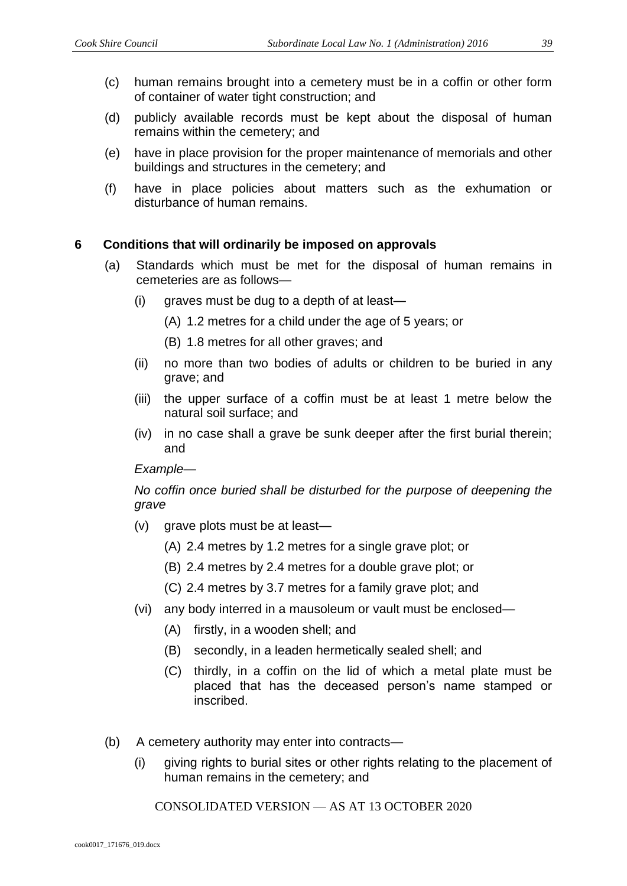(c) human remains brought into a cemetery must be in a coffin or other form of container of water tight construction; and

(d) publicly available records must be kept about the disposal of human remains within the cemetery; and

(e) have in place provision for the proper maintenance of memorials and other buildings and structures in the cemetery; and

(f) have in place policies about matters such as the exhumation or disturbance of human remains.

### 6 Conditions that will ordinarily be imposed on approvals

(a) Standards which must be met for the disposal of human remains in cemeteries are as follows—

  (i) graves must be dug to a depth of at least—

    (A) 1.2 metres for a child under the age of 5 years; or

    (B) 1.8 metres for all other graves; and

  (ii) no more than two bodies of adults or children to be buried in any grave; and

  (iii) the upper surface of a coffin must be at least 1 metre below the natural soil surface; and

  (iv) in no case shall a grave be sunk deeper after the first burial therein; and

  *Example—*

  *No coffin once buried shall be disturbed for the purpose of deepening the grave*

  (v) grave plots must be at least—

    (A) 2.4 metres by 1.2 metres for a single grave plot; or

    (B) 2.4 metres by 2.4 metres for a double grave plot; or

    (C) 2.4 metres by 3.7 metres for a family grave plot; and

  (vi) any body interred in a mausoleum or vault must be enclosed—

    (A) firstly, in a wooden shell; and

    (B) secondly, in a leaden hermetically sealed shell; and

    (C) thirdly, in a coffin on the lid of which a metal plate must be placed that has the deceased person's name stamped or inscribed.

(b) A cemetery authority may enter into contracts—

  (i) giving rights to burial sites or other rights relating to the placement of human remains in the cemetery; and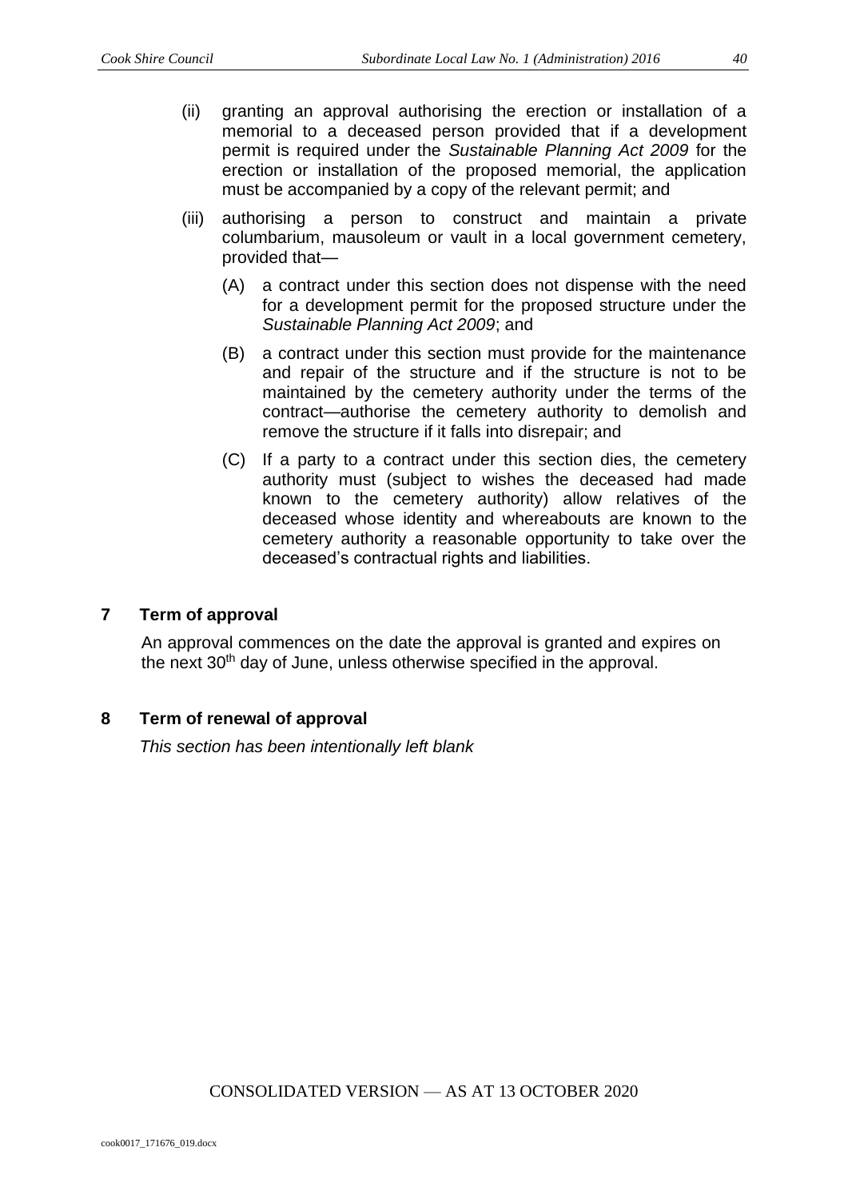(ii) granting an approval authorising the erection or installation of a memorial to a deceased person provided that if a development permit is required under the *Sustainable Planning Act 2009* for the erection or installation of the proposed memorial, the application must be accompanied by a copy of the relevant permit; and

(iii) authorising a person to construct and maintain a private columbarium, mausoleum or vault in a local government cemetery, provided that—

(A) a contract under this section does not dispense with the need for a development permit for the proposed structure under the *Sustainable Planning Act 2009*; and

(B) a contract under this section must provide for the maintenance and repair of the structure and if the structure is not to be maintained by the cemetery authority under the terms of the contract—authorise the cemetery authority to demolish and remove the structure if it falls into disrepair; and

(C) If a party to a contract under this section dies, the cemetery authority must (subject to wishes the deceased had made known to the cemetery authority) allow relatives of the deceased whose identity and whereabouts are known to the cemetery authority a reasonable opportunity to take over the deceased's contractual rights and liabilities.

## 7 Term of approval

An approval commences on the date the approval is granted and expires on the next 30th day of June, unless otherwise specified in the approval.

## 8 Term of renewal of approval

*This section has been intentionally left blank*

CONSOLIDATED VERSION — AS AT 13 OCTOBER 2020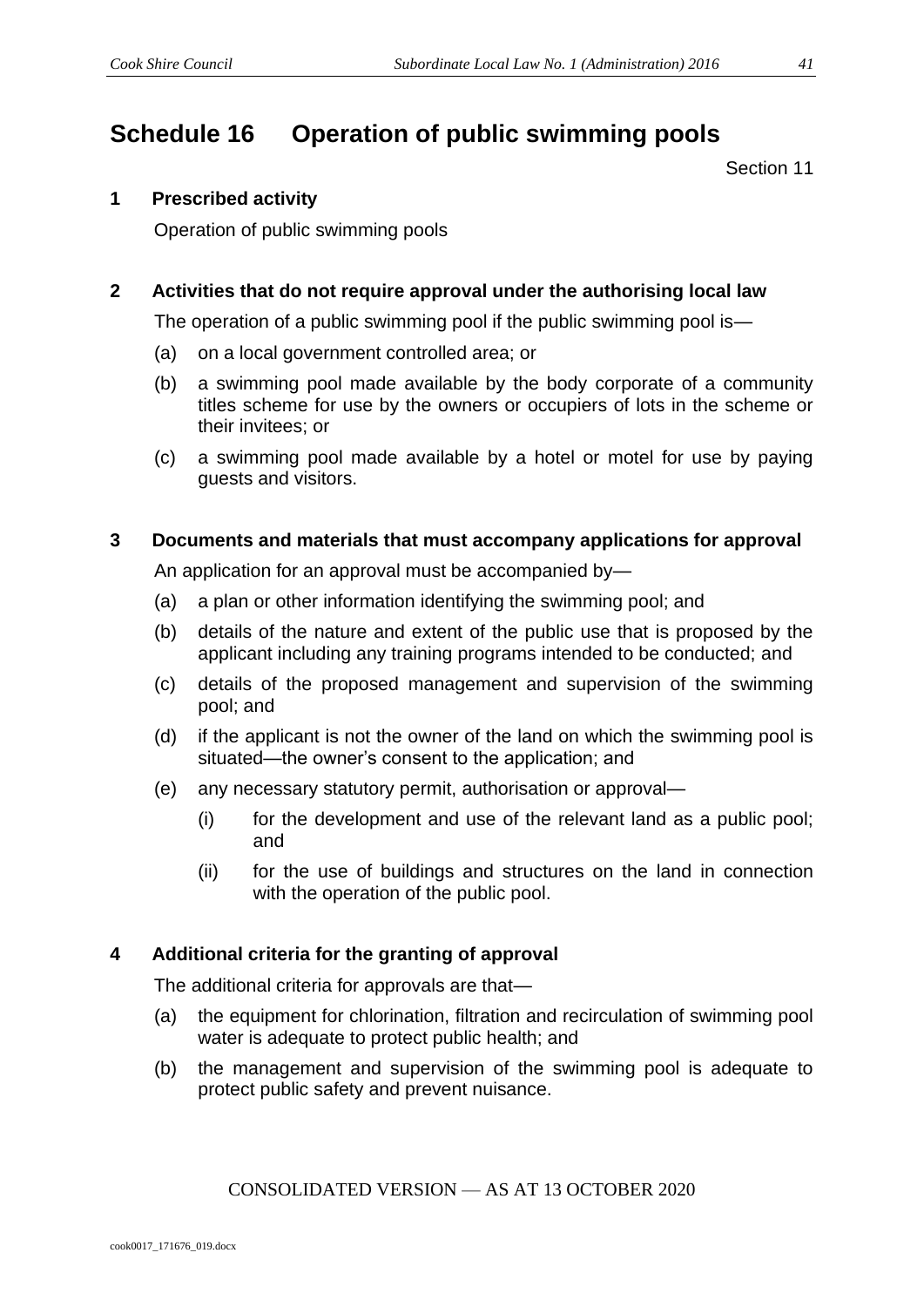# Schedule 16 Operation of public swimming pools

Section 11

## 1 Prescribed activity

Operation of public swimming pools

## 2 Activities that do not require approval under the authorising local law

The operation of a public swimming pool if the public swimming pool is—

(a) on a local government controlled area; or

(b) a swimming pool made available by the body corporate of a community titles scheme for use by the owners or occupiers of lots in the scheme or their invitees; or

(c) a swimming pool made available by a hotel or motel for use by paying guests and visitors.

## 3 Documents and materials that must accompany applications for approval

An application for an approval must be accompanied by—

(a) a plan or other information identifying the swimming pool; and

(b) details of the nature and extent of the public use that is proposed by the applicant including any training programs intended to be conducted; and

(c) details of the proposed management and supervision of the swimming pool; and

(d) if the applicant is not the owner of the land on which the swimming pool is situated—the owner's consent to the application; and

(e) any necessary statutory permit, authorisation or approval—

(i) for the development and use of the relevant land as a public pool; and

(ii) for the use of buildings and structures on the land in connection with the operation of the public pool.

## 4 Additional criteria for the granting of approval

The additional criteria for approvals are that—

(a) the equipment for chlorination, filtration and recirculation of swimming pool water is adequate to protect public health; and

(b) the management and supervision of the swimming pool is adequate to protect public safety and prevent nuisance.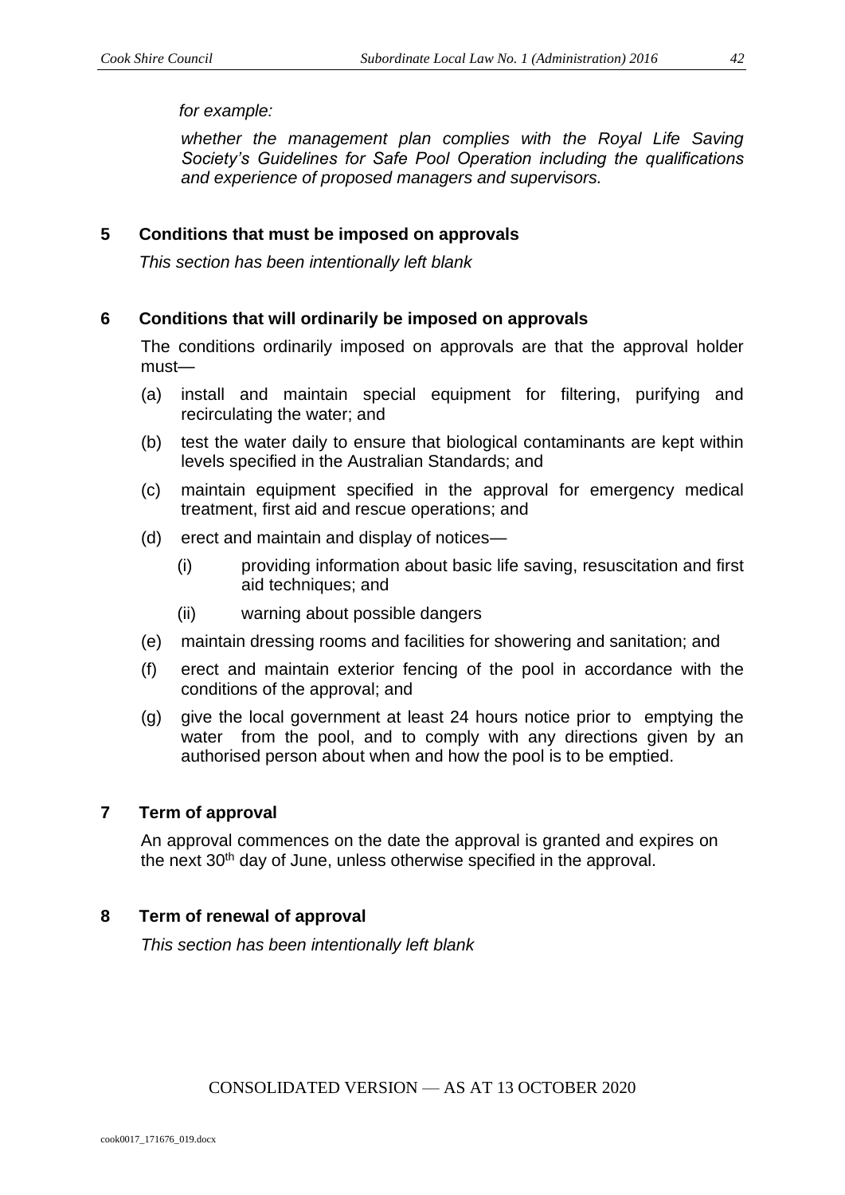*for example:*

*whether the management plan complies with the Royal Life Saving Society's Guidelines for Safe Pool Operation including the qualifications and experience of proposed managers and supervisors.*

## 5 Conditions that must be imposed on approvals

*This section has been intentionally left blank*

## 6 Conditions that will ordinarily be imposed on approvals

The conditions ordinarily imposed on approvals are that the approval holder must—

(a) install and maintain special equipment for filtering, purifying and recirculating the water; and

(b) test the water daily to ensure that biological contaminants are kept within levels specified in the Australian Standards; and

(c) maintain equipment specified in the approval for emergency medical treatment, first aid and rescue operations; and

(d) erect and maintain and display of notices—

  (i) providing information about basic life saving, resuscitation and first aid techniques; and

  (ii) warning about possible dangers

(e) maintain dressing rooms and facilities for showering and sanitation; and

(f) erect and maintain exterior fencing of the pool in accordance with the conditions of the approval; and

(g) give the local government at least 24 hours notice prior to emptying the water from the pool, and to comply with any directions given by an authorised person about when and how the pool is to be emptied.

## 7 Term of approval

An approval commences on the date the approval is granted and expires on the next 30th day of June, unless otherwise specified in the approval.

## 8 Term of renewal of approval

*This section has been intentionally left blank*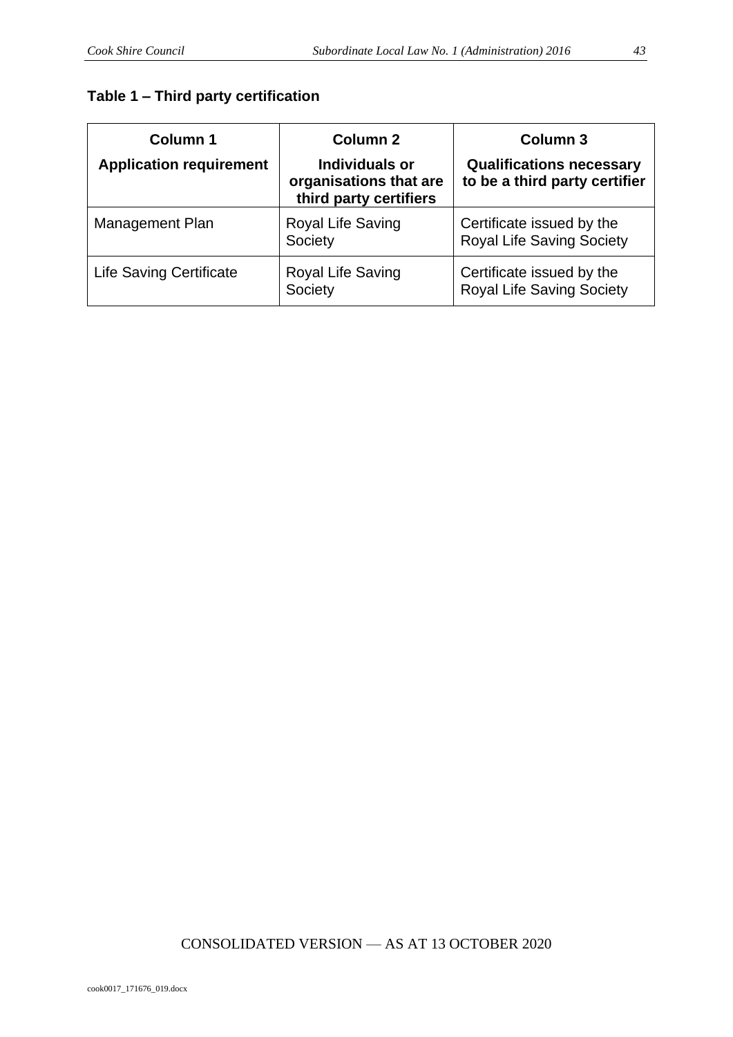**Table 1 – Third party certification**

| Column 1<br>**Application requirement** | Column 2<br>**Individuals or organisations that are third party certifiers** | Column 3<br>**Qualifications necessary to be a third party certifier** |
|---|---|---|
| Management Plan | Royal Life Saving Society | Certificate issued by the Royal Life Saving Society |
| Life Saving Certificate | Royal Life Saving Society | Certificate issued by the Royal Life Saving Society |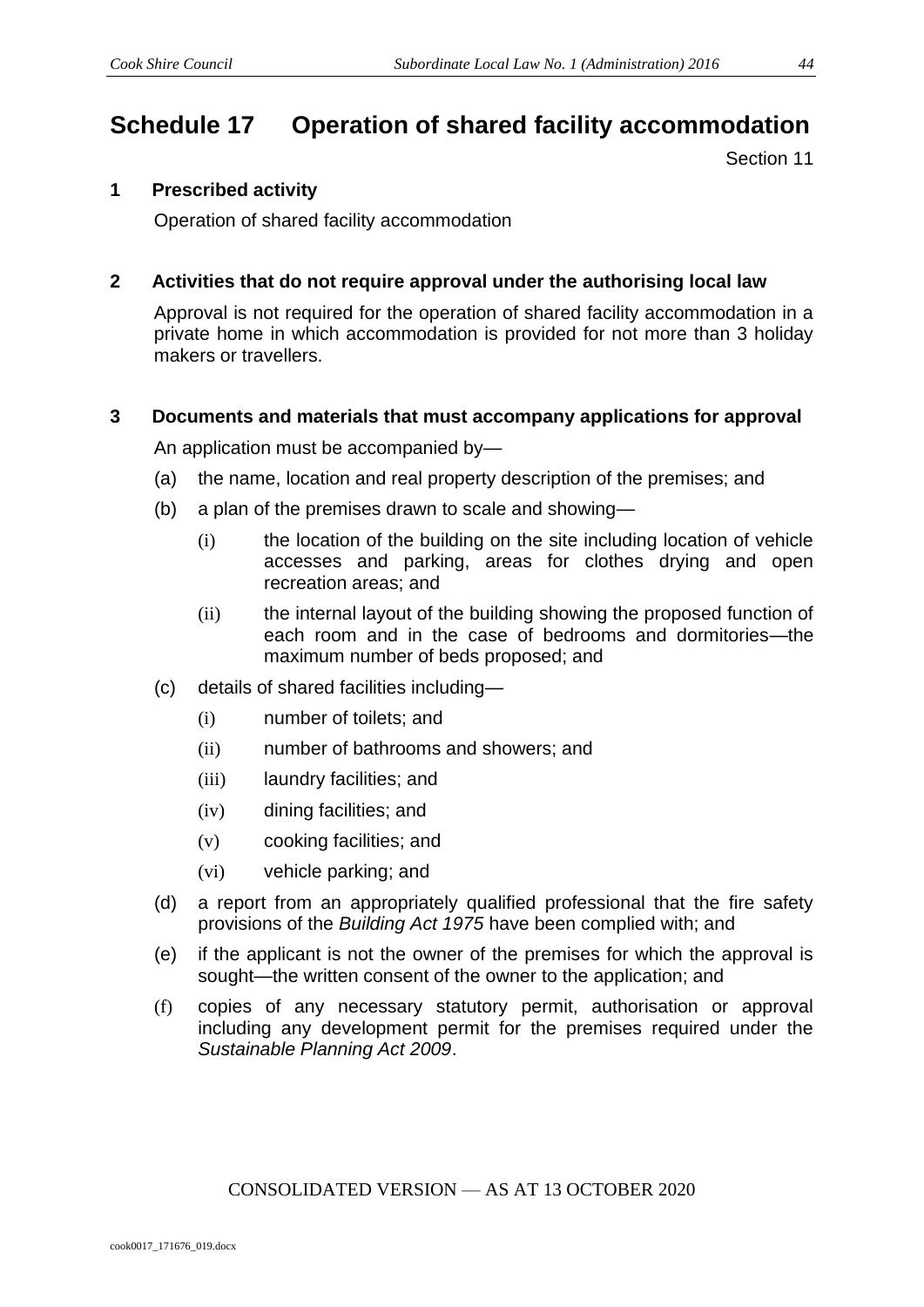# Schedule 17 Operation of shared facility accommodation

Section 11

## 1 Prescribed activity

Operation of shared facility accommodation

## 2 Activities that do not require approval under the authorising local law

Approval is not required for the operation of shared facility accommodation in a private home in which accommodation is provided for not more than 3 holiday makers or travellers.

## 3 Documents and materials that must accompany applications for approval

An application must be accompanied by—

(a) the name, location and real property description of the premises; and

(b) a plan of the premises drawn to scale and showing—

(i) the location of the building on the site including location of vehicle accesses and parking, areas for clothes drying and open recreation areas; and

(ii) the internal layout of the building showing the proposed function of each room and in the case of bedrooms and dormitories—the maximum number of beds proposed; and

(c) details of shared facilities including—

(i) number of toilets; and

(ii) number of bathrooms and showers; and

(iii) laundry facilities; and

(iv) dining facilities; and

(v) cooking facilities; and

(vi) vehicle parking; and

(d) a report from an appropriately qualified professional that the fire safety provisions of the *Building Act 1975* have been complied with; and

(e) if the applicant is not the owner of the premises for which the approval is sought—the written consent of the owner to the application; and

(f) copies of any necessary statutory permit, authorisation or approval including any development permit for the premises required under the *Sustainable Planning Act 2009*.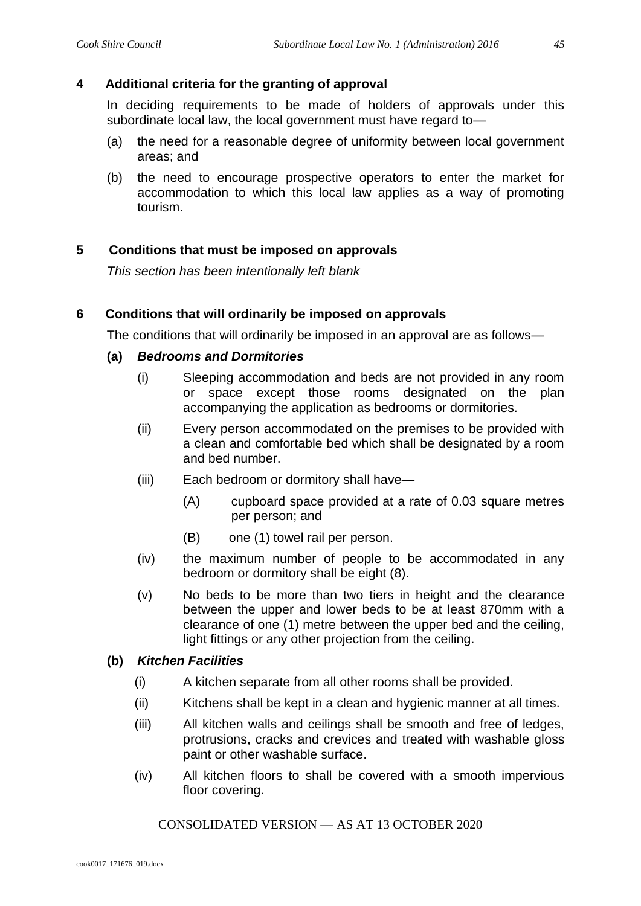## 4 Additional criteria for the granting of approval

In deciding requirements to be made of holders of approvals under this subordinate local law, the local government must have regard to—

(a) the need for a reasonable degree of uniformity between local government areas; and

(b) the need to encourage prospective operators to enter the market for accommodation to which this local law applies as a way of promoting tourism.

## 5 Conditions that must be imposed on approvals

*This section has been intentionally left blank*

## 6 Conditions that will ordinarily be imposed on approvals

The conditions that will ordinarily be imposed in an approval are as follows—

**(a)** ***Bedrooms and Dormitories***

(i) Sleeping accommodation and beds are not provided in any room or space except those rooms designated on the plan accompanying the application as bedrooms or dormitories.

(ii) Every person accommodated on the premises to be provided with a clean and comfortable bed which shall be designated by a room and bed number.

(iii) Each bedroom or dormitory shall have—

(A) cupboard space provided at a rate of 0.03 square metres per person; and

(B) one (1) towel rail per person.

(iv) the maximum number of people to be accommodated in any bedroom or dormitory shall be eight (8).

(v) No beds to be more than two tiers in height and the clearance between the upper and lower beds to be at least 870mm with a clearance of one (1) metre between the upper bed and the ceiling, light fittings or any other projection from the ceiling.

**(b)** ***Kitchen Facilities***

(i) A kitchen separate from all other rooms shall be provided.

(ii) Kitchens shall be kept in a clean and hygienic manner at all times.

(iii) All kitchen walls and ceilings shall be smooth and free of ledges, protrusions, cracks and crevices and treated with washable gloss paint or other washable surface.

(iv) All kitchen floors to shall be covered with a smooth impervious floor covering.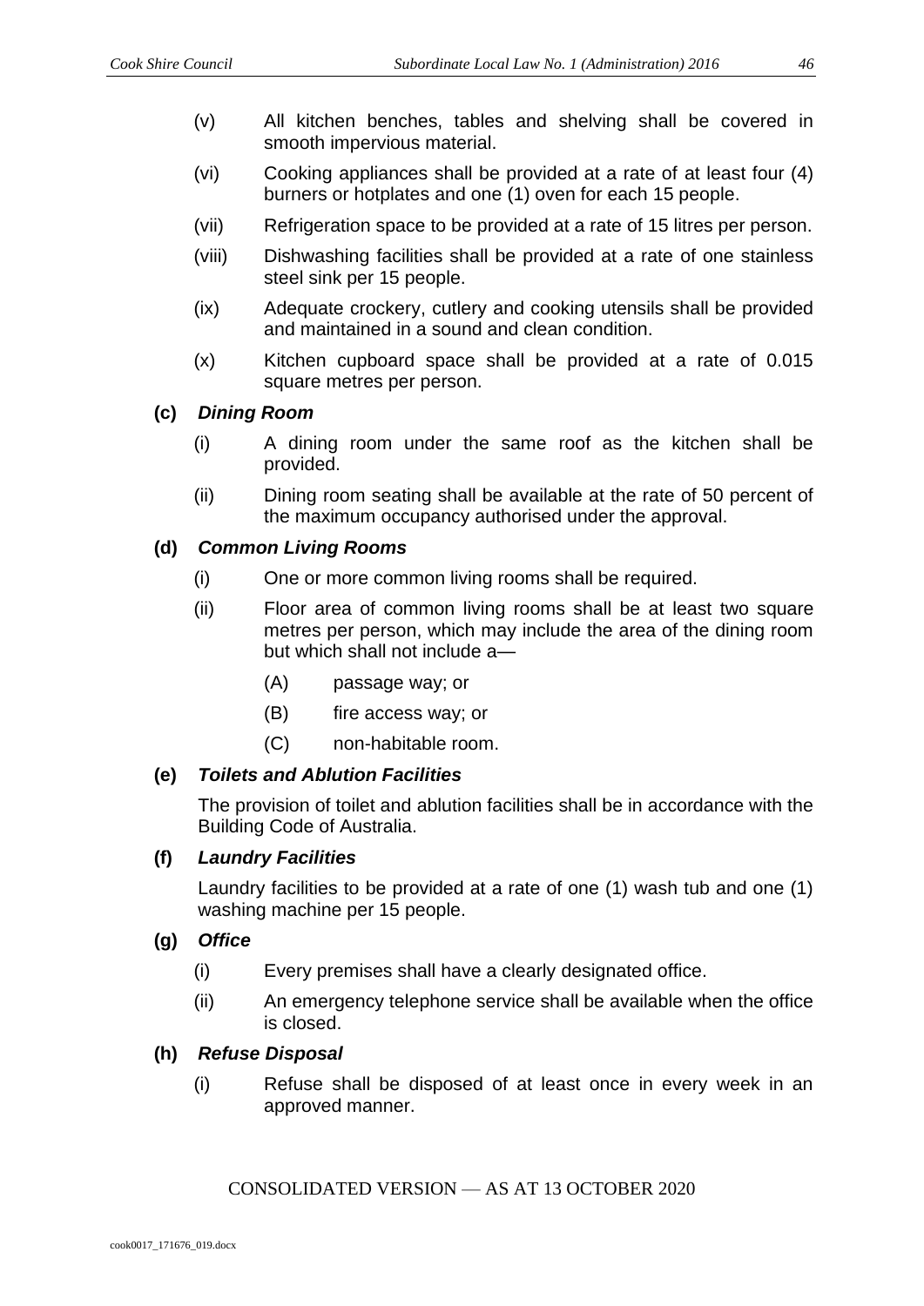(v) All kitchen benches, tables and shelving shall be covered in smooth impervious material.

(vi) Cooking appliances shall be provided at a rate of at least four (4) burners or hotplates and one (1) oven for each 15 people.

(vii) Refrigeration space to be provided at a rate of 15 litres per person.

(viii) Dishwashing facilities shall be provided at a rate of one stainless steel sink per 15 people.

(ix) Adequate crockery, cutlery and cooking utensils shall be provided and maintained in a sound and clean condition.

(x) Kitchen cupboard space shall be provided at a rate of 0.015 square metres per person.

**(c) *Dining Room***

(i) A dining room under the same roof as the kitchen shall be provided.

(ii) Dining room seating shall be available at the rate of 50 percent of the maximum occupancy authorised under the approval.

**(d) *Common Living Rooms***

(i) One or more common living rooms shall be required.

(ii) Floor area of common living rooms shall be at least two square metres per person, which may include the area of the dining room but which shall not include a—

(A) passage way; or

(B) fire access way; or

(C) non-habitable room.

**(e) *Toilets and Ablution Facilities***

The provision of toilet and ablution facilities shall be in accordance with the Building Code of Australia.

**(f) *Laundry Facilities***

Laundry facilities to be provided at a rate of one (1) wash tub and one (1) washing machine per 15 people.

**(g) *Office***

(i) Every premises shall have a clearly designated office.

(ii) An emergency telephone service shall be available when the office is closed.

**(h) *Refuse Disposal***

(i) Refuse shall be disposed of at least once in every week in an approved manner.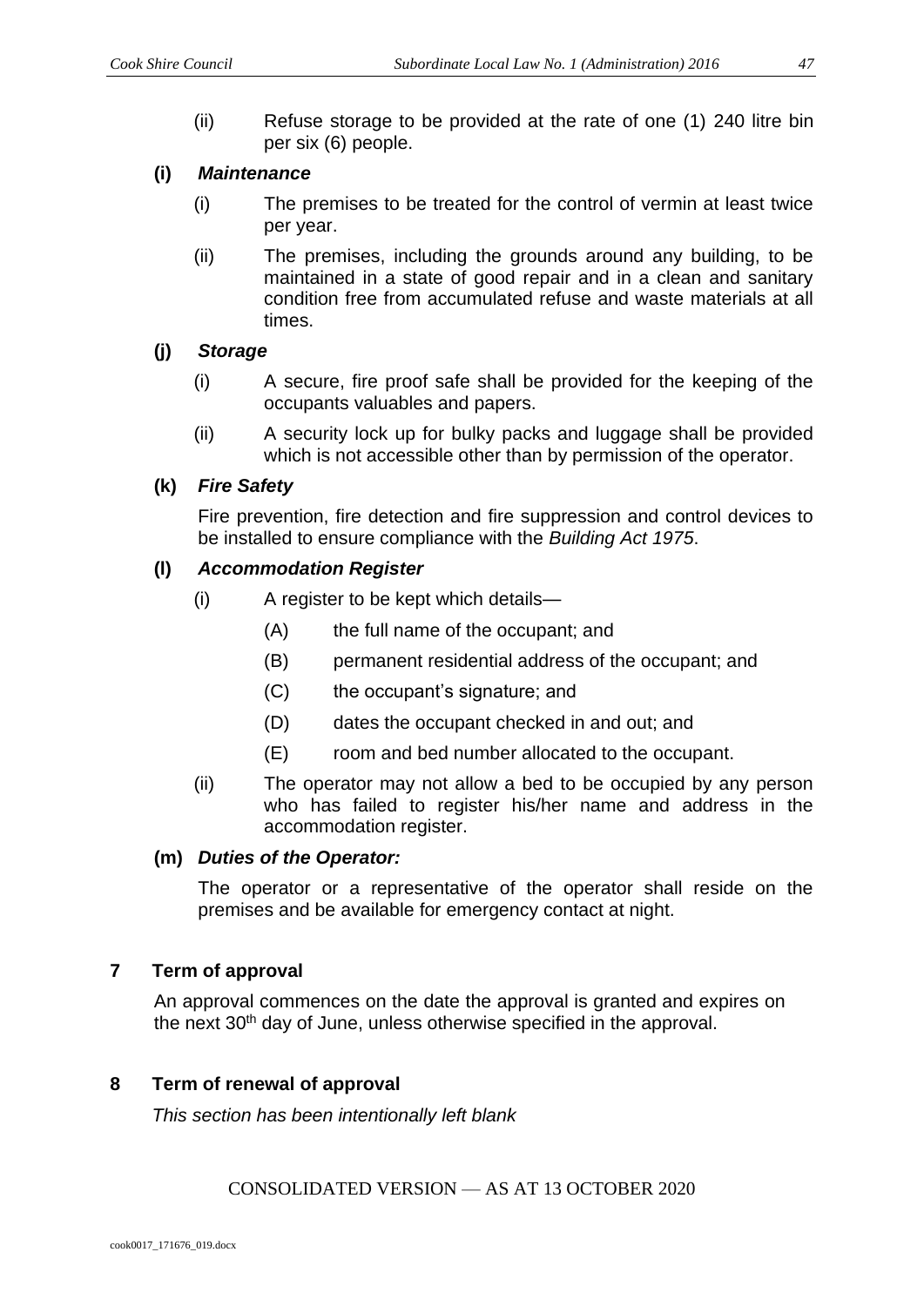(ii) Refuse storage to be provided at the rate of one (1) 240 litre bin per six (6) people.

**(i) *Maintenance***

(i) The premises to be treated for the control of vermin at least twice per year.

(ii) The premises, including the grounds around any building, to be maintained in a state of good repair and in a clean and sanitary condition free from accumulated refuse and waste materials at all times.

**(j) *Storage***

(i) A secure, fire proof safe shall be provided for the keeping of the occupants valuables and papers.

(ii) A security lock up for bulky packs and luggage shall be provided which is not accessible other than by permission of the operator.

**(k) *Fire Safety***

Fire prevention, fire detection and fire suppression and control devices to be installed to ensure compliance with the *Building Act 1975*.

**(l) *Accommodation Register***

(i) A register to be kept which details—

(A) the full name of the occupant; and

(B) permanent residential address of the occupant; and

(C) the occupant's signature; and

(D) dates the occupant checked in and out; and

(E) room and bed number allocated to the occupant.

(ii) The operator may not allow a bed to be occupied by any person who has failed to register his/her name and address in the accommodation register.

**(m) *Duties of the Operator:***

The operator or a representative of the operator shall reside on the premises and be available for emergency contact at night.

## 7 Term of approval

An approval commences on the date the approval is granted and expires on the next 30th day of June, unless otherwise specified in the approval.

## 8 Term of renewal of approval

*This section has been intentionally left blank*

CONSOLIDATED VERSION — AS AT 13 OCTOBER 2020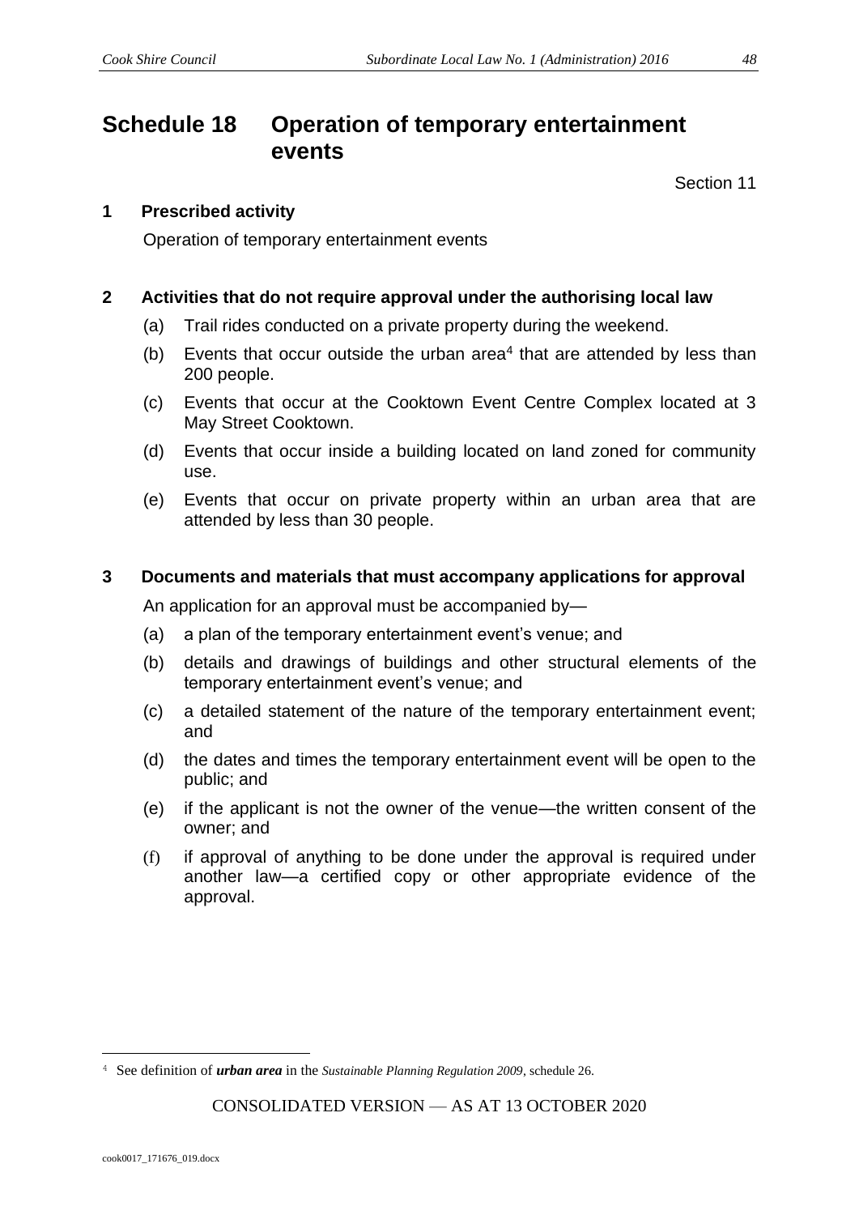# Schedule 18 Operation of temporary entertainment events

Section 11

## 1 Prescribed activity

Operation of temporary entertainment events

## 2 Activities that do not require approval under the authorising local law

(a) Trail rides conducted on a private property during the weekend.

(b) Events that occur outside the urban area[4] that are attended by less than 200 people.

(c) Events that occur at the Cooktown Event Centre Complex located at 3 May Street Cooktown.

(d) Events that occur inside a building located on land zoned for community use.

(e) Events that occur on private property within an urban area that are attended by less than 30 people.

## 3 Documents and materials that must accompany applications for approval

An application for an approval must be accompanied by—

(a) a plan of the temporary entertainment event's venue; and

(b) details and drawings of buildings and other structural elements of the temporary entertainment event's venue; and

(c) a detailed statement of the nature of the temporary entertainment event; and

(d) the dates and times the temporary entertainment event will be open to the public; and

(e) if the applicant is not the owner of the venue—the written consent of the owner; and

(f) if approval of anything to be done under the approval is required under another law—a certified copy or other appropriate evidence of the approval.

---

[4] See definition of ***urban area*** in the *Sustainable Planning Regulation 2009*, schedule 26.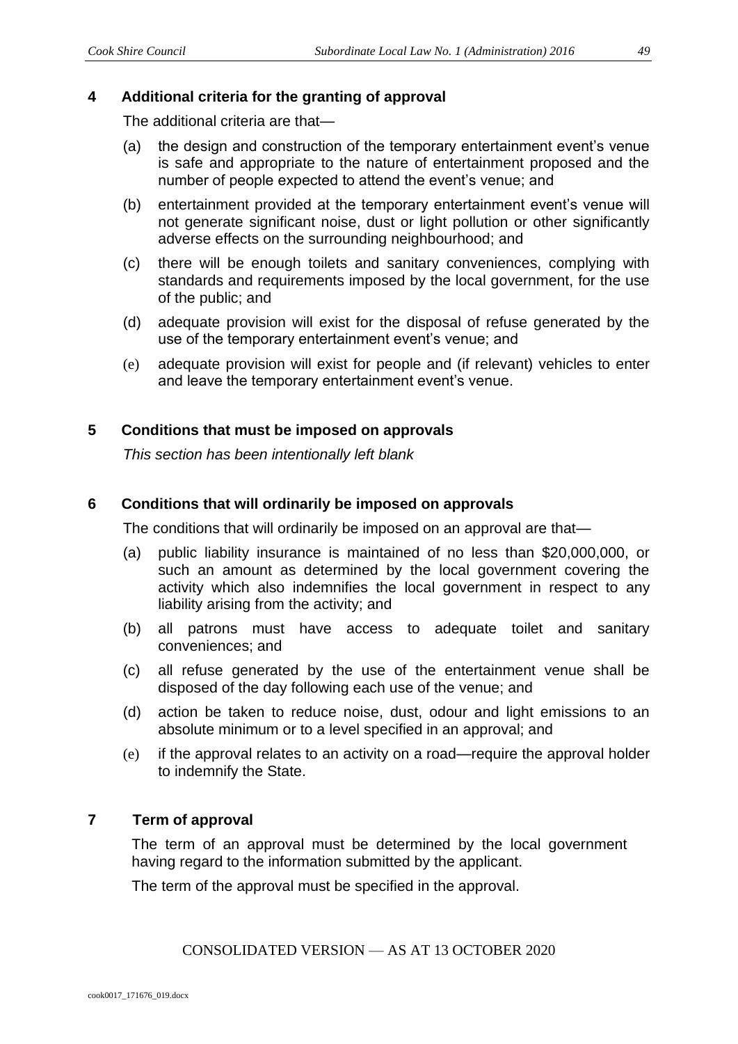## 4 Additional criteria for the granting of approval

The additional criteria are that—

(a) the design and construction of the temporary entertainment event's venue is safe and appropriate to the nature of entertainment proposed and the number of people expected to attend the event's venue; and

(b) entertainment provided at the temporary entertainment event's venue will not generate significant noise, dust or light pollution or other significantly adverse effects on the surrounding neighbourhood; and

(c) there will be enough toilets and sanitary conveniences, complying with standards and requirements imposed by the local government, for the use of the public; and

(d) adequate provision will exist for the disposal of refuse generated by the use of the temporary entertainment event's venue; and

(e) adequate provision will exist for people and (if relevant) vehicles to enter and leave the temporary entertainment event's venue.

## 5 Conditions that must be imposed on approvals

*This section has been intentionally left blank*

## 6 Conditions that will ordinarily be imposed on approvals

The conditions that will ordinarily be imposed on an approval are that—

(a) public liability insurance is maintained of no less than $20,000,000, or such an amount as determined by the local government covering the activity which also indemnifies the local government in respect to any liability arising from the activity; and

(b) all patrons must have access to adequate toilet and sanitary conveniences; and

(c) all refuse generated by the use of the entertainment venue shall be disposed of the day following each use of the venue; and

(d) action be taken to reduce noise, dust, odour and light emissions to an absolute minimum or to a level specified in an approval; and

(e) if the approval relates to an activity on a road—require the approval holder to indemnify the State.

## 7 Term of approval

The term of an approval must be determined by the local government having regard to the information submitted by the applicant.

The term of the approval must be specified in the approval.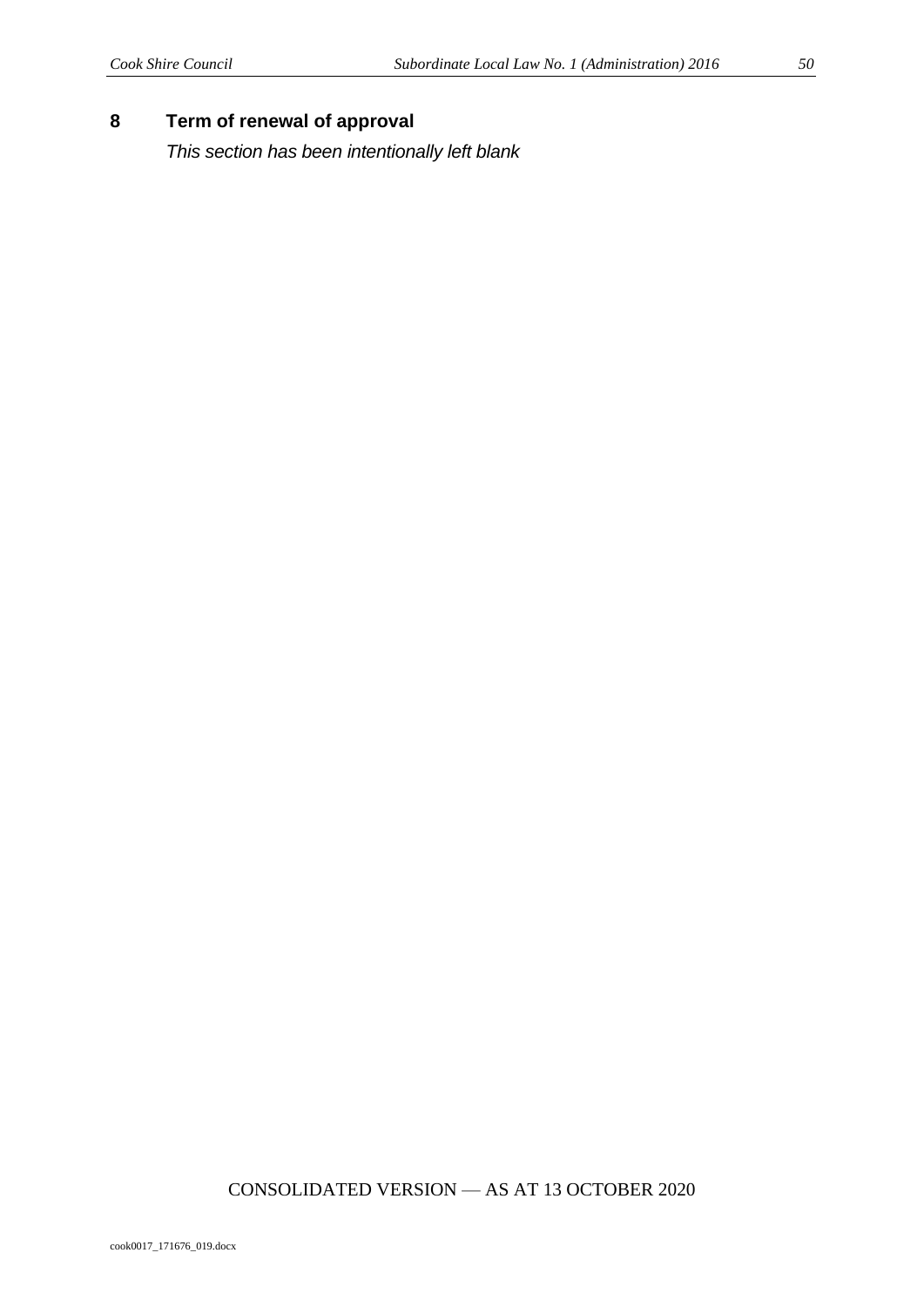## 8 Term of renewal of approval

*This section has been intentionally left blank*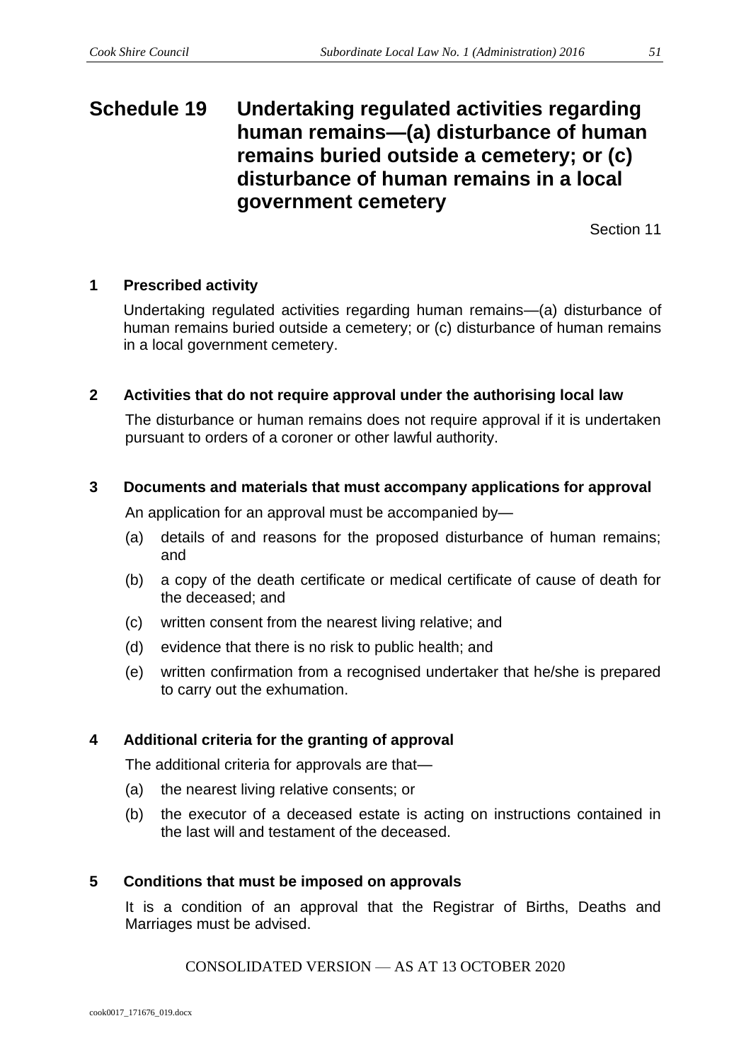# Schedule 19 Undertaking regulated activities regarding human remains—(a) disturbance of human remains buried outside a cemetery; or (c) disturbance of human remains in a local government cemetery

Section 11

## 1 Prescribed activity

Undertaking regulated activities regarding human remains—(a) disturbance of human remains buried outside a cemetery; or (c) disturbance of human remains in a local government cemetery.

## 2 Activities that do not require approval under the authorising local law

The disturbance or human remains does not require approval if it is undertaken pursuant to orders of a coroner or other lawful authority.

## 3 Documents and materials that must accompany applications for approval

An application for an approval must be accompanied by—

(a) details of and reasons for the proposed disturbance of human remains; and

(b) a copy of the death certificate or medical certificate of cause of death for the deceased; and

(c) written consent from the nearest living relative; and

(d) evidence that there is no risk to public health; and

(e) written confirmation from a recognised undertaker that he/she is prepared to carry out the exhumation.

## 4 Additional criteria for the granting of approval

The additional criteria for approvals are that—

(a) the nearest living relative consents; or

(b) the executor of a deceased estate is acting on instructions contained in the last will and testament of the deceased.

## 5 Conditions that must be imposed on approvals

It is a condition of an approval that the Registrar of Births, Deaths and Marriages must be advised.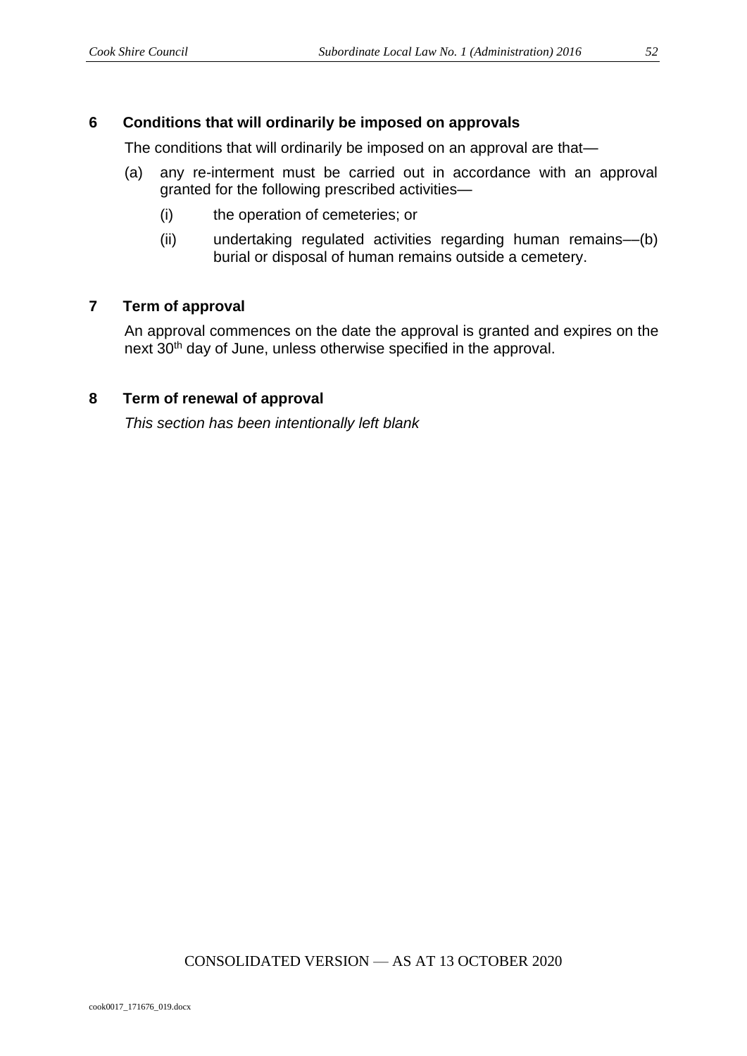## 6 Conditions that will ordinarily be imposed on approvals

The conditions that will ordinarily be imposed on an approval are that—

(a) any re-interment must be carried out in accordance with an approval granted for the following prescribed activities—

(i) the operation of cemeteries; or

(ii) undertaking regulated activities regarding human remains—(b) burial or disposal of human remains outside a cemetery.

## 7 Term of approval

An approval commences on the date the approval is granted and expires on the next 30th day of June, unless otherwise specified in the approval.

## 8 Term of renewal of approval

*This section has been intentionally left blank*

CONSOLIDATED VERSION — AS AT 13 OCTOBER 2020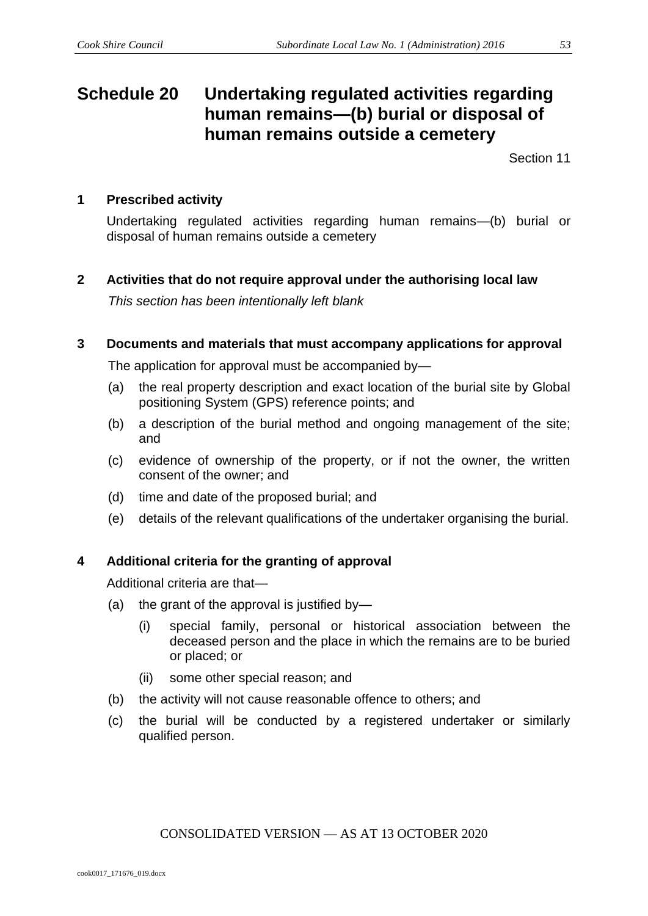# Schedule 20 Undertaking regulated activities regarding human remains—(b) burial or disposal of human remains outside a cemetery

Section 11

## 1 Prescribed activity

Undertaking regulated activities regarding human remains—(b) burial or disposal of human remains outside a cemetery

## 2 Activities that do not require approval under the authorising local law

*This section has been intentionally left blank*

## 3 Documents and materials that must accompany applications for approval

The application for approval must be accompanied by—

(a) the real property description and exact location of the burial site by Global positioning System (GPS) reference points; and

(b) a description of the burial method and ongoing management of the site; and

(c) evidence of ownership of the property, or if not the owner, the written consent of the owner; and

(d) time and date of the proposed burial; and

(e) details of the relevant qualifications of the undertaker organising the burial.

## 4 Additional criteria for the granting of approval

Additional criteria are that—

(a) the grant of the approval is justified by—

  (i) special family, personal or historical association between the deceased person and the place in which the remains are to be buried or placed; or

  (ii) some other special reason; and

(b) the activity will not cause reasonable offence to others; and

(c) the burial will be conducted by a registered undertaker or similarly qualified person.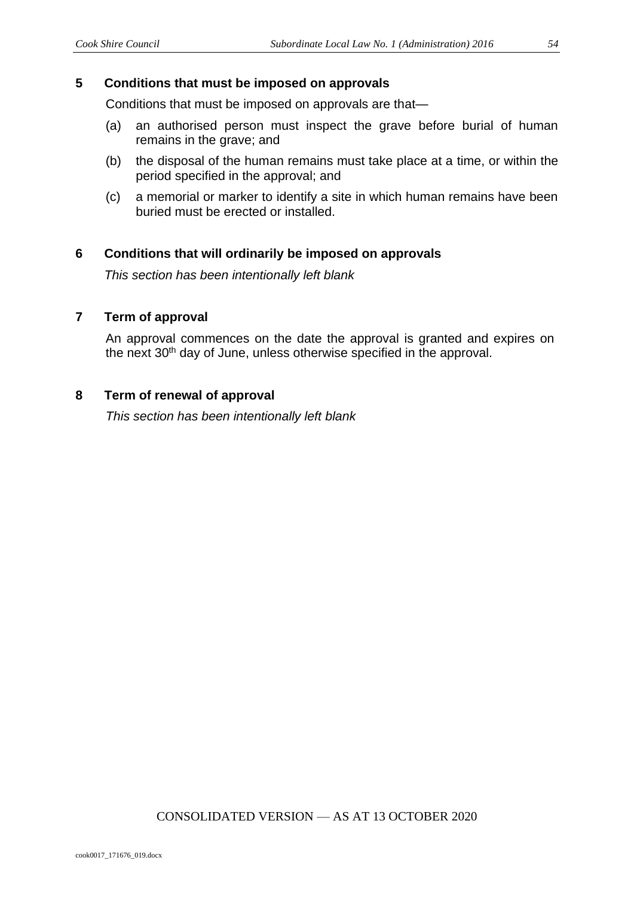## 5 Conditions that must be imposed on approvals

Conditions that must be imposed on approvals are that—

(a) an authorised person must inspect the grave before burial of human remains in the grave; and

(b) the disposal of the human remains must take place at a time, or within the period specified in the approval; and

(c) a memorial or marker to identify a site in which human remains have been buried must be erected or installed.

## 6 Conditions that will ordinarily be imposed on approvals

*This section has been intentionally left blank*

## 7 Term of approval

An approval commences on the date the approval is granted and expires on the next 30th day of June, unless otherwise specified in the approval.

## 8 Term of renewal of approval

*This section has been intentionally left blank*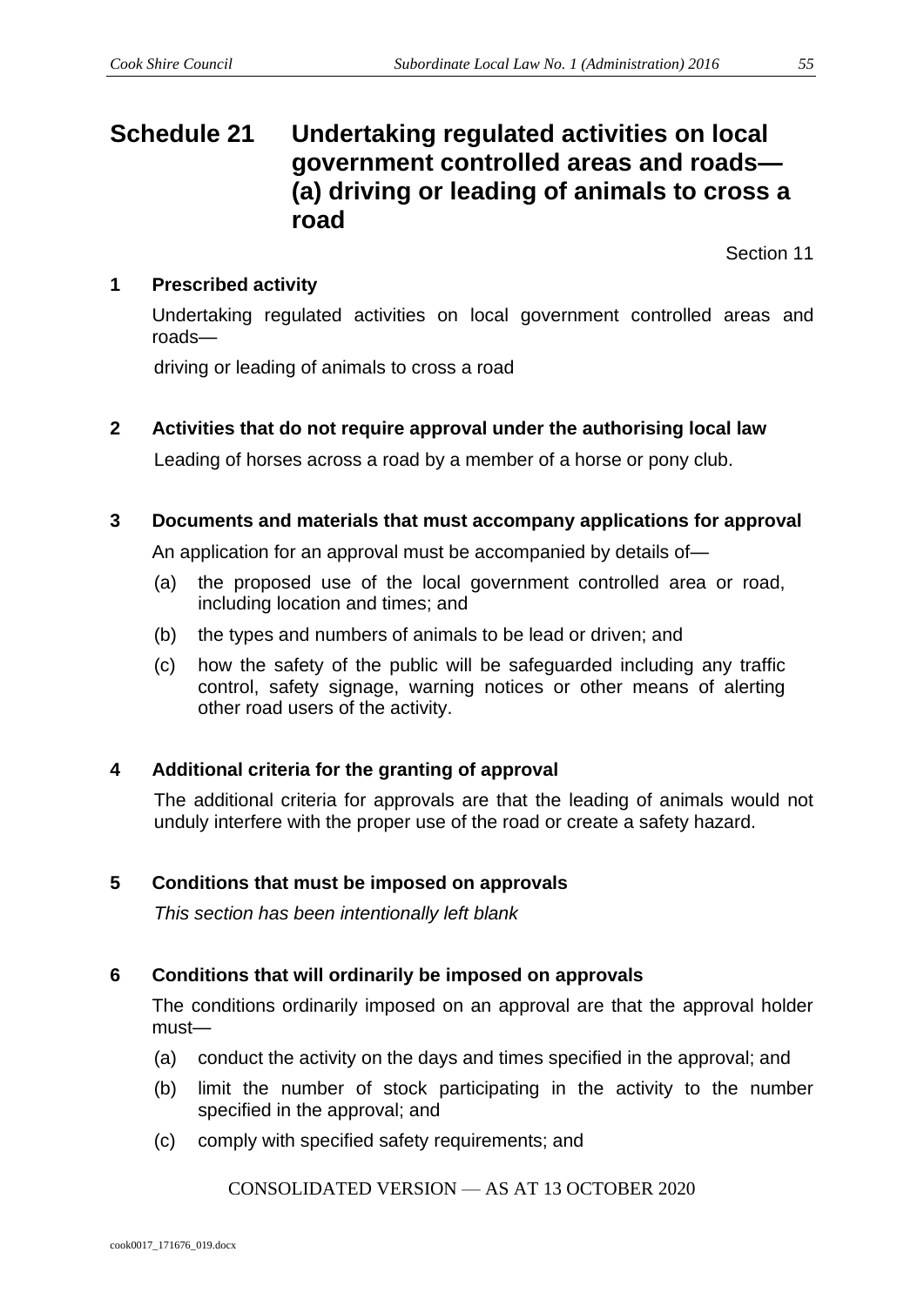# Schedule 21 Undertaking regulated activities on local government controlled areas and roads—(a) driving or leading of animals to cross a road

Section 11

## 1 Prescribed activity

Undertaking regulated activities on local government controlled areas and roads—

driving or leading of animals to cross a road

## 2 Activities that do not require approval under the authorising local law

Leading of horses across a road by a member of a horse or pony club.

## 3 Documents and materials that must accompany applications for approval

An application for an approval must be accompanied by details of—

(a) the proposed use of the local government controlled area or road, including location and times; and

(b) the types and numbers of animals to be lead or driven; and

(c) how the safety of the public will be safeguarded including any traffic control, safety signage, warning notices or other means of alerting other road users of the activity.

## 4 Additional criteria for the granting of approval

The additional criteria for approvals are that the leading of animals would not unduly interfere with the proper use of the road or create a safety hazard.

## 5 Conditions that must be imposed on approvals

*This section has been intentionally left blank*

## 6 Conditions that will ordinarily be imposed on approvals

The conditions ordinarily imposed on an approval are that the approval holder must—

(a) conduct the activity on the days and times specified in the approval; and

(b) limit the number of stock participating in the activity to the number specified in the approval; and

(c) comply with specified safety requirements; and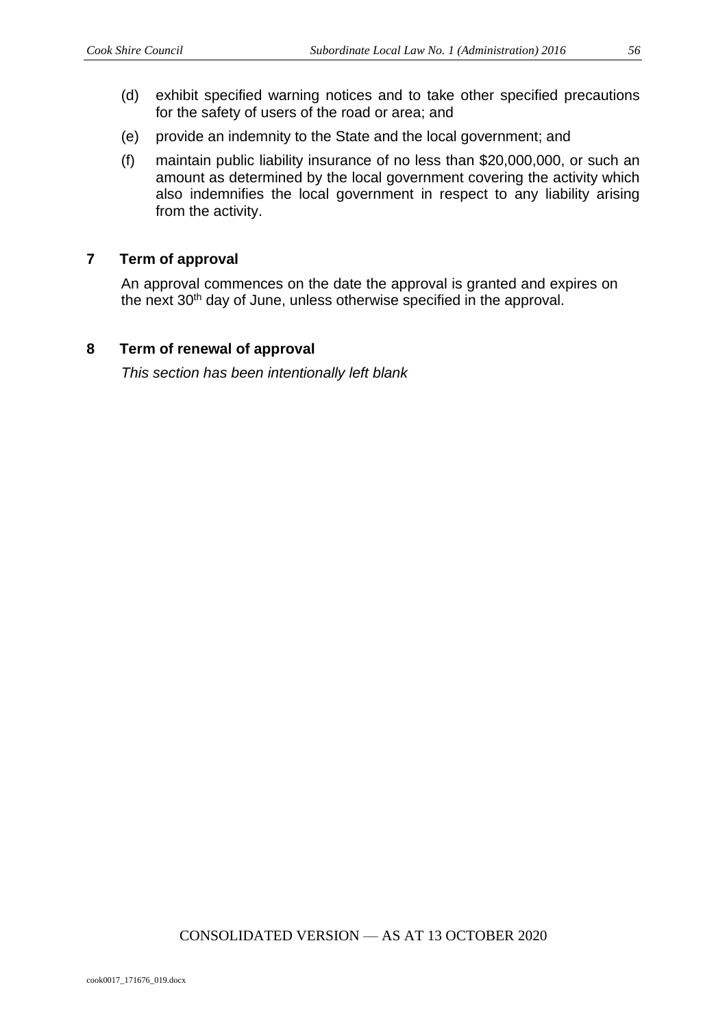(d) exhibit specified warning notices and to take other specified precautions for the safety of users of the road or area; and

(e) provide an indemnity to the State and the local government; and

(f) maintain public liability insurance of no less than $20,000,000, or such an amount as determined by the local government covering the activity which also indemnifies the local government in respect to any liability arising from the activity.

## 7 Term of approval

An approval commences on the date the approval is granted and expires on the next 30th day of June, unless otherwise specified in the approval.

## 8 Term of renewal of approval

*This section has been intentionally left blank*

CONSOLIDATED VERSION — AS AT 13 OCTOBER 2020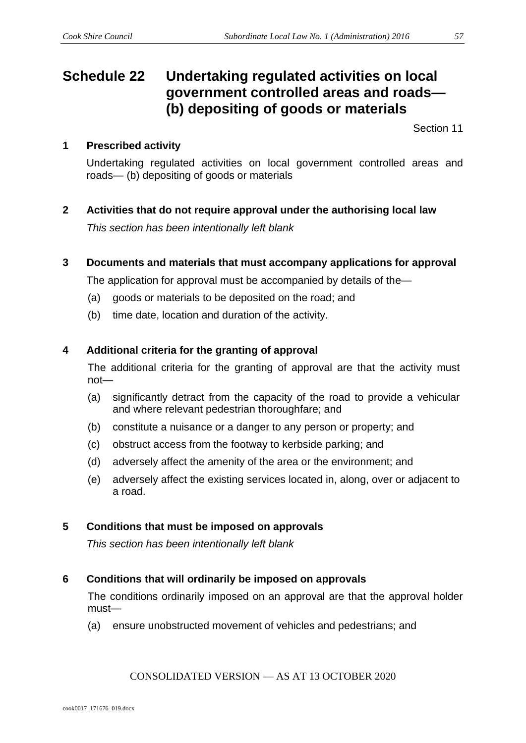# Schedule 22 Undertaking regulated activities on local government controlled areas and roads— (b) depositing of goods or materials

Section 11

## 1 Prescribed activity

Undertaking regulated activities on local government controlled areas and roads— (b) depositing of goods or materials

## 2 Activities that do not require approval under the authorising local law

*This section has been intentionally left blank*

## 3 Documents and materials that must accompany applications for approval

The application for approval must be accompanied by details of the—

(a) goods or materials to be deposited on the road; and

(b) time date, location and duration of the activity.

## 4 Additional criteria for the granting of approval

The additional criteria for the granting of approval are that the activity must not—

(a) significantly detract from the capacity of the road to provide a vehicular and where relevant pedestrian thoroughfare; and

(b) constitute a nuisance or a danger to any person or property; and

(c) obstruct access from the footway to kerbside parking; and

(d) adversely affect the amenity of the area or the environment; and

(e) adversely affect the existing services located in, along, over or adjacent to a road.

## 5 Conditions that must be imposed on approvals

*This section has been intentionally left blank*

## 6 Conditions that will ordinarily be imposed on approvals

The conditions ordinarily imposed on an approval are that the approval holder must—

(a) ensure unobstructed movement of vehicles and pedestrians; and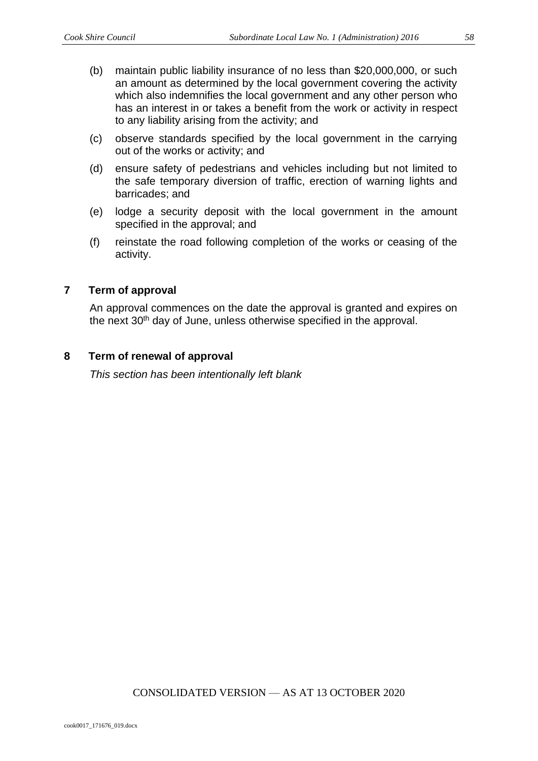(b) maintain public liability insurance of no less than $20,000,000, or such an amount as determined by the local government covering the activity which also indemnifies the local government and any other person who has an interest in or takes a benefit from the work or activity in respect to any liability arising from the activity; and

(c) observe standards specified by the local government in the carrying out of the works or activity; and

(d) ensure safety of pedestrians and vehicles including but not limited to the safe temporary diversion of traffic, erection of warning lights and barricades; and

(e) lodge a security deposit with the local government in the amount specified in the approval; and

(f) reinstate the road following completion of the works or ceasing of the activity.

## 7 Term of approval

An approval commences on the date the approval is granted and expires on the next 30th day of June, unless otherwise specified in the approval.

## 8 Term of renewal of approval

*This section has been intentionally left blank*

CONSOLIDATED VERSION — AS AT 13 OCTOBER 2020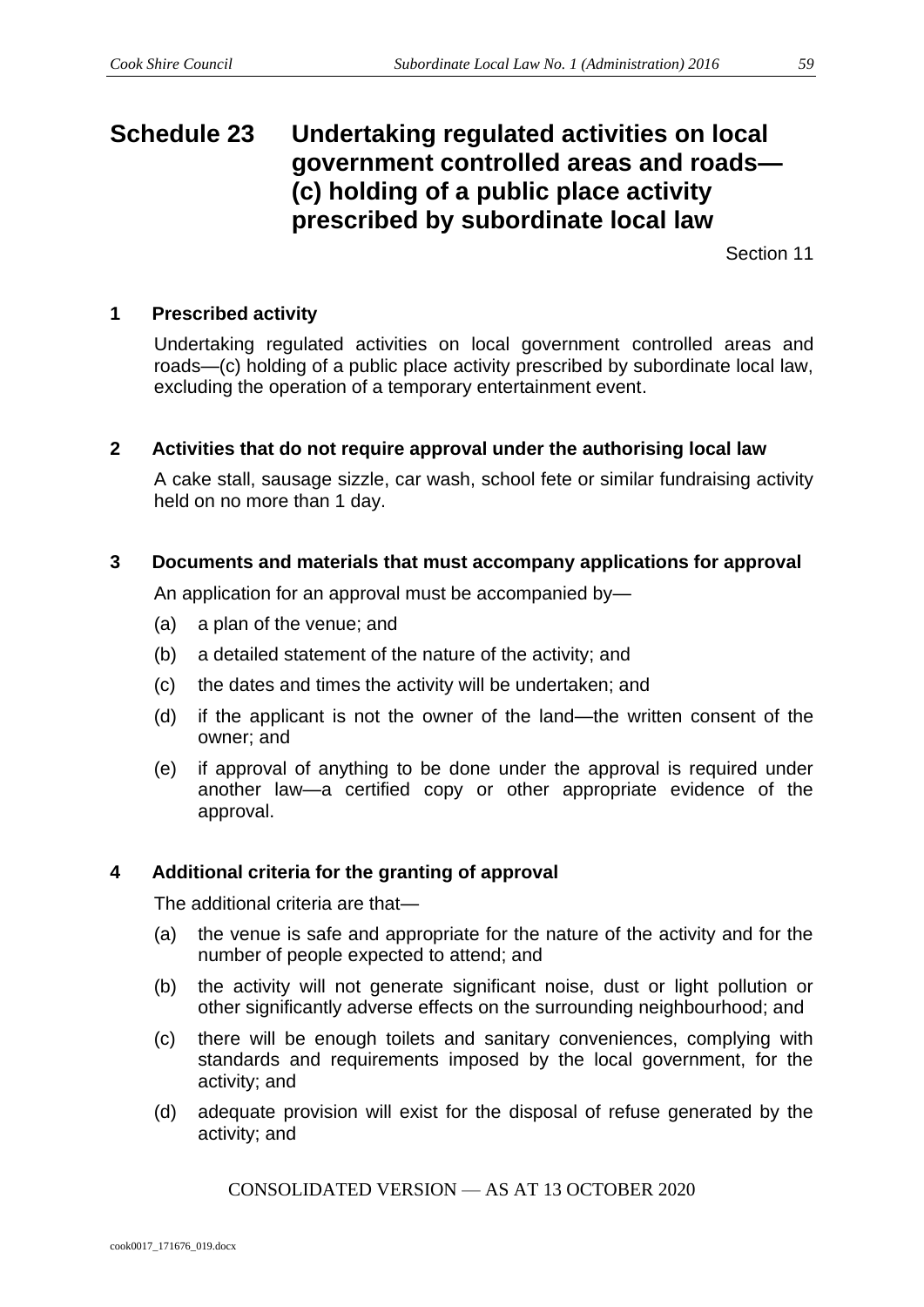# Schedule 23 Undertaking regulated activities on local government controlled areas and roads—(c) holding of a public place activity prescribed by subordinate local law

Section 11

## 1 Prescribed activity

Undertaking regulated activities on local government controlled areas and roads—(c) holding of a public place activity prescribed by subordinate local law, excluding the operation of a temporary entertainment event.

## 2 Activities that do not require approval under the authorising local law

A cake stall, sausage sizzle, car wash, school fete or similar fundraising activity held on no more than 1 day.

## 3 Documents and materials that must accompany applications for approval

An application for an approval must be accompanied by—

(a) a plan of the venue; and

(b) a detailed statement of the nature of the activity; and

(c) the dates and times the activity will be undertaken; and

(d) if the applicant is not the owner of the land—the written consent of the owner; and

(e) if approval of anything to be done under the approval is required under another law—a certified copy or other appropriate evidence of the approval.

## 4 Additional criteria for the granting of approval

The additional criteria are that—

(a) the venue is safe and appropriate for the nature of the activity and for the number of people expected to attend; and

(b) the activity will not generate significant noise, dust or light pollution or other significantly adverse effects on the surrounding neighbourhood; and

(c) there will be enough toilets and sanitary conveniences, complying with standards and requirements imposed by the local government, for the activity; and

(d) adequate provision will exist for the disposal of refuse generated by the activity; and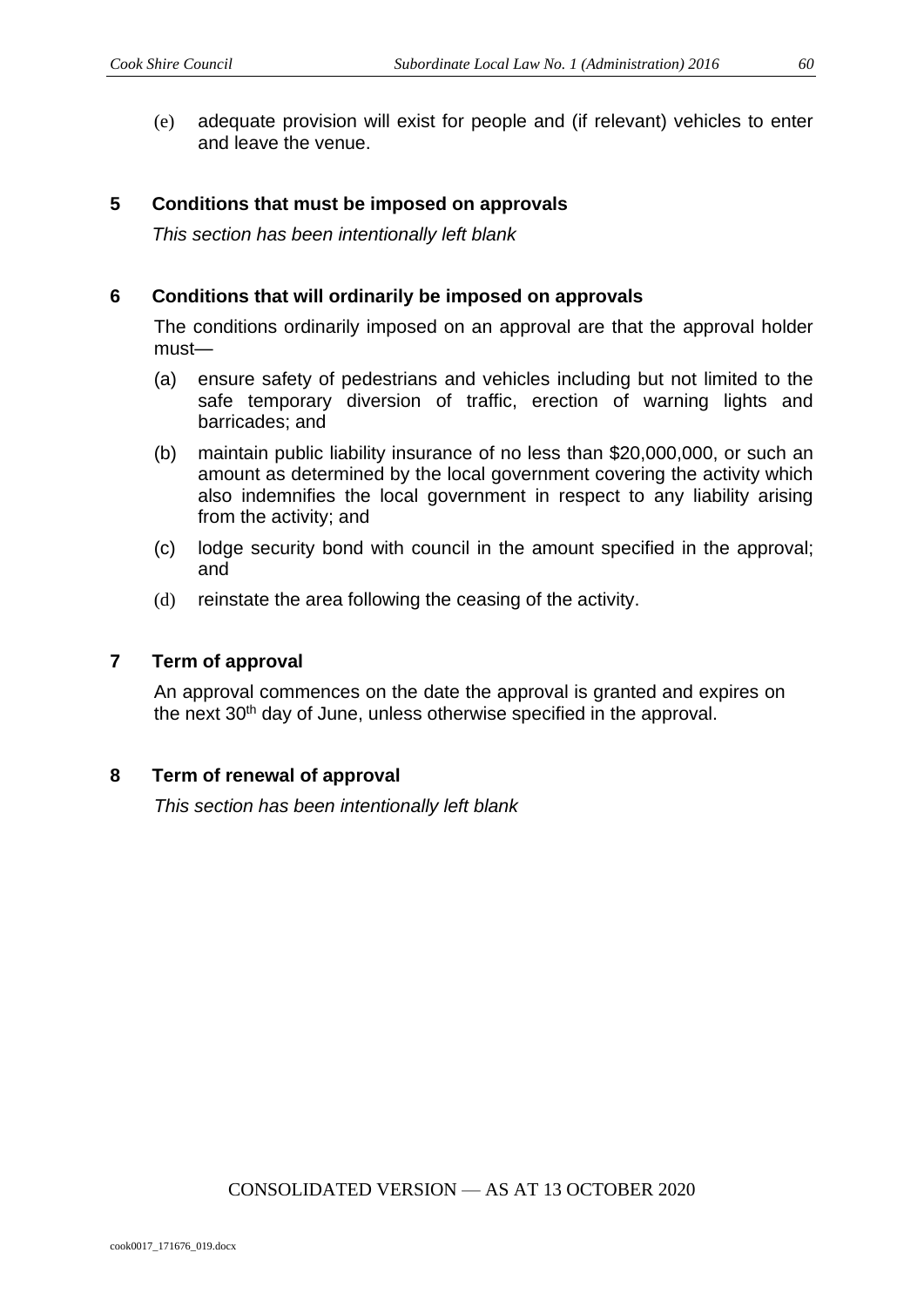(e) adequate provision will exist for people and (if relevant) vehicles to enter and leave the venue.

## 5 Conditions that must be imposed on approvals

*This section has been intentionally left blank*

## 6 Conditions that will ordinarily be imposed on approvals

The conditions ordinarily imposed on an approval are that the approval holder must—

(a) ensure safety of pedestrians and vehicles including but not limited to the safe temporary diversion of traffic, erection of warning lights and barricades; and

(b) maintain public liability insurance of no less than $20,000,000, or such an amount as determined by the local government covering the activity which also indemnifies the local government in respect to any liability arising from the activity; and

(c) lodge security bond with council in the amount specified in the approval; and

(d) reinstate the area following the ceasing of the activity.

## 7 Term of approval

An approval commences on the date the approval is granted and expires on the next 30th day of June, unless otherwise specified in the approval.

## 8 Term of renewal of approval

*This section has been intentionally left blank*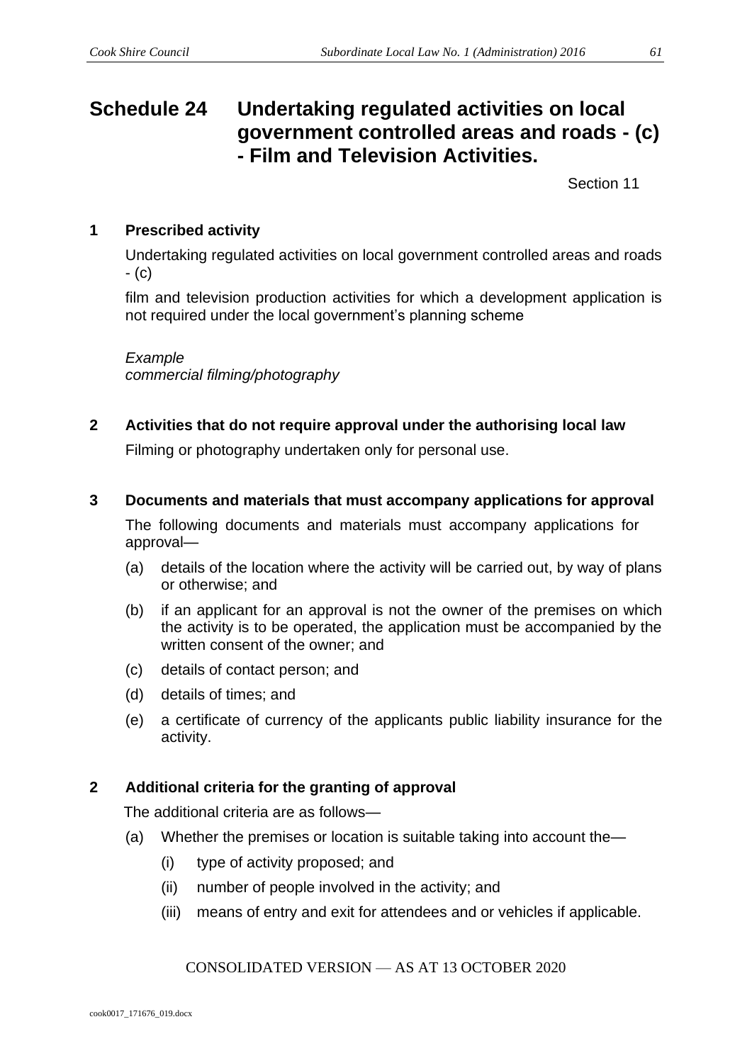# Schedule 24 Undertaking regulated activities on local government controlled areas and roads - (c) - Film and Television Activities.

Section 11

## 1 Prescribed activity

Undertaking regulated activities on local government controlled areas and roads - (c)

film and television production activities for which a development application is not required under the local government's planning scheme

*Example*
*commercial filming/photography*

## 2 Activities that do not require approval under the authorising local law

Filming or photography undertaken only for personal use.

## 3 Documents and materials that must accompany applications for approval

The following documents and materials must accompany applications for approval—

(a) details of the location where the activity will be carried out, by way of plans or otherwise; and

(b) if an applicant for an approval is not the owner of the premises on which the activity is to be operated, the application must be accompanied by the written consent of the owner; and

(c) details of contact person; and

(d) details of times; and

(e) a certificate of currency of the applicants public liability insurance for the activity.

## 2 Additional criteria for the granting of approval

The additional criteria are as follows—

(a) Whether the premises or location is suitable taking into account the—

(i) type of activity proposed; and

(ii) number of people involved in the activity; and

(iii) means of entry and exit for attendees and or vehicles if applicable.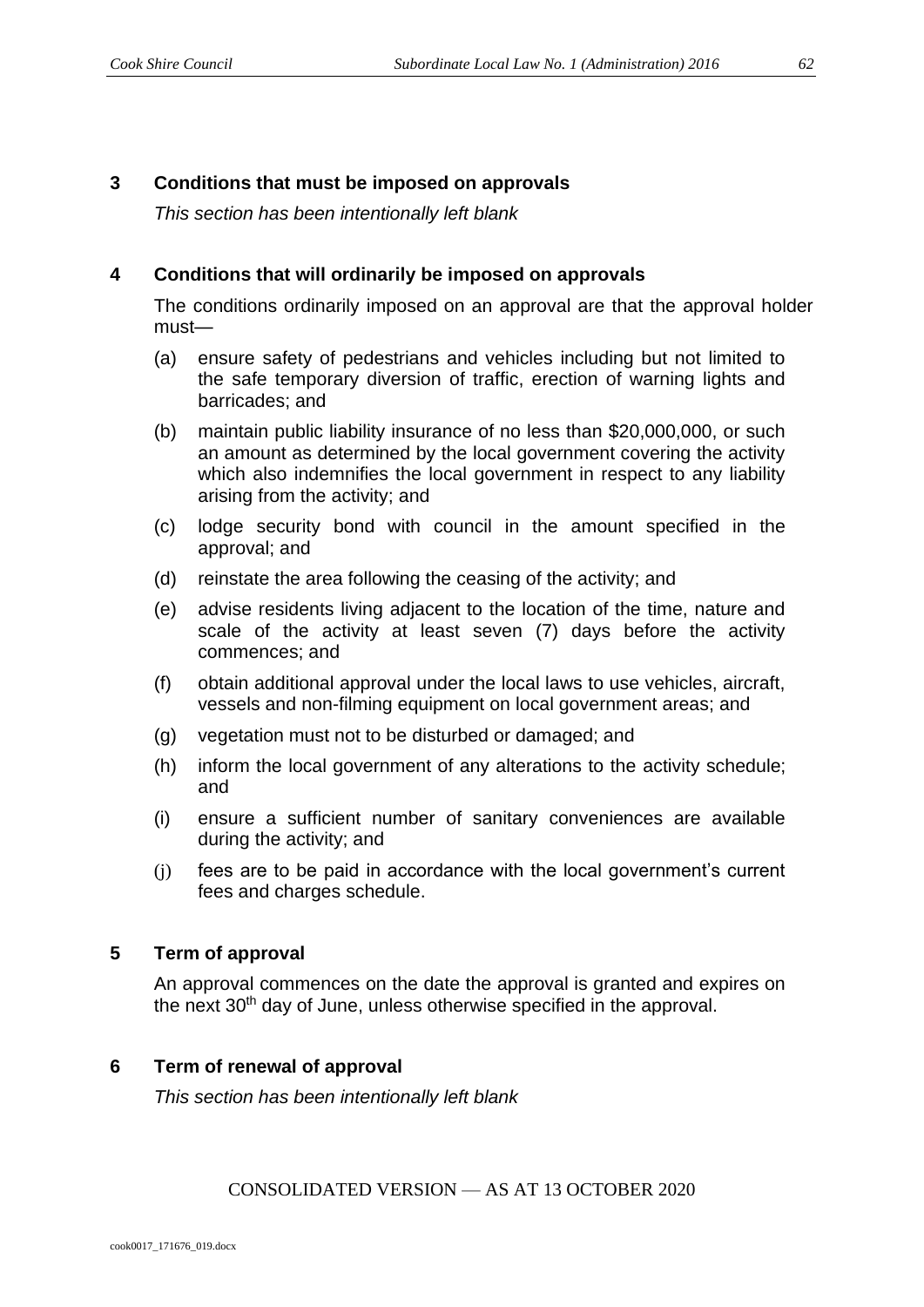### 3 Conditions that must be imposed on approvals

*This section has been intentionally left blank*

### 4 Conditions that will ordinarily be imposed on approvals

The conditions ordinarily imposed on an approval are that the approval holder must—

(a) ensure safety of pedestrians and vehicles including but not limited to the safe temporary diversion of traffic, erection of warning lights and barricades; and

(b) maintain public liability insurance of no less than $20,000,000, or such an amount as determined by the local government covering the activity which also indemnifies the local government in respect to any liability arising from the activity; and

(c) lodge security bond with council in the amount specified in the approval; and

(d) reinstate the area following the ceasing of the activity; and

(e) advise residents living adjacent to the location of the time, nature and scale of the activity at least seven (7) days before the activity commences; and

(f) obtain additional approval under the local laws to use vehicles, aircraft, vessels and non-filming equipment on local government areas; and

(g) vegetation must not to be disturbed or damaged; and

(h) inform the local government of any alterations to the activity schedule; and

(i) ensure a sufficient number of sanitary conveniences are available during the activity; and

(j) fees are to be paid in accordance with the local government's current fees and charges schedule.

### 5 Term of approval

An approval commences on the date the approval is granted and expires on the next 30th day of June, unless otherwise specified in the approval.

### 6 Term of renewal of approval

*This section has been intentionally left blank*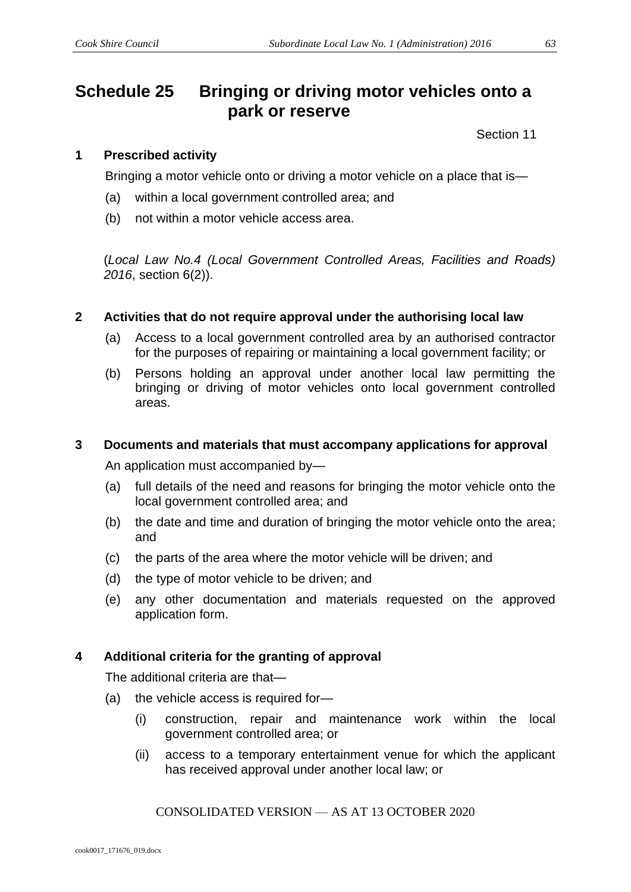# Schedule 25 Bringing or driving motor vehicles onto a park or reserve

Section 11

## 1 Prescribed activity

Bringing a motor vehicle onto or driving a motor vehicle on a place that is—

(a) within a local government controlled area; and

(b) not within a motor vehicle access area.

(*Local Law No.4 (Local Government Controlled Areas, Facilities and Roads) 2016*, section 6(2)).

## 2 Activities that do not require approval under the authorising local law

(a) Access to a local government controlled area by an authorised contractor for the purposes of repairing or maintaining a local government facility; or

(b) Persons holding an approval under another local law permitting the bringing or driving of motor vehicles onto local government controlled areas.

## 3 Documents and materials that must accompany applications for approval

An application must accompanied by—

(a) full details of the need and reasons for bringing the motor vehicle onto the local government controlled area; and

(b) the date and time and duration of bringing the motor vehicle onto the area; and

(c) the parts of the area where the motor vehicle will be driven; and

(d) the type of motor vehicle to be driven; and

(e) any other documentation and materials requested on the approved application form.

## 4 Additional criteria for the granting of approval

The additional criteria are that—

(a) the vehicle access is required for—

(i) construction, repair and maintenance work within the local government controlled area; or

(ii) access to a temporary entertainment venue for which the applicant has received approval under another local law; or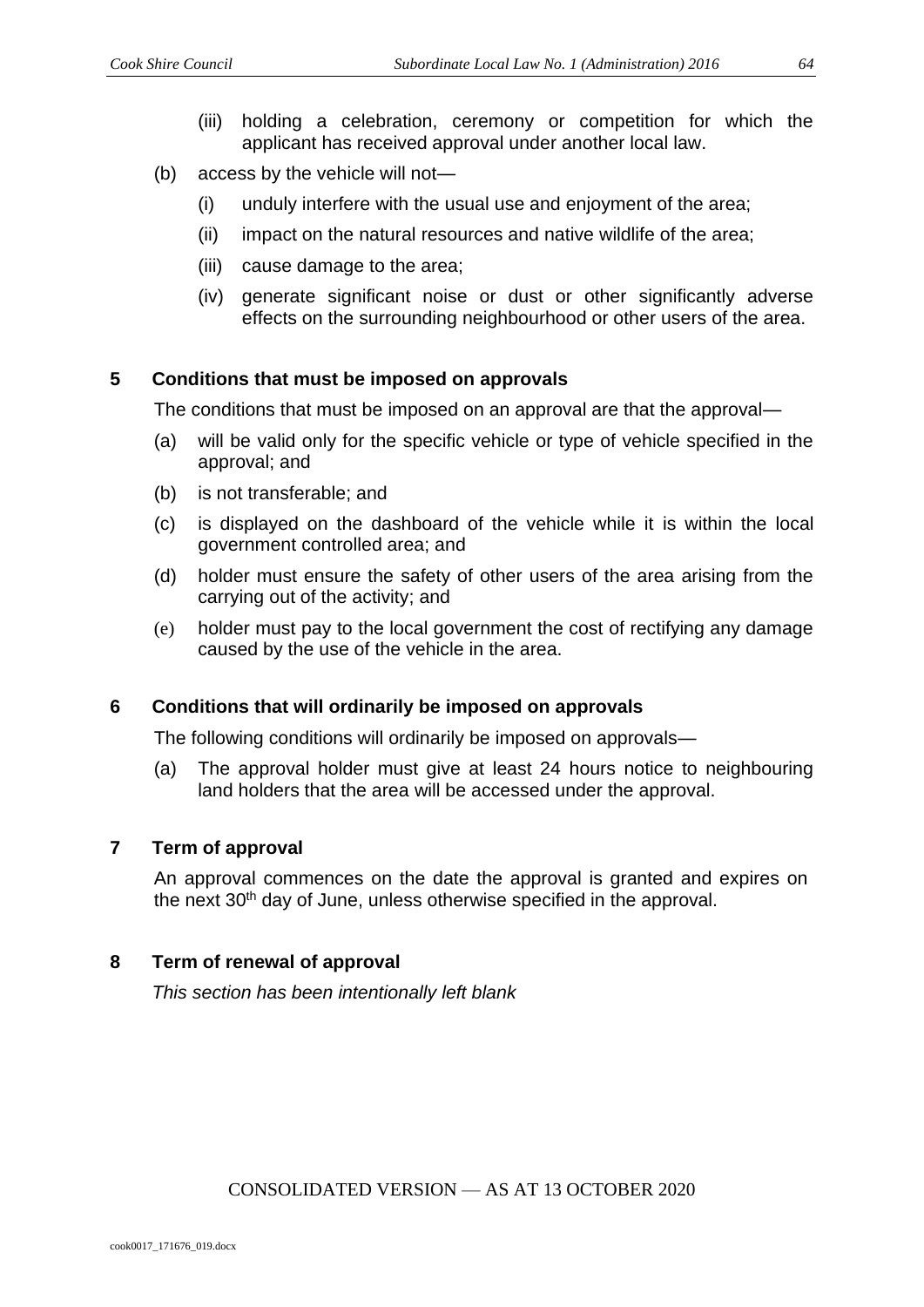(iii) holding a celebration, ceremony or competition for which the applicant has received approval under another local law.

(b) access by the vehicle will not—

(i) unduly interfere with the usual use and enjoyment of the area;

(ii) impact on the natural resources and native wildlife of the area;

(iii) cause damage to the area;

(iv) generate significant noise or dust or other significantly adverse effects on the surrounding neighbourhood or other users of the area.

## 5 Conditions that must be imposed on approvals

The conditions that must be imposed on an approval are that the approval—

(a) will be valid only for the specific vehicle or type of vehicle specified in the approval; and

(b) is not transferable; and

(c) is displayed on the dashboard of the vehicle while it is within the local government controlled area; and

(d) holder must ensure the safety of other users of the area arising from the carrying out of the activity; and

(e) holder must pay to the local government the cost of rectifying any damage caused by the use of the vehicle in the area.

## 6 Conditions that will ordinarily be imposed on approvals

The following conditions will ordinarily be imposed on approvals—

(a) The approval holder must give at least 24 hours notice to neighbouring land holders that the area will be accessed under the approval.

## 7 Term of approval

An approval commences on the date the approval is granted and expires on the next 30th day of June, unless otherwise specified in the approval.

## 8 Term of renewal of approval

*This section has been intentionally left blank*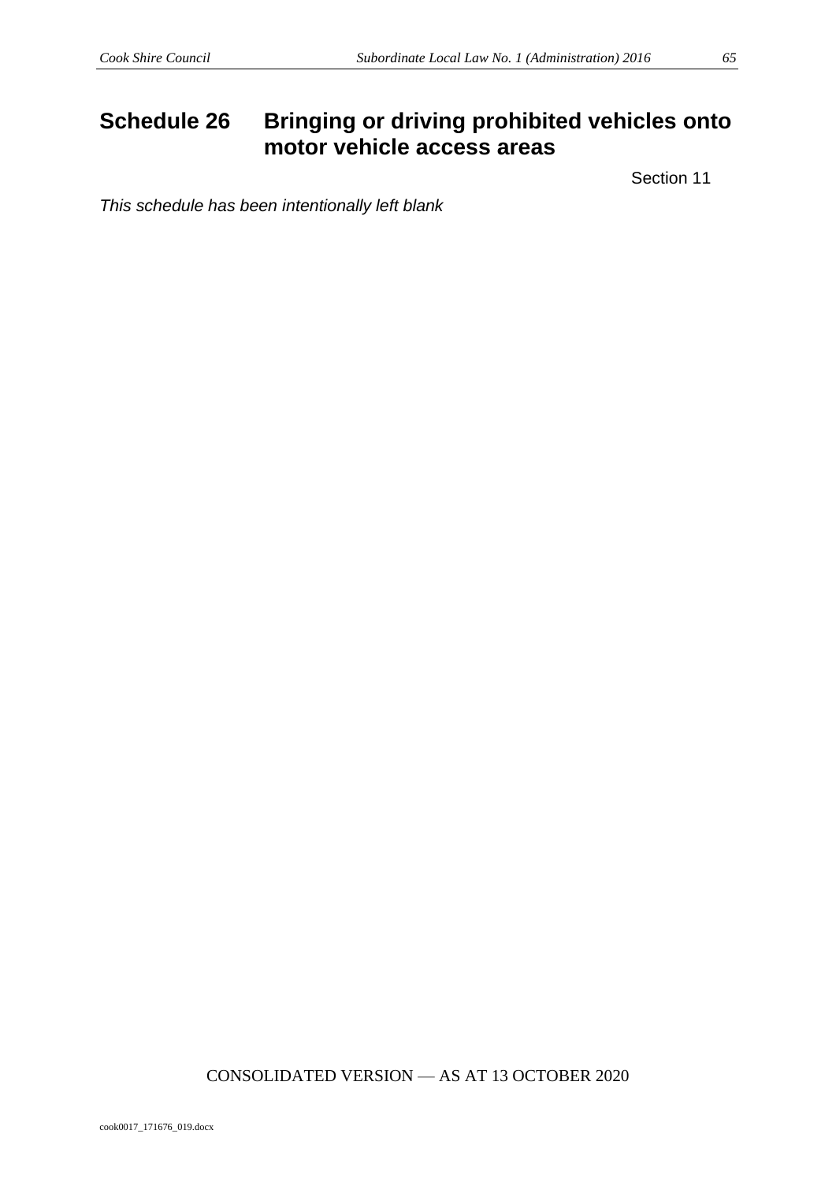# Schedule 26 Bringing or driving prohibited vehicles onto motor vehicle access areas

Section 11

*This schedule has been intentionally left blank*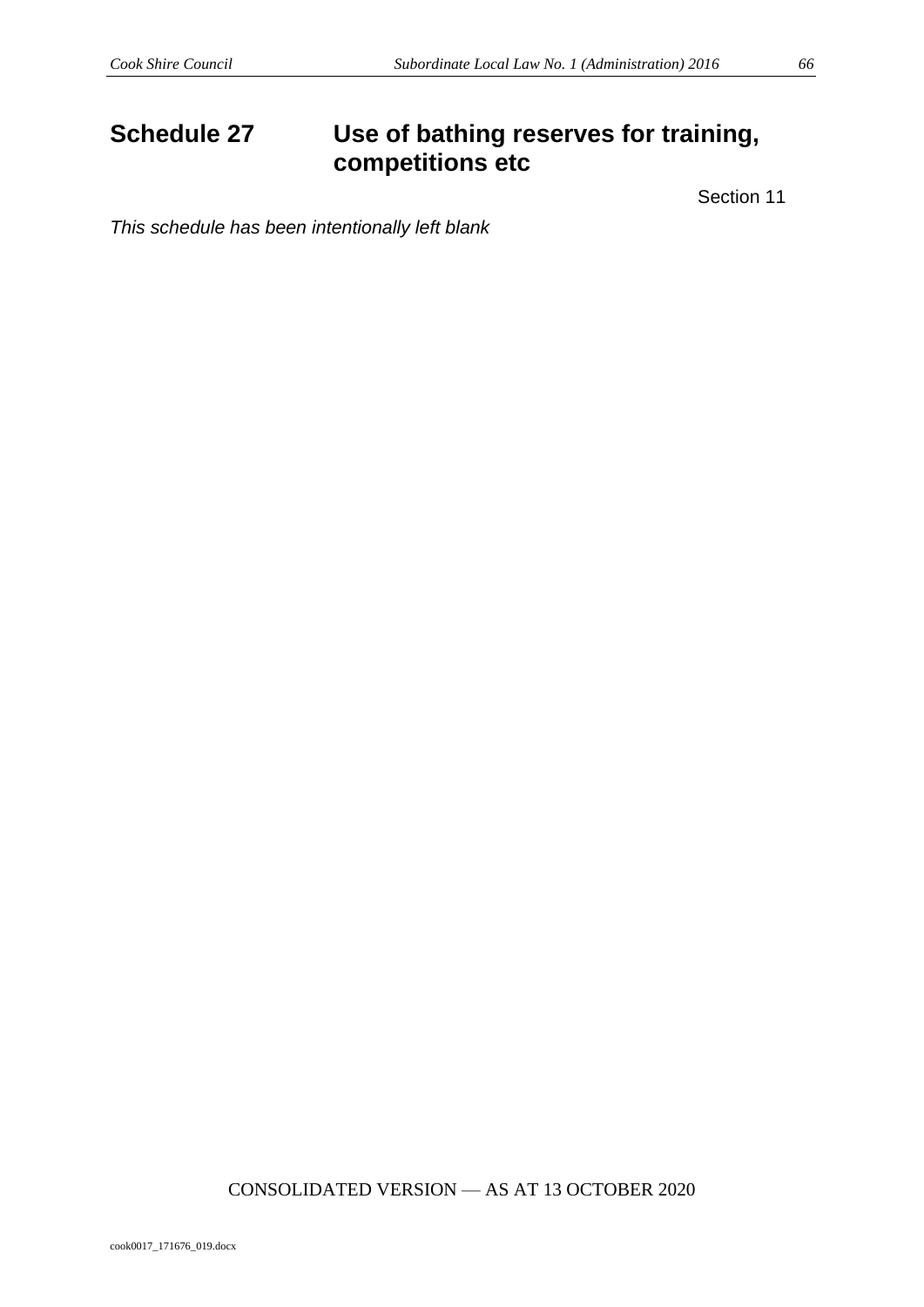# Schedule 27 Use of bathing reserves for training, competitions etc

Section 11

*This schedule has been intentionally left blank*

CONSOLIDATED VERSION — AS AT 13 OCTOBER 2020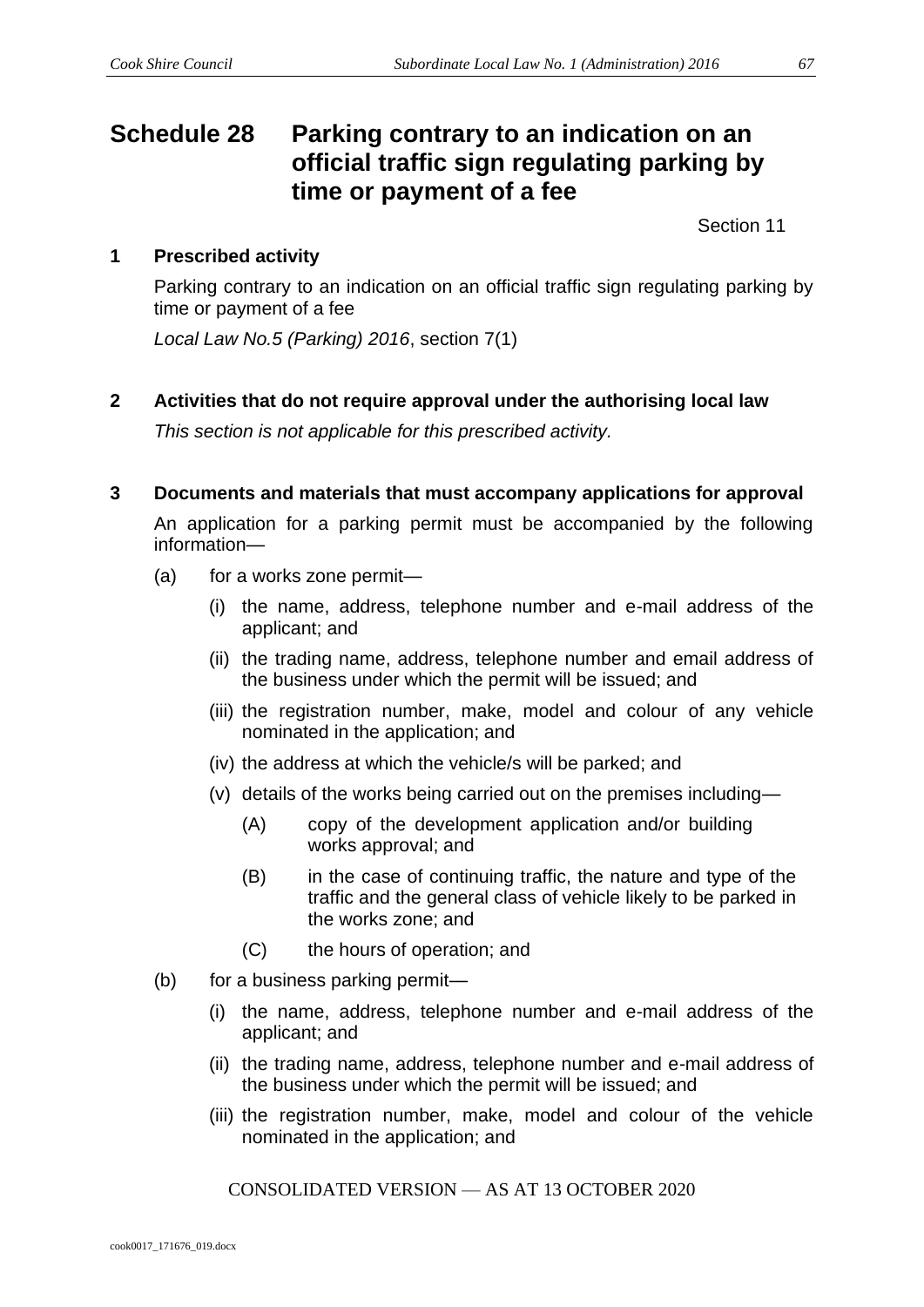# Schedule 28 Parking contrary to an indication on an official traffic sign regulating parking by time or payment of a fee

Section 11

## 1 Prescribed activity

Parking contrary to an indication on an official traffic sign regulating parking by time or payment of a fee

*Local Law No.5 (Parking) 2016*, section 7(1)

## 2 Activities that do not require approval under the authorising local law

*This section is not applicable for this prescribed activity.*

## 3 Documents and materials that must accompany applications for approval

An application for a parking permit must be accompanied by the following information—

(a) for a works zone permit—

(i) the name, address, telephone number and e-mail address of the applicant; and

(ii) the trading name, address, telephone number and email address of the business under which the permit will be issued; and

(iii) the registration number, make, model and colour of any vehicle nominated in the application; and

(iv) the address at which the vehicle/s will be parked; and

(v) details of the works being carried out on the premises including—

(A) copy of the development application and/or building works approval; and

(B) in the case of continuing traffic, the nature and type of the traffic and the general class of vehicle likely to be parked in the works zone; and

(C) the hours of operation; and

(b) for a business parking permit—

(i) the name, address, telephone number and e-mail address of the applicant; and

(ii) the trading name, address, telephone number and e-mail address of the business under which the permit will be issued; and

(iii) the registration number, make, model and colour of the vehicle nominated in the application; and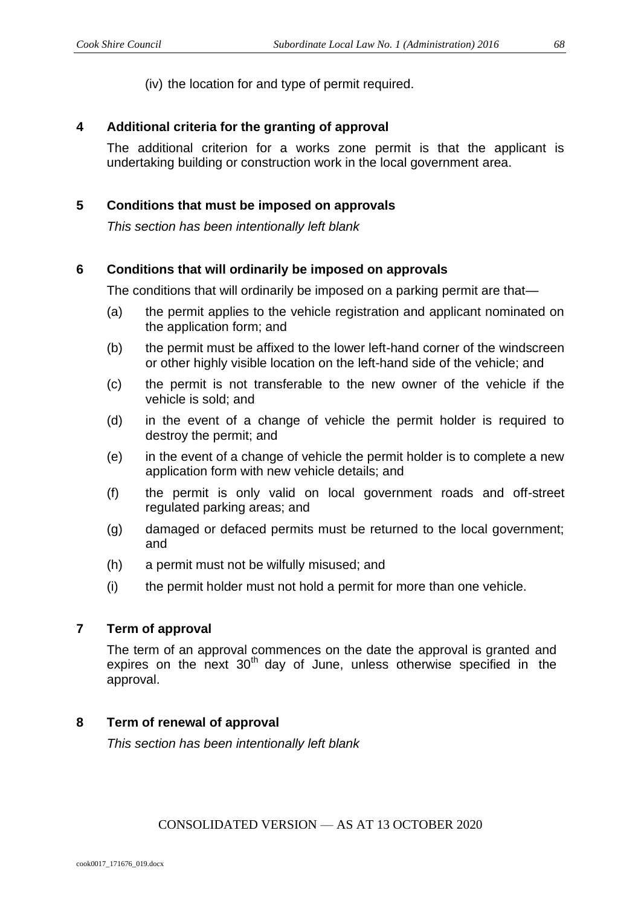(iv) the location for and type of permit required.

## 4 Additional criteria for the granting of approval

The additional criterion for a works zone permit is that the applicant is undertaking building or construction work in the local government area.

## 5 Conditions that must be imposed on approvals

*This section has been intentionally left blank*

## 6 Conditions that will ordinarily be imposed on approvals

The conditions that will ordinarily be imposed on a parking permit are that—

(a) the permit applies to the vehicle registration and applicant nominated on the application form; and

(b) the permit must be affixed to the lower left-hand corner of the windscreen or other highly visible location on the left-hand side of the vehicle; and

(c) the permit is not transferable to the new owner of the vehicle if the vehicle is sold; and

(d) in the event of a change of vehicle the permit holder is required to destroy the permit; and

(e) in the event of a change of vehicle the permit holder is to complete a new application form with new vehicle details; and

(f) the permit is only valid on local government roads and off-street regulated parking areas; and

(g) damaged or defaced permits must be returned to the local government; and

(h) a permit must not be wilfully misused; and

(i) the permit holder must not hold a permit for more than one vehicle.

## 7 Term of approval

The term of an approval commences on the date the approval is granted and expires on the next 30th day of June, unless otherwise specified in the approval.

## 8 Term of renewal of approval

*This section has been intentionally left blank*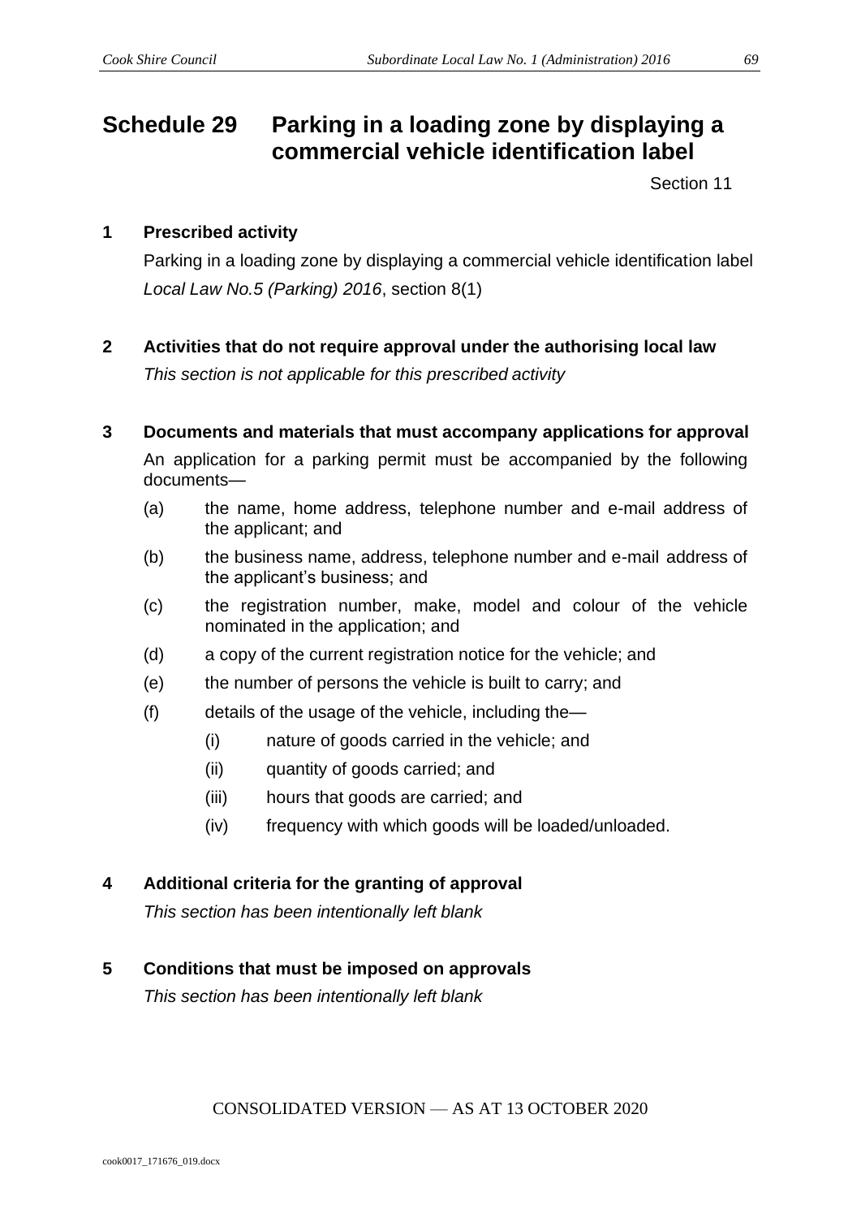# Schedule 29 Parking in a loading zone by displaying a commercial vehicle identification label

Section 11

## 1 Prescribed activity

Parking in a loading zone by displaying a commercial vehicle identification label

*Local Law No.5 (Parking) 2016*, section 8(1)

## 2 Activities that do not require approval under the authorising local law

*This section is not applicable for this prescribed activity*

## 3 Documents and materials that must accompany applications for approval

An application for a parking permit must be accompanied by the following documents—

(a) the name, home address, telephone number and e-mail address of the applicant; and

(b) the business name, address, telephone number and e-mail address of the applicant's business; and

(c) the registration number, make, model and colour of the vehicle nominated in the application; and

(d) a copy of the current registration notice for the vehicle; and

(e) the number of persons the vehicle is built to carry; and

(f) details of the usage of the vehicle, including the—

  (i) nature of goods carried in the vehicle; and

  (ii) quantity of goods carried; and

  (iii) hours that goods are carried; and

  (iv) frequency with which goods will be loaded/unloaded.

## 4 Additional criteria for the granting of approval

*This section has been intentionally left blank*

## 5 Conditions that must be imposed on approvals

*This section has been intentionally left blank*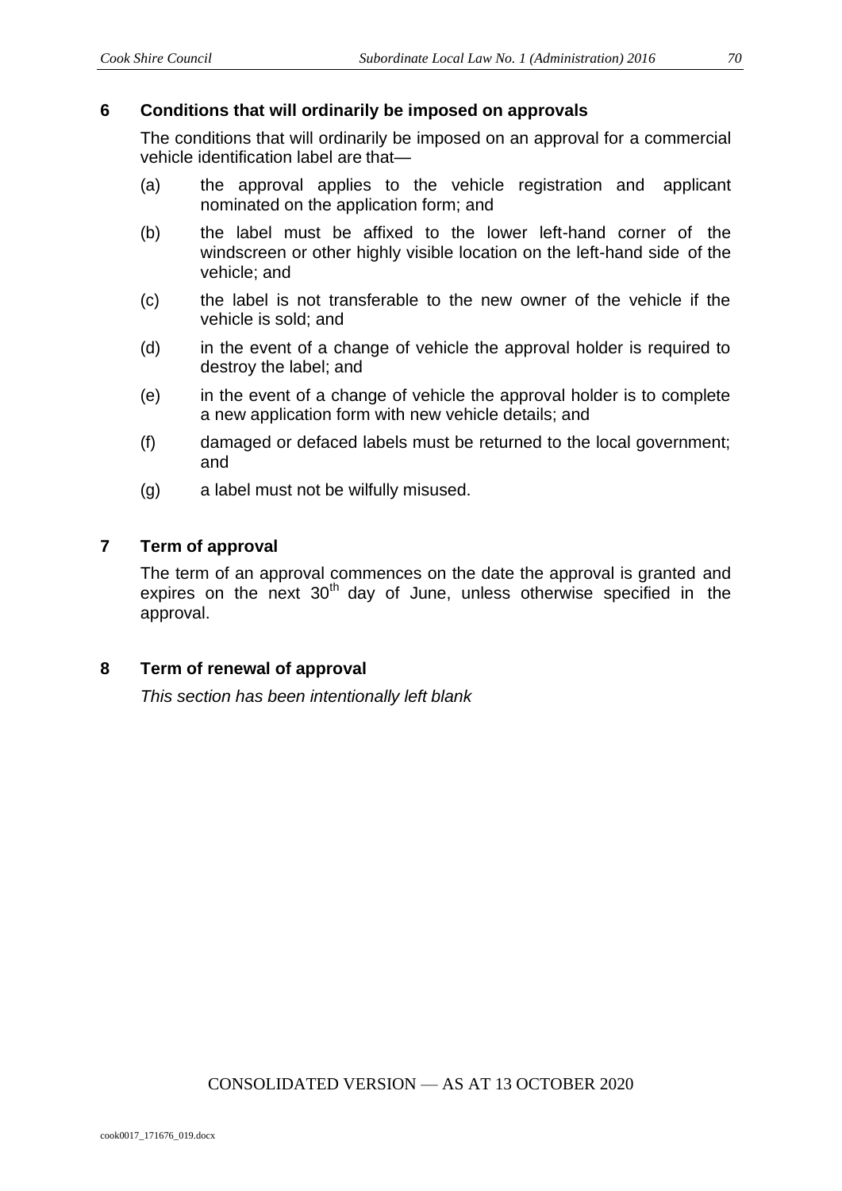## 6 Conditions that will ordinarily be imposed on approvals

The conditions that will ordinarily be imposed on an approval for a commercial vehicle identification label are that—

(a) the approval applies to the vehicle registration and applicant nominated on the application form; and

(b) the label must be affixed to the lower left-hand corner of the windscreen or other highly visible location on the left-hand side of the vehicle; and

(c) the label is not transferable to the new owner of the vehicle if the vehicle is sold; and

(d) in the event of a change of vehicle the approval holder is required to destroy the label; and

(e) in the event of a change of vehicle the approval holder is to complete a new application form with new vehicle details; and

(f) damaged or defaced labels must be returned to the local government; and

(g) a label must not be wilfully misused.

## 7 Term of approval

The term of an approval commences on the date the approval is granted and expires on the next 30th day of June, unless otherwise specified in the approval.

## 8 Term of renewal of approval

*This section has been intentionally left blank*

CONSOLIDATED VERSION — AS AT 13 OCTOBER 2020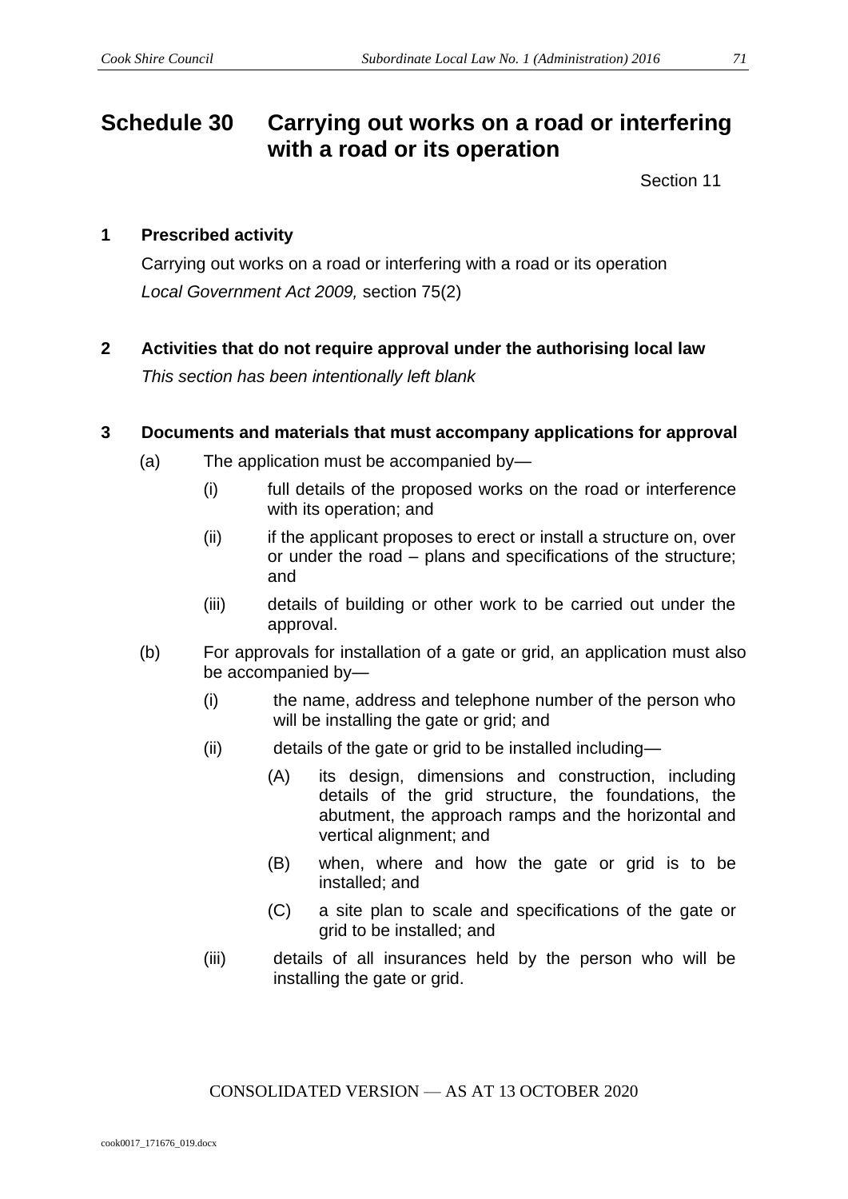# Schedule 30 Carrying out works on a road or interfering with a road or its operation

Section 11

## 1 Prescribed activity

Carrying out works on a road or interfering with a road or its operation

*Local Government Act 2009,* section 75(2)

## 2 Activities that do not require approval under the authorising local law

*This section has been intentionally left blank*

## 3 Documents and materials that must accompany applications for approval

(a) The application must be accompanied by—

  (i) full details of the proposed works on the road or interference with its operation; and

  (ii) if the applicant proposes to erect or install a structure on, over or under the road – plans and specifications of the structure; and

  (iii) details of building or other work to be carried out under the approval.

(b) For approvals for installation of a gate or grid, an application must also be accompanied by—

  (i) the name, address and telephone number of the person who will be installing the gate or grid; and

  (ii) details of the gate or grid to be installed including—

    (A) its design, dimensions and construction, including details of the grid structure, the foundations, the abutment, the approach ramps and the horizontal and vertical alignment; and

    (B) when, where and how the gate or grid is to be installed; and

    (C) a site plan to scale and specifications of the gate or grid to be installed; and

  (iii) details of all insurances held by the person who will be installing the gate or grid.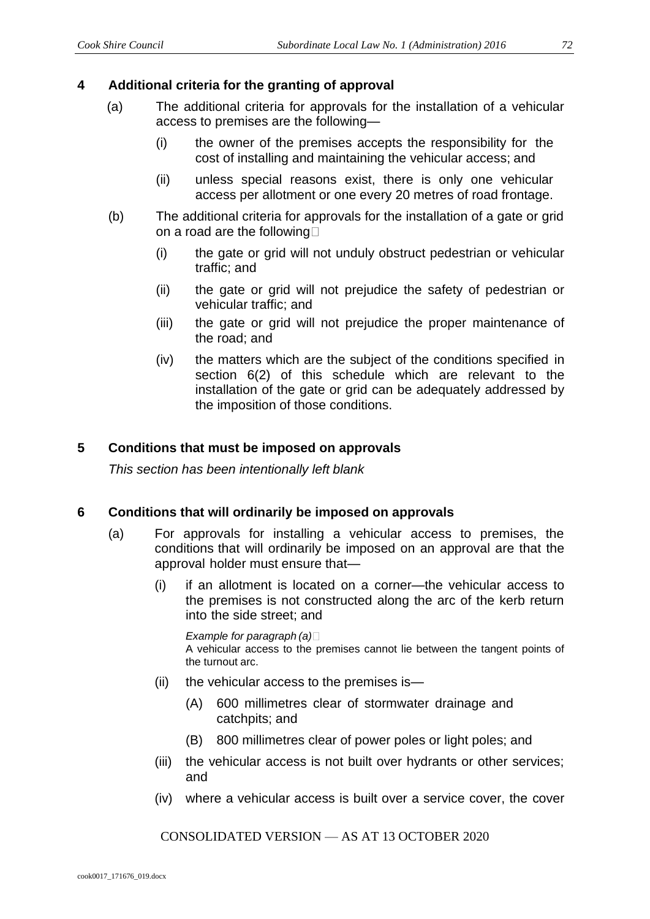## 4 Additional criteria for the granting of approval

(a) The additional criteria for approvals for the installation of a vehicular access to premises are the following—

  (i) the owner of the premises accepts the responsibility for the cost of installing and maintaining the vehicular access; and

  (ii) unless special reasons exist, there is only one vehicular access per allotment or one every 20 metres of road frontage.

(b) The additional criteria for approvals for the installation of a gate or grid on a road are the following

  (i) the gate or grid will not unduly obstruct pedestrian or vehicular traffic; and

  (ii) the gate or grid will not prejudice the safety of pedestrian or vehicular traffic; and

  (iii) the gate or grid will not prejudice the proper maintenance of the road; and

  (iv) the matters which are the subject of the conditions specified in section 6(2) of this schedule which are relevant to the installation of the gate or grid can be adequately addressed by the imposition of those conditions.

## 5 Conditions that must be imposed on approvals

*This section has been intentionally left blank*

## 6 Conditions that will ordinarily be imposed on approvals

(a) For approvals for installing a vehicular access to premises, the conditions that will ordinarily be imposed on an approval are that the approval holder must ensure that—

  (i) if an allotment is located on a corner—the vehicular access to the premises is not constructed along the arc of the kerb return into the side street; and

  *Example for paragraph (a)*
  A vehicular access to the premises cannot lie between the tangent points of the turnout arc.

  (ii) the vehicular access to the premises is—

    (A) 600 millimetres clear of stormwater drainage and catchpits; and

    (B) 800 millimetres clear of power poles or light poles; and

  (iii) the vehicular access is not built over hydrants or other services; and

  (iv) where a vehicular access is built over a service cover, the cover

CONSOLIDATED VERSION — AS AT 13 OCTOBER 2020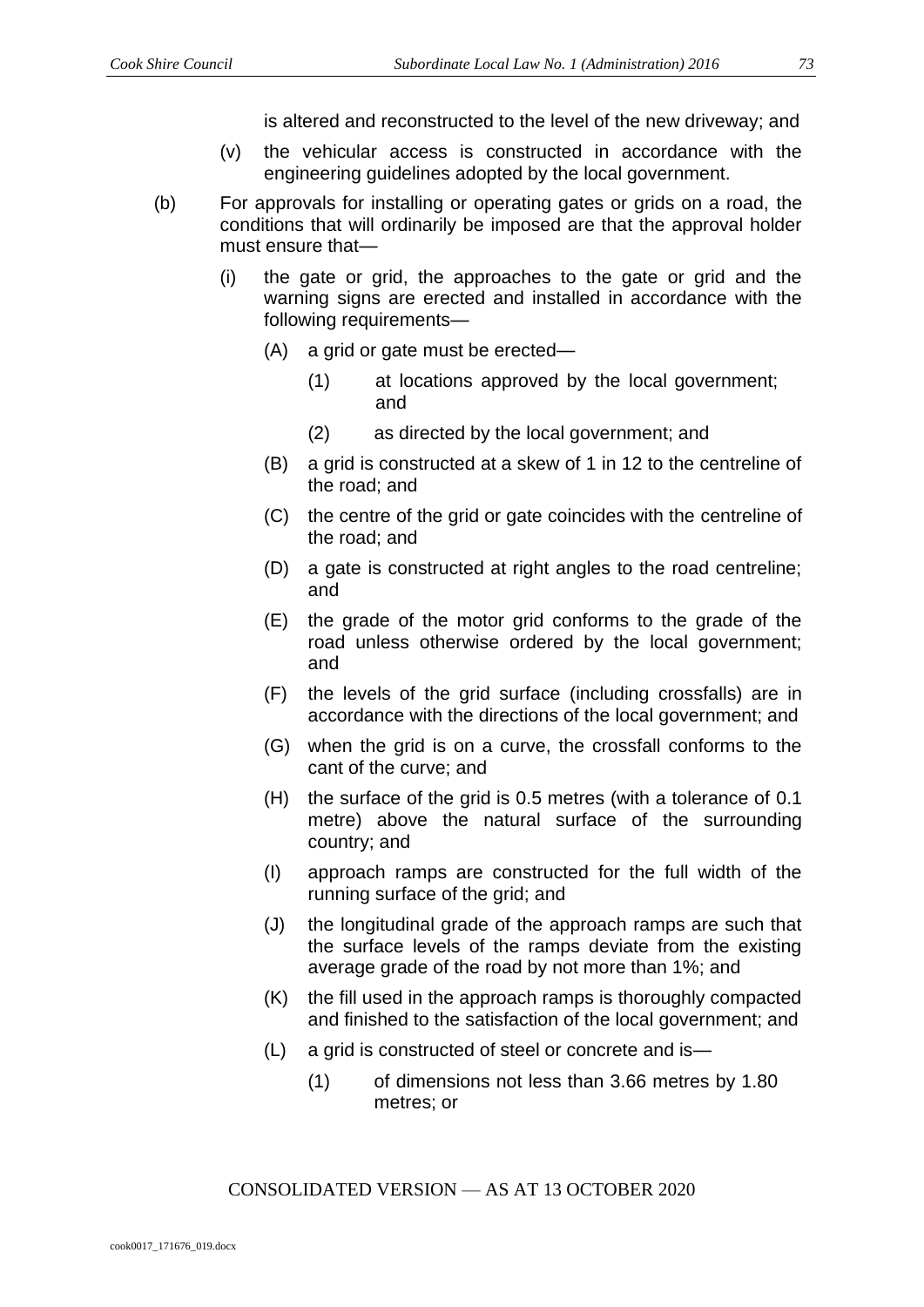is altered and reconstructed to the level of the new driveway; and

(v) the vehicular access is constructed in accordance with the engineering guidelines adopted by the local government.

(b) For approvals for installing or operating gates or grids on a road, the conditions that will ordinarily be imposed are that the approval holder must ensure that—

(i) the gate or grid, the approaches to the gate or grid and the warning signs are erected and installed in accordance with the following requirements—

(A) a grid or gate must be erected—

(1) at locations approved by the local government; and

(2) as directed by the local government; and

(B) a grid is constructed at a skew of 1 in 12 to the centreline of the road; and

(C) the centre of the grid or gate coincides with the centreline of the road; and

(D) a gate is constructed at right angles to the road centreline; and

(E) the grade of the motor grid conforms to the grade of the road unless otherwise ordered by the local government; and

(F) the levels of the grid surface (including crossfalls) are in accordance with the directions of the local government; and

(G) when the grid is on a curve, the crossfall conforms to the cant of the curve; and

(H) the surface of the grid is 0.5 metres (with a tolerance of 0.1 metre) above the natural surface of the surrounding country; and

(I) approach ramps are constructed for the full width of the running surface of the grid; and

(J) the longitudinal grade of the approach ramps are such that the surface levels of the ramps deviate from the existing average grade of the road by not more than 1%; and

(K) the fill used in the approach ramps is thoroughly compacted and finished to the satisfaction of the local government; and

(L) a grid is constructed of steel or concrete and is—

(1) of dimensions not less than 3.66 metres by 1.80 metres; or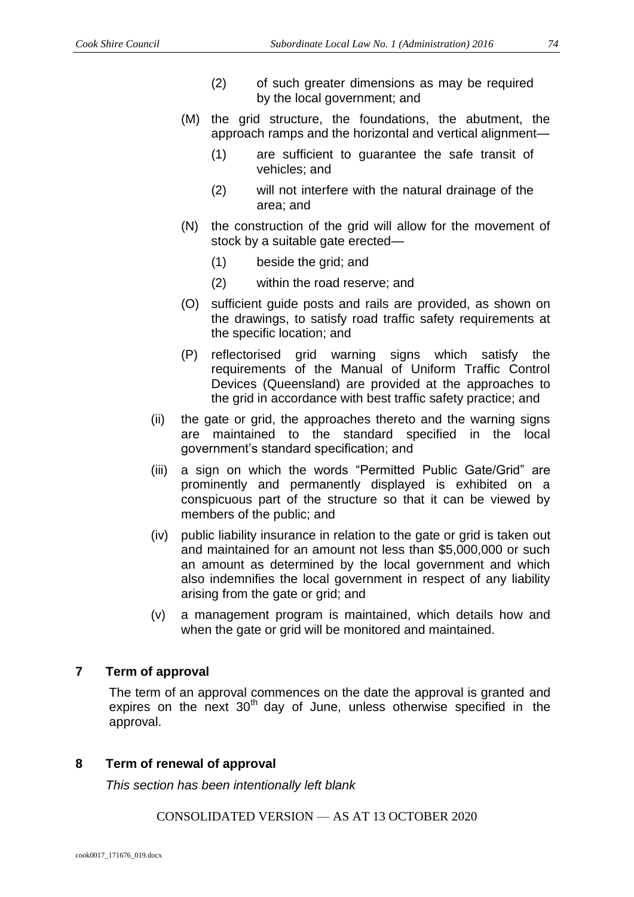(2) of such greater dimensions as may be required by the local government; and

(M) the grid structure, the foundations, the abutment, the approach ramps and the horizontal and vertical alignment—

(1) are sufficient to guarantee the safe transit of vehicles; and

(2) will not interfere with the natural drainage of the area; and

(N) the construction of the grid will allow for the movement of stock by a suitable gate erected—

(1) beside the grid; and

(2) within the road reserve; and

(O) sufficient guide posts and rails are provided, as shown on the drawings, to satisfy road traffic safety requirements at the specific location; and

(P) reflectorised grid warning signs which satisfy the requirements of the Manual of Uniform Traffic Control Devices (Queensland) are provided at the approaches to the grid in accordance with best traffic safety practice; and

(ii) the gate or grid, the approaches thereto and the warning signs are maintained to the standard specified in the local government's standard specification; and

(iii) a sign on which the words "Permitted Public Gate/Grid" are prominently and permanently displayed is exhibited on a conspicuous part of the structure so that it can be viewed by members of the public; and

(iv) public liability insurance in relation to the gate or grid is taken out and maintained for an amount not less than $5,000,000 or such an amount as determined by the local government and which also indemnifies the local government in respect of any liability arising from the gate or grid; and

(v) a management program is maintained, which details how and when the gate or grid will be monitored and maintained.

## 7 Term of approval

The term of an approval commences on the date the approval is granted and expires on the next 30th day of June, unless otherwise specified in the approval.

## 8 Term of renewal of approval

*This section has been intentionally left blank*

CONSOLIDATED VERSION — AS AT 13 OCTOBER 2020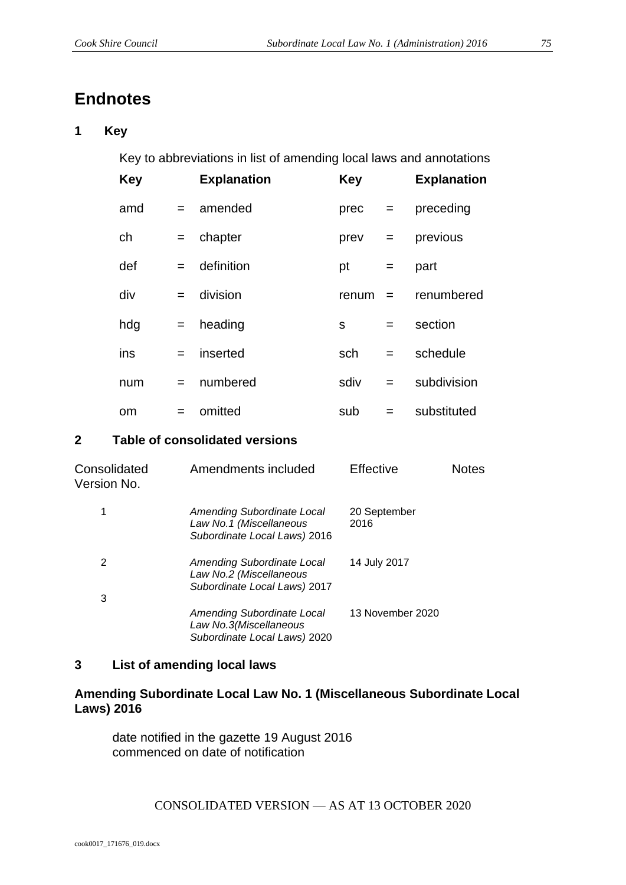# Endnotes

## 1 Key

Key to abbreviations in list of amending local laws and annotations

| Key | | Explanation | Key | | Explanation |
|---|---|---|---|---|---|
| amd | = | amended | prec | = | preceding |
| ch | = | chapter | prev | = | previous |
| def | = | definition | pt | = | part |
| div | = | division | renum | = | renumbered |
| hdg | = | heading | s | = | section |
| ins | = | inserted | sch | = | schedule |
| num | = | numbered | sdiv | = | subdivision |
| om | = | omitted | sub | = | substituted |

## 2 Table of consolidated versions

| Consolidated Version No. | Amendments included | Effective | Notes |
|---|---|---|---|
| 1 | *Amending Subordinate Local Law No.1 (Miscellaneous Subordinate Local Laws)* 2016 | 20 September 2016 | |
| 2 | *Amending Subordinate Local Law No.2 (Miscellaneous Subordinate Local Laws)* 2017 | 14 July 2017 | |
| 3 | *Amending Subordinate Local Law No.3(Miscellaneous Subordinate Local Laws)* 2020 | 13 November 2020 | |

## 3 List of amending local laws

**Amending Subordinate Local Law No. 1 (Miscellaneous Subordinate Local Laws) 2016**

date notified in the gazette 19 August 2016
commenced on date of notification

CONSOLIDATED VERSION — AS AT 13 OCTOBER 2020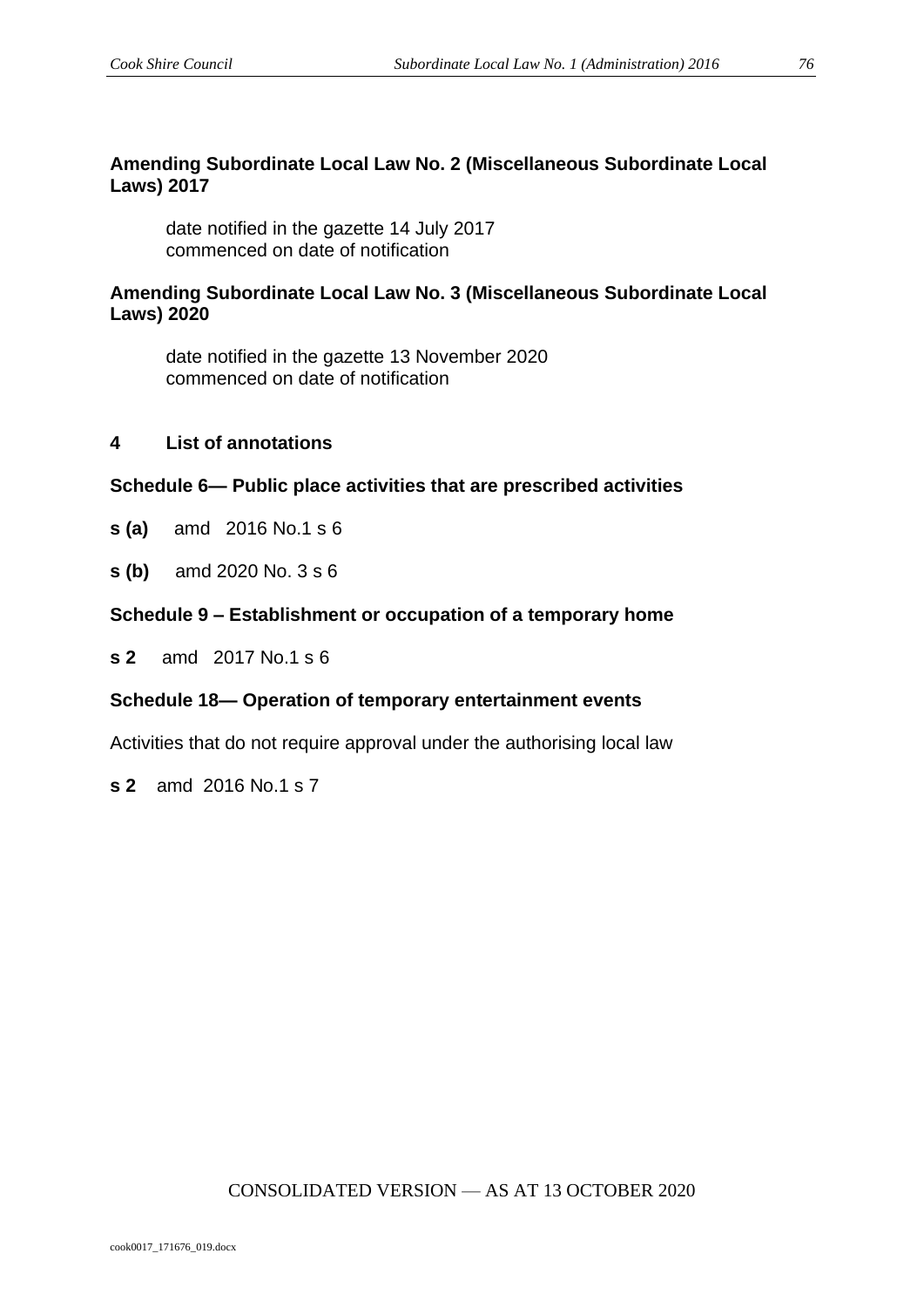**Amending Subordinate Local Law No. 2 (Miscellaneous Subordinate Local Laws) 2017**

date notified in the gazette 14 July 2017
commenced on date of notification

**Amending Subordinate Local Law No. 3 (Miscellaneous Subordinate Local Laws) 2020**

date notified in the gazette 13 November 2020
commenced on date of notification

## 4 List of annotations

**Schedule 6— Public place activities that are prescribed activities**

**s (a)** amd 2016 No.1 s 6

**s (b)** amd 2020 No. 3 s 6

**Schedule 9 – Establishment or occupation of a temporary home**

**s 2** amd 2017 No.1 s 6

**Schedule 18— Operation of temporary entertainment events**

Activities that do not require approval under the authorising local law

**s 2** amd 2016 No.1 s 7